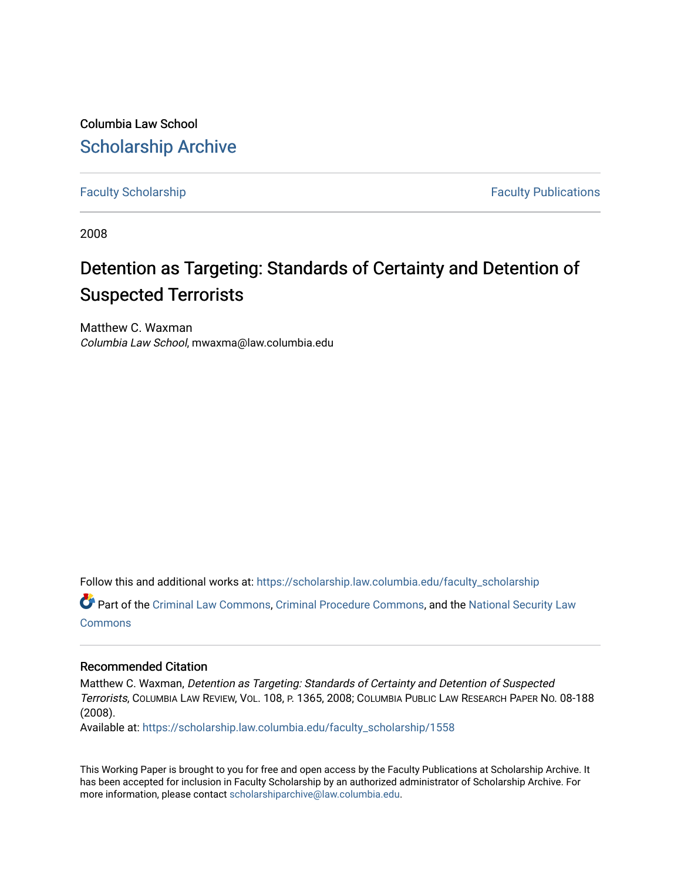Columbia Law School

## Scholarship Archive

Faculty Scholarship | Faculty Publications

2008

# Detention as Targeting: Standards of Certainty and Detention of Suspected Terrorists

Matthew C. Waxman
*Columbia Law School*, mwaxma@law.columbia.edu

Follow this and additional works at: https://scholarship.law.columbia.edu/faculty_scholarship

Part of the Criminal Law Commons, Criminal Procedure Commons, and the National Security Law Commons

### Recommended Citation

Matthew C. Waxman, *Detention as Targeting: Standards of Certainty and Detention of Suspected Terrorists*, Columbia Law Review, Vol. 108, p. 1365, 2008; Columbia Public Law Research Paper No. 08-188 (2008).
Available at: https://scholarship.law.columbia.edu/faculty_scholarship/1558

This Working Paper is brought to you for free and open access by the Faculty Publications at Scholarship Archive. It has been accepted for inclusion in Faculty Scholarship by an authorized administrator of Scholarship Archive. For more information, please contact scholarshiparchive@law.columbia.edu.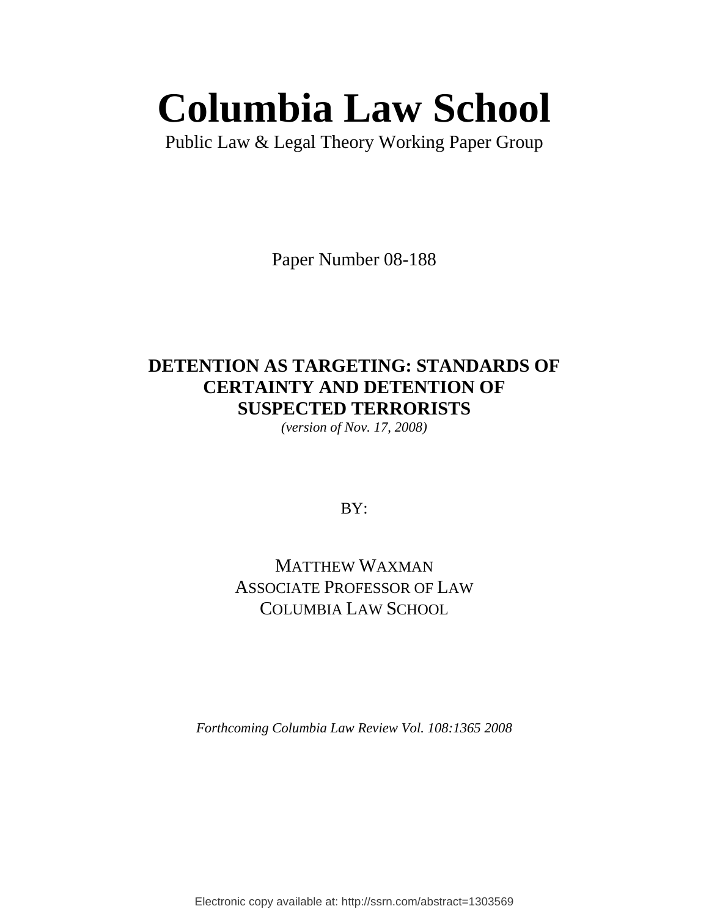# Columbia Law School

Public Law & Legal Theory Working Paper Group

Paper Number 08-188

**DETENTION AS TARGETING: STANDARDS OF CERTAINTY AND DETENTION OF SUSPECTED TERRORISTS**

*(version of Nov. 17, 2008)*

BY:

MATTHEW WAXMAN
ASSOCIATE PROFESSOR OF LAW
COLUMBIA LAW SCHOOL

*Forthcoming Columbia Law Review Vol. 108:1365 2008*

Electronic copy available at: http://ssrn.com/abstract=1303569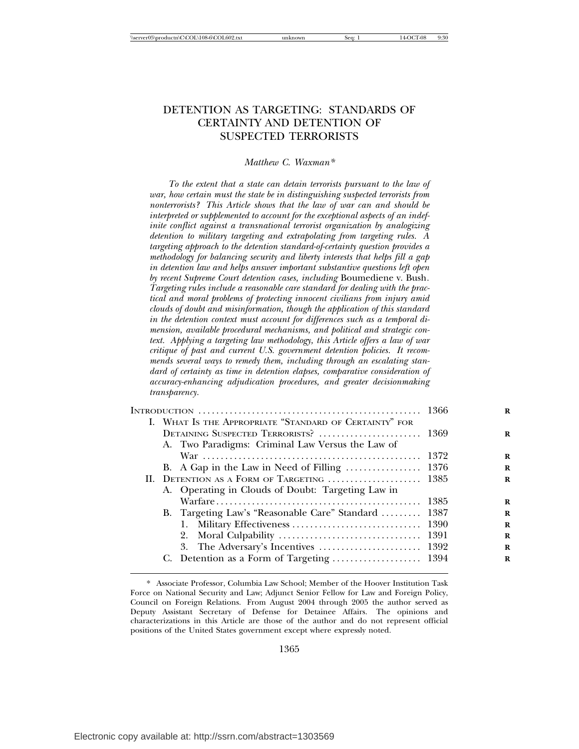# DETENTION AS TARGETING: STANDARDS OF CERTAINTY AND DETENTION OF SUSPECTED TERRORISTS

*Matthew C. Waxman\**

*To the extent that a state can detain terrorists pursuant to the law of war, how certain must the state be in distinguishing suspected terrorists from nonterrorists? This Article shows that the law of war can and should be interpreted or supplemented to account for the exceptional aspects of an indefinite conflict against a transnational terrorist organization by analogizing detention to military targeting and extrapolating from targeting rules. A targeting approach to the detention standard-of-certainty question provides a methodology for balancing security and liberty interests that helps fill a gap in detention law and helps answer important substantive questions left open by recent Supreme Court detention cases, including* Boumediene v. Bush*. Targeting rules include a reasonable care standard for dealing with the practical and moral problems of protecting innocent civilians from injury amid clouds of doubt and misinformation, though the application of this standard in the detention context must account for differences such as a temporal dimension, available procedural mechanisms, and political and strategic context. Applying a targeting law methodology, this Article offers a law of war critique of past and current U.S. government detention policies. It recommends several ways to remedy them, including through an escalating standard of certainty as time in detention elapses, comparative consideration of accuracy-enhancing adjudication procedures, and greater decisionmaking transparency.*

| | |
|---|---|
| INTRODUCTION | 1366 |
| I. WHAT IS THE APPROPRIATE "STANDARD OF CERTAINTY" FOR DETAINING SUSPECTED TERRORISTS? | 1369 |
| A. Two Paradigms: Criminal Law Versus the Law of War | 1372 |
| B. A Gap in the Law in Need of Filling | 1376 |
| II. DETENTION AS A FORM OF TARGETING | 1385 |
| A. Operating in Clouds of Doubt: Targeting Law in Warfare | 1385 |
| B. Targeting Law's "Reasonable Care" Standard | 1387 |
| 1. Military Effectiveness | 1390 |
| 2. Moral Culpability | 1391 |
| 3. The Adversary's Incentives | 1392 |
| C. Detention as a Form of Targeting | 1394 |

\* Associate Professor, Columbia Law School; Member of the Hoover Institution Task Force on National Security and Law; Adjunct Senior Fellow for Law and Foreign Policy, Council on Foreign Relations. From August 2004 through 2005 the author served as Deputy Assistant Secretary of Defense for Detainee Affairs. The opinions and characterizations in this Article are those of the author and do not represent official positions of the United States government except where expressly noted.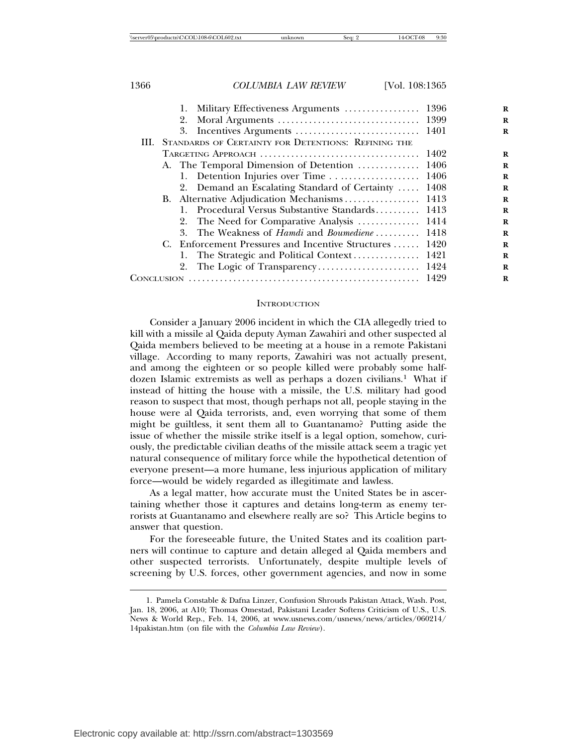1. Military Effectiveness Arguments ................. 1396
2. Moral Arguments ................................ 1399
3. Incentives Arguments ............................ 1401

III. Standards of Certainty for Detentions: Refining the Targeting Approach ................................... 1402

A. The Temporal Dimension of Detention .............. 1406
1. Detention Injuries over Time ................... 1406
2. Demand an Escalating Standard of Certainty ..... 1408

B. Alternative Adjudication Mechanisms ................. 1413
1. Procedural Versus Substantive Standards.......... 1413
2. The Need for Comparative Analysis .............. 1414
3. The Weakness of *Hamdi* and *Boumediene* .......... 1418

C. Enforcement Pressures and Incentive Structures ...... 1420
1. The Strategic and Political Context ............... 1421
2. The Logic of Transparency....................... 1424

Conclusion .................................................... 1429

## Introduction

Consider a January 2006 incident in which the CIA allegedly tried to kill with a missile al Qaida deputy Ayman Zawahiri and other suspected al Qaida members believed to be meeting at a house in a remote Pakistani village. According to many reports, Zawahiri was not actually present, and among the eighteen or so people killed were probably some half-dozen Islamic extremists as well as perhaps a dozen civilians.[1] What if instead of hitting the house with a missile, the U.S. military had good reason to suspect that most, though perhaps not all, people staying in the house were al Qaida terrorists, and, even worrying that some of them might be guiltless, it sent them all to Guantanamo? Putting aside the issue of whether the missile strike itself is a legal option, somehow, curiously, the predictable civilian deaths of the missile attack seem a tragic yet natural consequence of military force while the hypothetical detention of everyone present—a more humane, less injurious application of military force—would be widely regarded as illegitimate and lawless.

As a legal matter, how accurate must the United States be in ascertaining whether those it captures and detains long-term as enemy terrorists at Guantanamo and elsewhere really are so? This Article begins to answer that question.

For the foreseeable future, the United States and its coalition partners will continue to capture and detain alleged al Qaida members and other suspected terrorists. Unfortunately, despite multiple levels of screening by U.S. forces, other government agencies, and now in some

1. Pamela Constable & Dafna Linzer, Confusion Shrouds Pakistan Attack, Wash. Post, Jan. 18, 2006, at A10; Thomas Omestad, Pakistani Leader Softens Criticism of U.S., U.S. News & World Rep., Feb. 14, 2006, at www.usnews.com/usnews/news/articles/060214/14pakistan.htm (on file with the *Columbia Law Review*).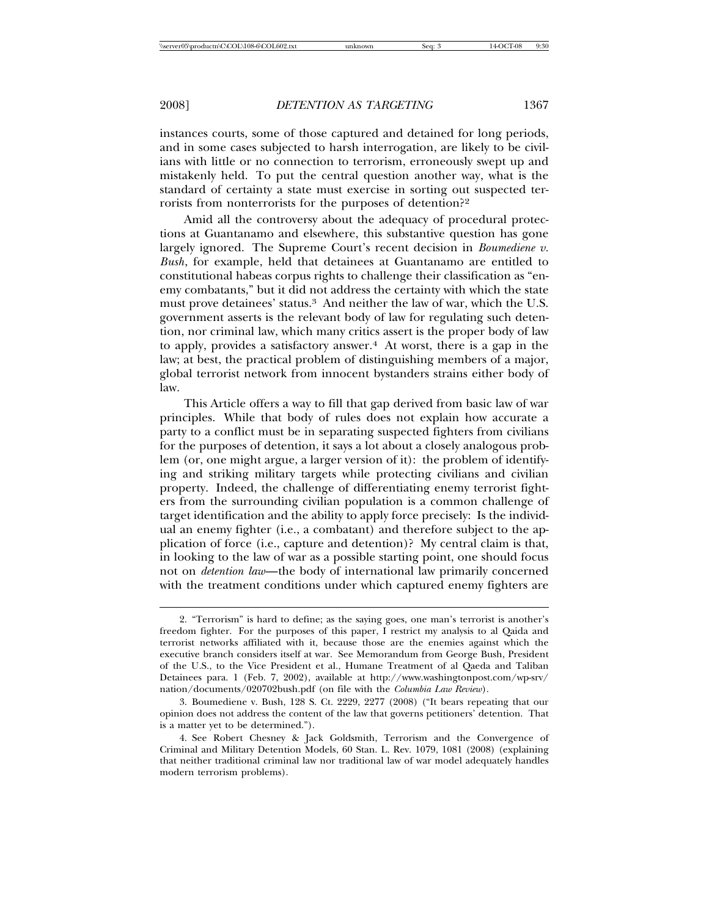instances courts, some of those captured and detained for long periods, and in some cases subjected to harsh interrogation, are likely to be civilians with little or no connection to terrorism, erroneously swept up and mistakenly held. To put the central question another way, what is the standard of certainty a state must exercise in sorting out suspected terrorists from nonterrorists for the purposes of detention?[2]

Amid all the controversy about the adequacy of procedural protections at Guantanamo and elsewhere, this substantive question has gone largely ignored. The Supreme Court's recent decision in *Boumediene v. Bush*, for example, held that detainees at Guantanamo are entitled to constitutional habeas corpus rights to challenge their classification as "enemy combatants," but it did not address the certainty with which the state must prove detainees' status.[3] And neither the law of war, which the U.S. government asserts is the relevant body of law for regulating such detention, nor criminal law, which many critics assert is the proper body of law to apply, provides a satisfactory answer.[4] At worst, there is a gap in the law; at best, the practical problem of distinguishing members of a major, global terrorist network from innocent bystanders strains either body of law.

This Article offers a way to fill that gap derived from basic law of war principles. While that body of rules does not explain how accurate a party to a conflict must be in separating suspected fighters from civilians for the purposes of detention, it says a lot about a closely analogous problem (or, one might argue, a larger version of it): the problem of identifying and striking military targets while protecting civilians and civilian property. Indeed, the challenge of differentiating enemy terrorist fighters from the surrounding civilian population is a common challenge of target identification and the ability to apply force precisely: Is the individual an enemy fighter (i.e., a combatant) and therefore subject to the application of force (i.e., capture and detention)? My central claim is that, in looking to the law of war as a possible starting point, one should focus not on *detention law*—the body of international law primarily concerned with the treatment conditions under which captured enemy fighters are

---

2. "Terrorism" is hard to define; as the saying goes, one man's terrorist is another's freedom fighter. For the purposes of this paper, I restrict my analysis to al Qaida and terrorist networks affiliated with it, because those are the enemies against which the executive branch considers itself at war. See Memorandum from George Bush, President of the U.S., to the Vice President et al., Humane Treatment of al Qaeda and Taliban Detainees para. 1 (Feb. 7, 2002), available at http://www.washingtonpost.com/wp-srv/nation/documents/020702bush.pdf (on file with the *Columbia Law Review*).

3. Boumediene v. Bush, 128 S. Ct. 2229, 2277 (2008) ("It bears repeating that our opinion does not address the content of the law that governs petitioners' detention. That is a matter yet to be determined.").

4. See Robert Chesney & Jack Goldsmith, Terrorism and the Convergence of Criminal and Military Detention Models, 60 Stan. L. Rev. 1079, 1081 (2008) (explaining that neither traditional criminal law nor traditional law of war model adequately handles modern terrorism problems).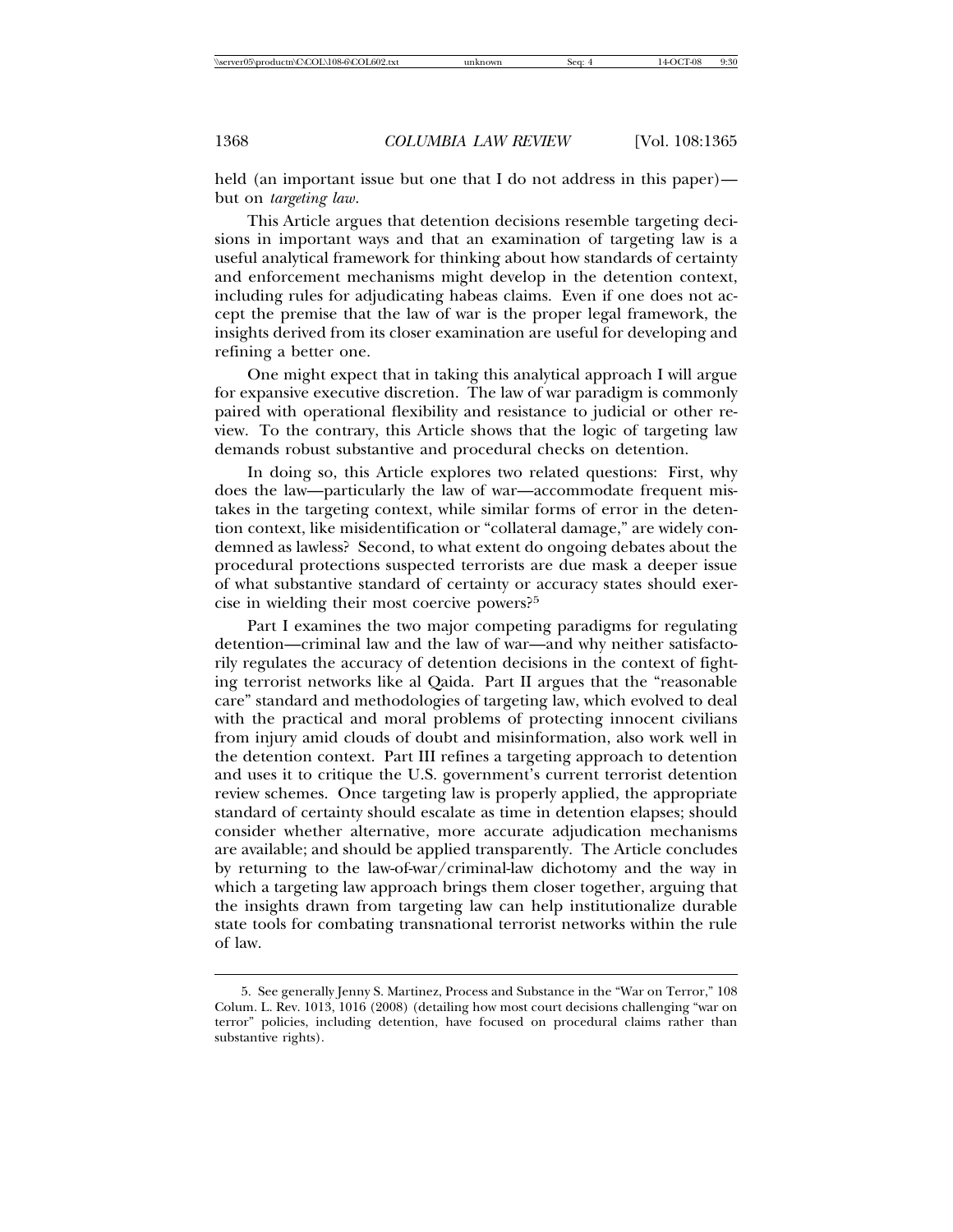held (an important issue but one that I do not address in this paper)—but on *targeting law*.

This Article argues that detention decisions resemble targeting decisions in important ways and that an examination of targeting law is a useful analytical framework for thinking about how standards of certainty and enforcement mechanisms might develop in the detention context, including rules for adjudicating habeas claims. Even if one does not accept the premise that the law of war is the proper legal framework, the insights derived from its closer examination are useful for developing and refining a better one.

One might expect that in taking this analytical approach I will argue for expansive executive discretion. The law of war paradigm is commonly paired with operational flexibility and resistance to judicial or other review. To the contrary, this Article shows that the logic of targeting law demands robust substantive and procedural checks on detention.

In doing so, this Article explores two related questions: First, why does the law—particularly the law of war—accommodate frequent mistakes in the targeting context, while similar forms of error in the detention context, like misidentification or "collateral damage," are widely condemned as lawless? Second, to what extent do ongoing debates about the procedural protections suspected terrorists are due mask a deeper issue of what substantive standard of certainty or accuracy states should exercise in wielding their most coercive powers?[5]

Part I examines the two major competing paradigms for regulating detention—criminal law and the law of war—and why neither satisfactorily regulates the accuracy of detention decisions in the context of fighting terrorist networks like al Qaida. Part II argues that the "reasonable care" standard and methodologies of targeting law, which evolved to deal with the practical and moral problems of protecting innocent civilians from injury amid clouds of doubt and misinformation, also work well in the detention context. Part III refines a targeting approach to detention and uses it to critique the U.S. government's current terrorist detention review schemes. Once targeting law is properly applied, the appropriate standard of certainty should escalate as time in detention elapses; should consider whether alternative, more accurate adjudication mechanisms are available; and should be applied transparently. The Article concludes by returning to the law-of-war/criminal-law dichotomy and the way in which a targeting law approach brings them closer together, arguing that the insights drawn from targeting law can help institutionalize durable state tools for combating transnational terrorist networks within the rule of law.

---

5. See generally Jenny S. Martinez, Process and Substance in the "War on Terror," 108 Colum. L. Rev. 1013, 1016 (2008) (detailing how most court decisions challenging "war on terror" policies, including detention, have focused on procedural claims rather than substantive rights).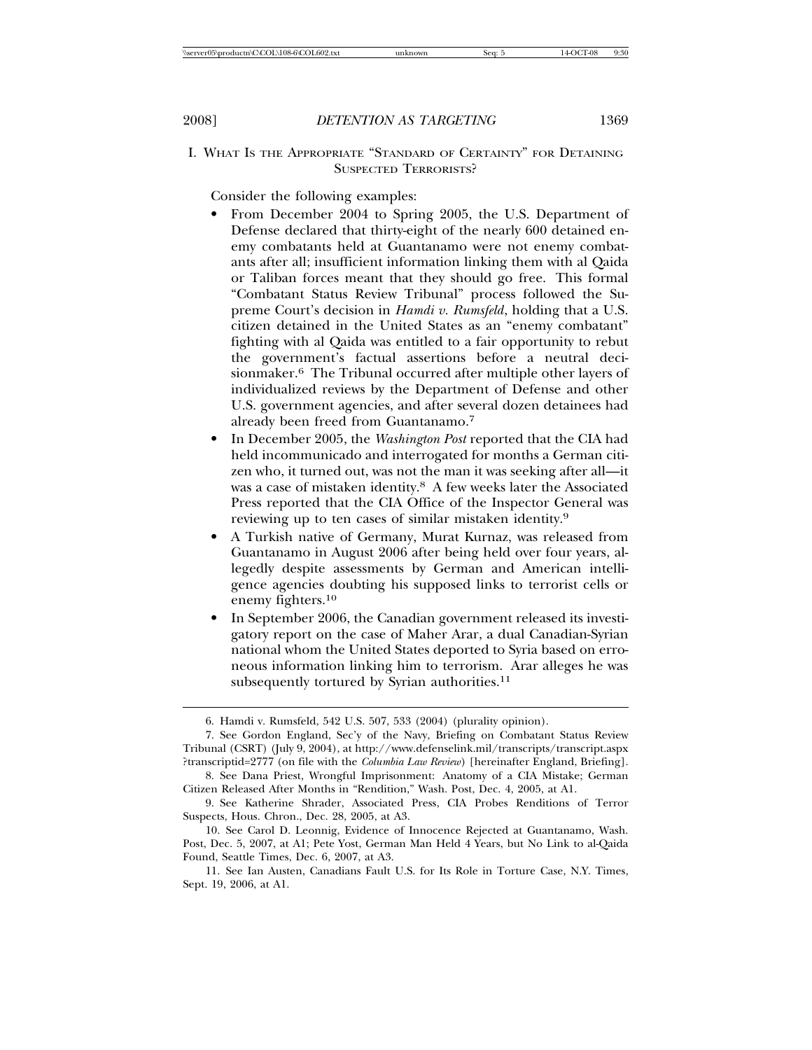## I. What Is the Appropriate "Standard of Certainty" for Detaining Suspected Terrorists?

Consider the following examples:

- From December 2004 to Spring 2005, the U.S. Department of Defense declared that thirty-eight of the nearly 600 detained enemy combatants held at Guantanamo were not enemy combatants after all; insufficient information linking them with al Qaida or Taliban forces meant that they should go free. This formal "Combatant Status Review Tribunal" process followed the Supreme Court's decision in *Hamdi v. Rumsfeld*, holding that a U.S. citizen detained in the United States as an "enemy combatant" fighting with al Qaida was entitled to a fair opportunity to rebut the government's factual assertions before a neutral decisionmaker.[6] The Tribunal occurred after multiple other layers of individualized reviews by the Department of Defense and other U.S. government agencies, and after several dozen detainees had already been freed from Guantanamo.[7]
- In December 2005, the *Washington Post* reported that the CIA had held incommunicado and interrogated for months a German citizen who, it turned out, was not the man it was seeking after all—it was a case of mistaken identity.[8] A few weeks later the Associated Press reported that the CIA Office of the Inspector General was reviewing up to ten cases of similar mistaken identity.[9]
- A Turkish native of Germany, Murat Kurnaz, was released from Guantanamo in August 2006 after being held over four years, allegedly despite assessments by German and American intelligence agencies doubting his supposed links to terrorist cells or enemy fighters.[10]
- In September 2006, the Canadian government released its investigatory report on the case of Maher Arar, a dual Canadian-Syrian national whom the United States deported to Syria based on erroneous information linking him to terrorism. Arar alleges he was subsequently tortured by Syrian authorities.[11]

---

6. Hamdi v. Rumsfeld, 542 U.S. 507, 533 (2004) (plurality opinion).

7. See Gordon England, Sec'y of the Navy, Briefing on Combatant Status Review Tribunal (CSRT) (July 9, 2004), at http://www.defenselink.mil/transcripts/transcript.aspx?transcriptid=2777 (on file with the *Columbia Law Review*) [hereinafter England, Briefing].

8. See Dana Priest, Wrongful Imprisonment: Anatomy of a CIA Mistake; German Citizen Released After Months in "Rendition," Wash. Post, Dec. 4, 2005, at A1.

9. See Katherine Shrader, Associated Press, CIA Probes Renditions of Terror Suspects, Hous. Chron., Dec. 28, 2005, at A3.

10. See Carol D. Leonnig, Evidence of Innocence Rejected at Guantanamo, Wash. Post, Dec. 5, 2007, at A1; Pete Yost, German Man Held 4 Years, but No Link to al-Qaida Found, Seattle Times, Dec. 6, 2007, at A3.

11. See Ian Austen, Canadians Fault U.S. for Its Role in Torture Case, N.Y. Times, Sept. 19, 2006, at A1.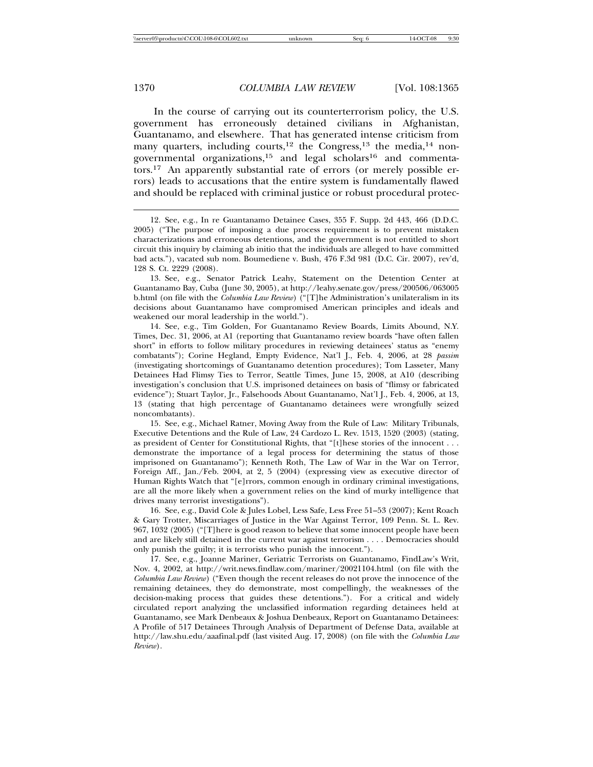In the course of carrying out its counterterrorism policy, the U.S. government has erroneously detained civilians in Afghanistan, Guantanamo, and elsewhere. That has generated intense criticism from many quarters, including courts,[12] the Congress,[13] the media,[14] non-governmental organizations,[15] and legal scholars[16] and commentators.[17] An apparently substantial rate of errors (or merely possible errors) leads to accusations that the entire system is fundamentally flawed and should be replaced with criminal justice or robust procedural protec-

---

12. See, e.g., In re Guantanamo Detainee Cases, 355 F. Supp. 2d 443, 466 (D.D.C. 2005) ("The purpose of imposing a due process requirement is to prevent mistaken characterizations and erroneous detentions, and the government is not entitled to short circuit this inquiry by claiming ab initio that the individuals are alleged to have committed bad acts."), vacated sub nom. Boumediene v. Bush, 476 F.3d 981 (D.C. Cir. 2007), rev'd, 128 S. Ct. 2229 (2008).

13. See, e.g., Senator Patrick Leahy, Statement on the Detention Center at Guantanamo Bay, Cuba (June 30, 2005), at http://leahy.senate.gov/press/200506/063005b.html (on file with the *Columbia Law Review*) ("[T]he Administration's unilateralism in its decisions about Guantanamo have compromised American principles and ideals and weakened our moral leadership in the world.").

14. See, e.g., Tim Golden, For Guantanamo Review Boards, Limits Abound, N.Y. Times, Dec. 31, 2006, at A1 (reporting that Guantanamo review boards "have often fallen short" in efforts to follow military procedures in reviewing detainees' status as "enemy combatants"); Corine Hegland, Empty Evidence, Nat'l J., Feb. 4, 2006, at 28 *passim* (investigating shortcomings of Guantanamo detention procedures); Tom Lasseter, Many Detainees Had Flimsy Ties to Terror, Seattle Times, June 15, 2008, at A10 (describing investigation's conclusion that U.S. imprisoned detainees on basis of "flimsy or fabricated evidence"); Stuart Taylor, Jr., Falsehoods About Guantanamo, Nat'l J., Feb. 4, 2006, at 13, 13 (stating that high percentage of Guantanamo detainees were wrongfully seized noncombatants).

15. See, e.g., Michael Ratner, Moving Away from the Rule of Law: Military Tribunals, Executive Detentions and the Rule of Law, 24 Cardozo L. Rev. 1513, 1520 (2003) (stating, as president of Center for Constitutional Rights, that "[t]hese stories of the innocent . . . demonstrate the importance of a legal process for determining the status of those imprisoned on Guantanamo"); Kenneth Roth, The Law of War in the War on Terror, Foreign Aff., Jan./Feb. 2004, at 2, 5 (2004) (expressing view as executive director of Human Rights Watch that "[e]rrors, common enough in ordinary criminal investigations, are all the more likely when a government relies on the kind of murky intelligence that drives many terrorist investigations").

16. See, e.g., David Cole & Jules Lobel, Less Safe, Less Free 51–53 (2007); Kent Roach & Gary Trotter, Miscarriages of Justice in the War Against Terror, 109 Penn. St. L. Rev. 967, 1032 (2005) ("[T]here is good reason to believe that some innocent people have been and are likely still detained in the current war against terrorism . . . . Democracies should only punish the guilty; it is terrorists who punish the innocent.").

17. See, e.g., Joanne Mariner, Geriatric Terrorists on Guantanamo, FindLaw's Writ, Nov. 4, 2002, at http://writ.news.findlaw.com/mariner/20021104.html (on file with the *Columbia Law Review*) ("Even though the recent releases do not prove the innocence of the remaining detainees, they do demonstrate, most compellingly, the weaknesses of the decision-making process that guides these detentions."). For a critical and widely circulated report analyzing the unclassified information regarding detainees held at Guantanamo, see Mark Denbeaux & Joshua Denbeaux, Report on Guantanamo Detainees: A Profile of 517 Detainees Through Analysis of Department of Defense Data, available at http://law.shu.edu/aaafinal.pdf (last visited Aug. 17, 2008) (on file with the *Columbia Law Review*).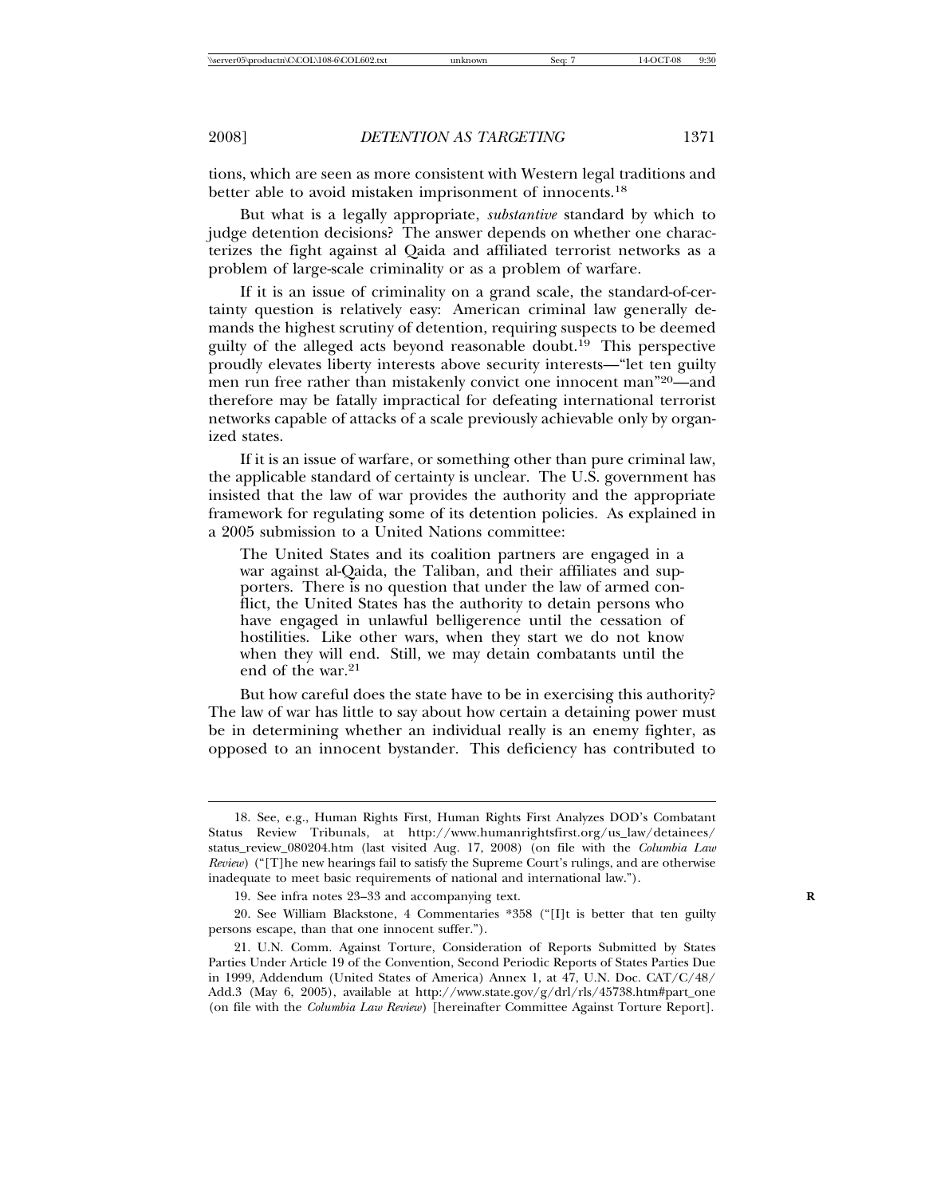tions, which are seen as more consistent with Western legal traditions and better able to avoid mistaken imprisonment of innocents.[18]

But what is a legally appropriate, *substantive* standard by which to judge detention decisions? The answer depends on whether one characterizes the fight against al Qaida and affiliated terrorist networks as a problem of large-scale criminality or as a problem of warfare.

If it is an issue of criminality on a grand scale, the standard-of-certainty question is relatively easy: American criminal law generally demands the highest scrutiny of detention, requiring suspects to be deemed guilty of the alleged acts beyond reasonable doubt.[19] This perspective proudly elevates liberty interests above security interests—"let ten guilty men run free rather than mistakenly convict one innocent man"[20]—and therefore may be fatally impractical for defeating international terrorist networks capable of attacks of a scale previously achievable only by organized states.

If it is an issue of warfare, or something other than pure criminal law, the applicable standard of certainty is unclear. The U.S. government has insisted that the law of war provides the authority and the appropriate framework for regulating some of its detention policies. As explained in a 2005 submission to a United Nations committee:

> The United States and its coalition partners are engaged in a war against al-Qaida, the Taliban, and their affiliates and supporters. There is no question that under the law of armed conflict, the United States has the authority to detain persons who have engaged in unlawful belligerence until the cessation of hostilities. Like other wars, when they start we do not know when they will end. Still, we may detain combatants until the end of the war.[21]

But how careful does the state have to be in exercising this authority? The law of war has little to say about how certain a detaining power must be in determining whether an individual really is an enemy fighter, as opposed to an innocent bystander. This deficiency has contributed to

---

18. See, e.g., Human Rights First, Human Rights First Analyzes DOD's Combatant Status Review Tribunals, at http://www.humanrightsfirst.org/us_law/detainees/status_review_080204.htm (last visited Aug. 17, 2008) (on file with the *Columbia Law Review*) ("[T]he new hearings fail to satisfy the Supreme Court's rulings, and are otherwise inadequate to meet basic requirements of national and international law.").

19. See infra notes 23–33 and accompanying text.

20. See William Blackstone, 4 Commentaries *358 ("[I]t is better that ten guilty persons escape, than that one innocent suffer.").

21. U.N. Comm. Against Torture, Consideration of Reports Submitted by States Parties Under Article 19 of the Convention, Second Periodic Reports of States Parties Due in 1999, Addendum (United States of America) Annex 1, at 47, U.N. Doc. CAT/C/48/Add.3 (May 6, 2005), available at http://www.state.gov/g/drl/rls/45738.htm#part_one (on file with the *Columbia Law Review*) [hereinafter Committee Against Torture Report].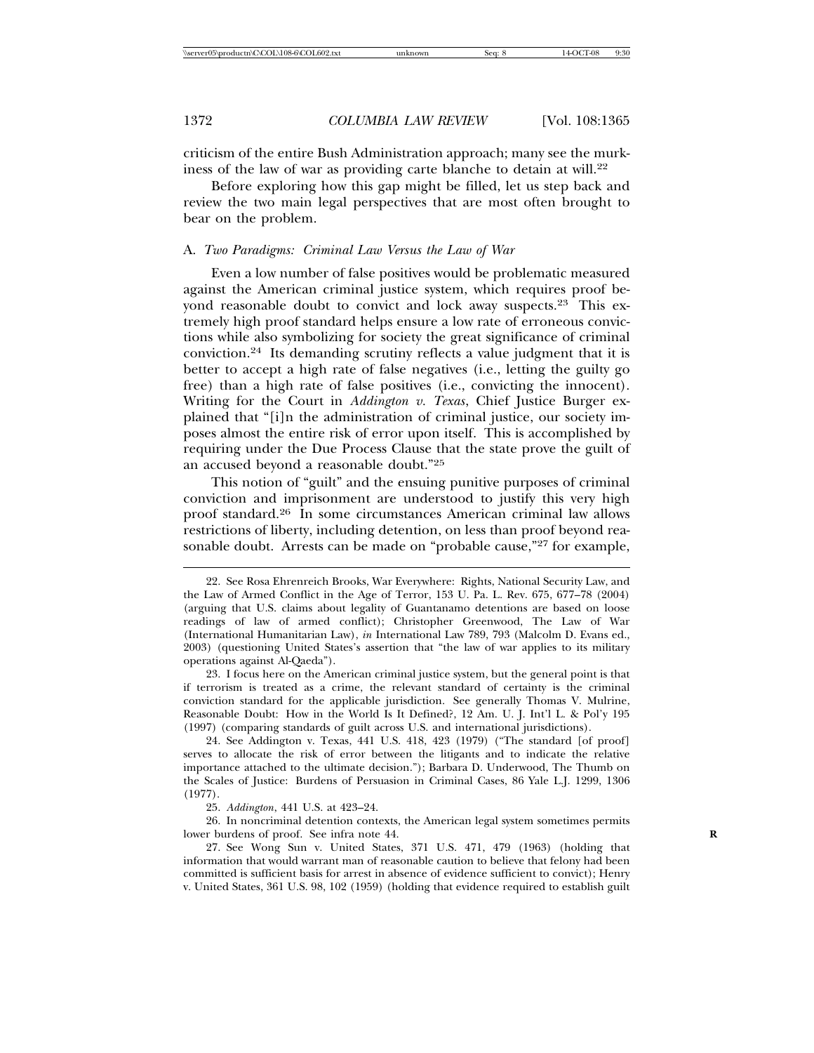criticism of the entire Bush Administration approach; many see the murkiness of the law of war as providing carte blanche to detain at will.[22]

Before exploring how this gap might be filled, let us step back and review the two main legal perspectives that are most often brought to bear on the problem.

### A. *Two Paradigms: Criminal Law Versus the Law of War*

Even a low number of false positives would be problematic measured against the American criminal justice system, which requires proof beyond reasonable doubt to convict and lock away suspects.[23] This extremely high proof standard helps ensure a low rate of erroneous convictions while also symbolizing for society the great significance of criminal conviction.[24] Its demanding scrutiny reflects a value judgment that it is better to accept a high rate of false negatives (i.e., letting the guilty go free) than a high rate of false positives (i.e., convicting the innocent). Writing for the Court in *Addington v. Texas*, Chief Justice Burger explained that "[i]n the administration of criminal justice, our society imposes almost the entire risk of error upon itself. This is accomplished by requiring under the Due Process Clause that the state prove the guilt of an accused beyond a reasonable doubt."[25]

This notion of "guilt" and the ensuing punitive purposes of criminal conviction and imprisonment are understood to justify this very high proof standard.[26] In some circumstances American criminal law allows restrictions of liberty, including detention, on less than proof beyond reasonable doubt. Arrests can be made on "probable cause,"[27] for example,

---

22. See Rosa Ehrenreich Brooks, War Everywhere: Rights, National Security Law, and the Law of Armed Conflict in the Age of Terror, 153 U. Pa. L. Rev. 675, 677–78 (2004) (arguing that U.S. claims about legality of Guantanamo detentions are based on loose readings of law of armed conflict); Christopher Greenwood, The Law of War (International Humanitarian Law), *in* International Law 789, 793 (Malcolm D. Evans ed., 2003) (questioning United States's assertion that "the law of war applies to its military operations against Al-Qaeda").

23. I focus here on the American criminal justice system, but the general point is that if terrorism is treated as a crime, the relevant standard of certainty is the criminal conviction standard for the applicable jurisdiction. See generally Thomas V. Mulrine, Reasonable Doubt: How in the World Is It Defined?, 12 Am. U. J. Int'l L. & Pol'y 195 (1997) (comparing standards of guilt across U.S. and international jurisdictions).

24. See Addington v. Texas, 441 U.S. 418, 423 (1979) ("The standard [of proof] serves to allocate the risk of error between the litigants and to indicate the relative importance attached to the ultimate decision."); Barbara D. Underwood, The Thumb on the Scales of Justice: Burdens of Persuasion in Criminal Cases, 86 Yale L.J. 1299, 1306 (1977).

25. *Addington*, 441 U.S. at 423–24.

26. In noncriminal detention contexts, the American legal system sometimes permits lower burdens of proof. See infra note 44.

27. See Wong Sun v. United States, 371 U.S. 471, 479 (1963) (holding that information that would warrant man of reasonable caution to believe that felony had been committed is sufficient basis for arrest in absence of evidence sufficient to convict); Henry v. United States, 361 U.S. 98, 102 (1959) (holding that evidence required to establish guilt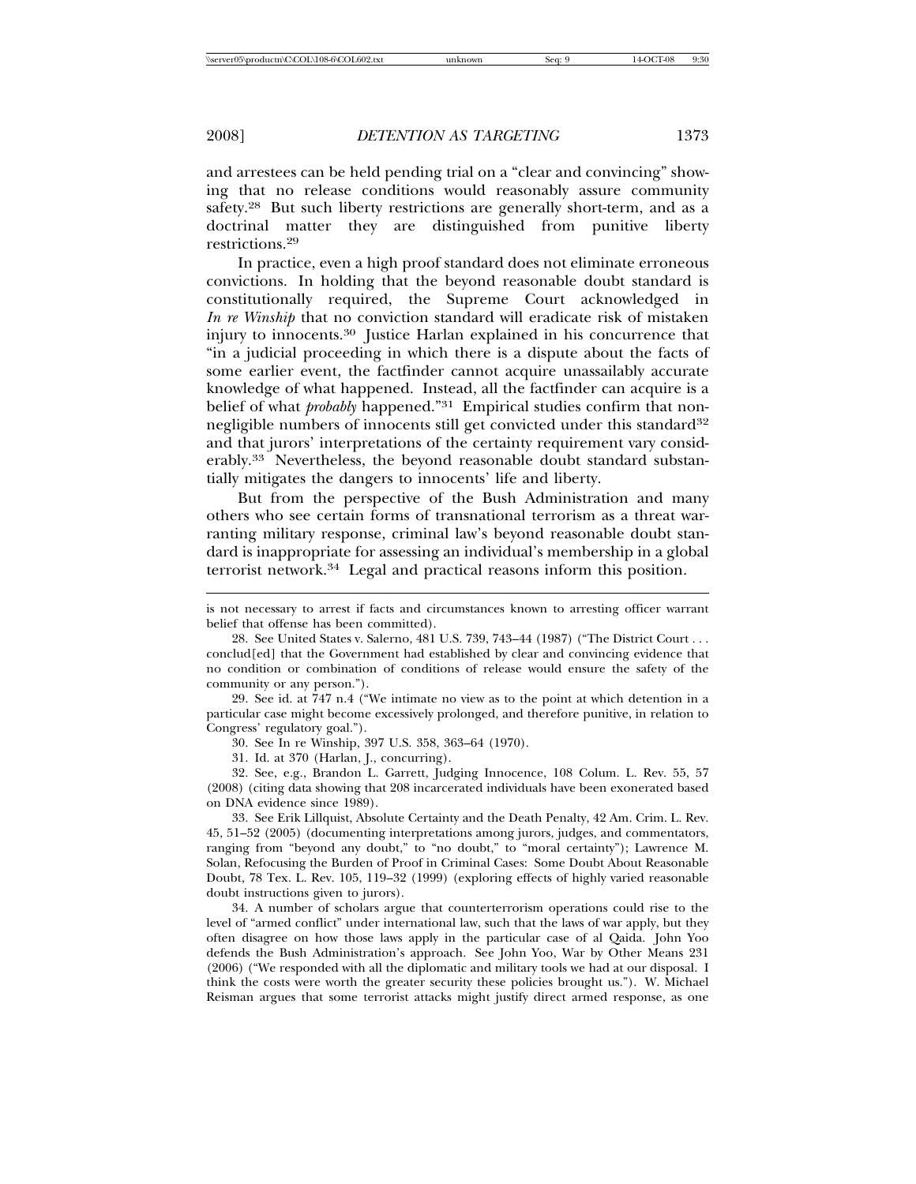and arrestees can be held pending trial on a "clear and convincing" showing that no release conditions would reasonably assure community safety.[28] But such liberty restrictions are generally short-term, and as a doctrinal matter they are distinguished from punitive liberty restrictions.[29]

In practice, even a high proof standard does not eliminate erroneous convictions. In holding that the beyond reasonable doubt standard is constitutionally required, the Supreme Court acknowledged in *In re Winship* that no conviction standard will eradicate risk of mistaken injury to innocents.[30] Justice Harlan explained in his concurrence that "in a judicial proceeding in which there is a dispute about the facts of some earlier event, the factfinder cannot acquire unassailably accurate knowledge of what happened. Instead, all the factfinder can acquire is a belief of what *probably* happened."[31] Empirical studies confirm that non-negligible numbers of innocents still get convicted under this standard[32] and that jurors' interpretations of the certainty requirement vary considerably.[33] Nevertheless, the beyond reasonable doubt standard substantially mitigates the dangers to innocents' life and liberty.

But from the perspective of the Bush Administration and many others who see certain forms of transnational terrorism as a threat warranting military response, criminal law's beyond reasonable doubt standard is inappropriate for assessing an individual's membership in a global terrorist network.[34] Legal and practical reasons inform this position.

---

is not necessary to arrest if facts and circumstances known to arresting officer warrant belief that offense has been committed).

28. See United States v. Salerno, 481 U.S. 739, 743–44 (1987) ("The District Court . . . conclud[ed] that the Government had established by clear and convincing evidence that no condition or combination of conditions of release would ensure the safety of the community or any person.").

29. See id. at 747 n.4 ("We intimate no view as to the point at which detention in a particular case might become excessively prolonged, and therefore punitive, in relation to Congress' regulatory goal.").

30. See In re Winship, 397 U.S. 358, 363–64 (1970).

31. Id. at 370 (Harlan, J., concurring).

32. See, e.g., Brandon L. Garrett, Judging Innocence, 108 Colum. L. Rev. 55, 57 (2008) (citing data showing that 208 incarcerated individuals have been exonerated based on DNA evidence since 1989).

33. See Erik Lillquist, Absolute Certainty and the Death Penalty, 42 Am. Crim. L. Rev. 45, 51–52 (2005) (documenting interpretations among jurors, judges, and commentators, ranging from "beyond any doubt," to "no doubt," to "moral certainty"); Lawrence M. Solan, Refocusing the Burden of Proof in Criminal Cases: Some Doubt About Reasonable Doubt, 78 Tex. L. Rev. 105, 119–32 (1999) (exploring effects of highly varied reasonable doubt instructions given to jurors).

34. A number of scholars argue that counterterrorism operations could rise to the level of "armed conflict" under international law, such that the laws of war apply, but they often disagree on how those laws apply in the particular case of al Qaida. John Yoo defends the Bush Administration's approach. See John Yoo, War by Other Means 231 (2006) ("We responded with all the diplomatic and military tools we had at our disposal. I think the costs were worth the greater security these policies brought us."). W. Michael Reisman argues that some terrorist attacks might justify direct armed response, as one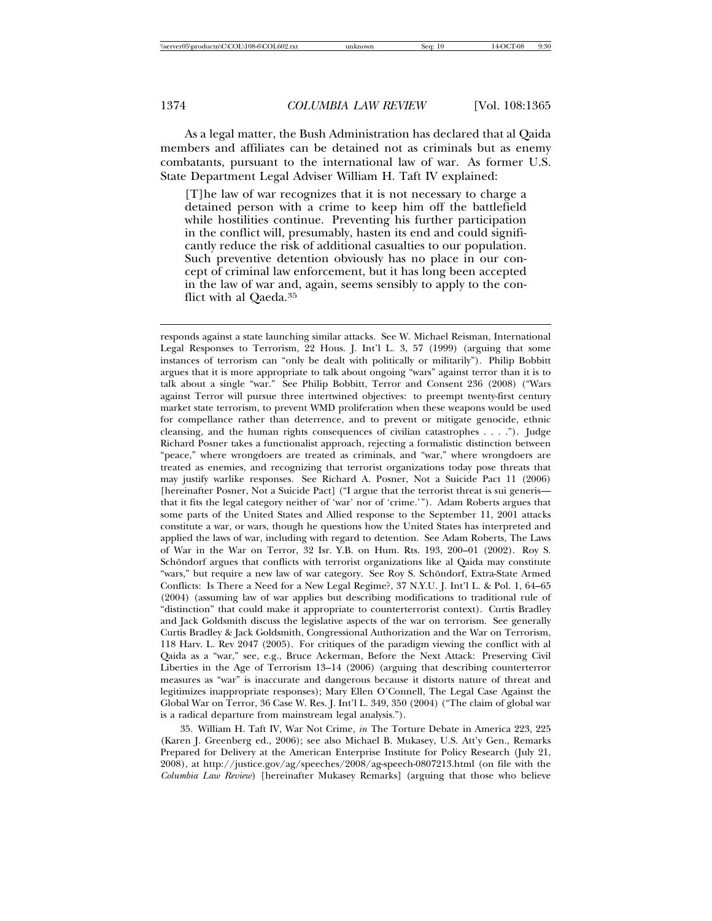As a legal matter, the Bush Administration has declared that al Qaida members and affiliates can be detained not as criminals but as enemy combatants, pursuant to the international law of war. As former U.S. State Department Legal Adviser William H. Taft IV explained:

> [T]he law of war recognizes that it is not necessary to charge a detained person with a crime to keep him off the battlefield while hostilities continue. Preventing his further participation in the conflict will, presumably, hasten its end and could significantly reduce the risk of additional casualties to our population. Such preventive detention obviously has no place in our concept of criminal law enforcement, but it has long been accepted in the law of war and, again, seems sensibly to apply to the conflict with al Qaeda.[35]

---

responds against a state launching similar attacks. See W. Michael Reisman, International Legal Responses to Terrorism, 22 Hous. J. Int'l L. 3, 57 (1999) (arguing that some instances of terrorism can "only be dealt with politically or militarily"). Philip Bobbitt argues that it is more appropriate to talk about ongoing "wars" against terror than it is to talk about a single "war." See Philip Bobbitt, Terror and Consent 236 (2008) ("Wars against Terror will pursue three intertwined objectives: to preempt twenty-first century market state terrorism, to prevent WMD proliferation when these weapons would be used for compellance rather than deterrence, and to prevent or mitigate genocide, ethnic cleansing, and the human rights consequences of civilian catastrophes . . . ."). Judge Richard Posner takes a functionalist approach, rejecting a formalistic distinction between "peace," where wrongdoers are treated as criminals, and "war," where wrongdoers are treated as enemies, and recognizing that terrorist organizations today pose threats that may justify warlike responses. See Richard A. Posner, Not a Suicide Pact 11 (2006) [hereinafter Posner, Not a Suicide Pact] ("I argue that the terrorist threat is sui generis—that it fits the legal category neither of 'war' nor of 'crime.'"). Adam Roberts argues that some parts of the United States and Allied response to the September 11, 2001 attacks constitute a war, or wars, though he questions how the United States has interpreted and applied the laws of war, including with regard to detention. See Adam Roberts, The Laws of War in the War on Terror, 32 Isr. Y.B. on Hum. Rts. 193, 200–01 (2002). Roy S. Schöndorf argues that conflicts with terrorist organizations like al Qaida may constitute "wars," but require a new law of war category. See Roy S. Schöndorf, Extra-State Armed Conflicts: Is There a Need for a New Legal Regime?, 37 N.Y.U. J. Int'l L. & Pol. 1, 64–65 (2004) (assuming law of war applies but describing modifications to traditional rule of "distinction" that could make it appropriate to counterterrorist context). Curtis Bradley and Jack Goldsmith discuss the legislative aspects of the war on terrorism. See generally Curtis Bradley & Jack Goldsmith, Congressional Authorization and the War on Terrorism, 118 Harv. L. Rev 2047 (2005). For critiques of the paradigm viewing the conflict with al Qaida as a "war," see, e.g., Bruce Ackerman, Before the Next Attack: Preserving Civil Liberties in the Age of Terrorism 13–14 (2006) (arguing that describing counterterror measures as "war" is inaccurate and dangerous because it distorts nature of threat and legitimizes inappropriate responses); Mary Ellen O'Connell, The Legal Case Against the Global War on Terror, 36 Case W. Res. J. Int'l L. 349, 350 (2004) ("The claim of global war is a radical departure from mainstream legal analysis.").

35. William H. Taft IV, War Not Crime, *in* The Torture Debate in America 223, 225 (Karen J. Greenberg ed., 2006); see also Michael B. Mukasey, U.S. Att'y Gen., Remarks Prepared for Delivery at the American Enterprise Institute for Policy Research (July 21, 2008), at http://justice.gov/ag/speeches/2008/ag-speech-0807213.html (on file with the *Columbia Law Review*) [hereinafter Mukasey Remarks] (arguing that those who believe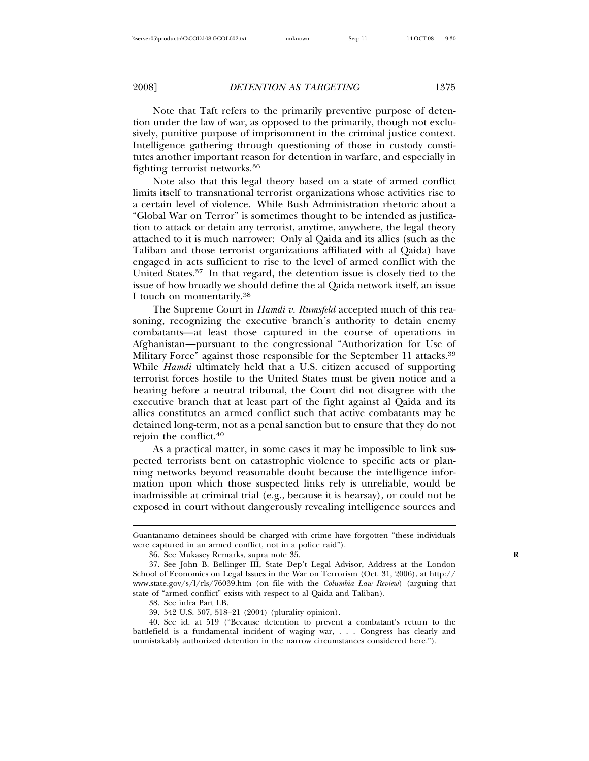Note that Taft refers to the primarily preventive purpose of detention under the law of war, as opposed to the primarily, though not exclusively, punitive purpose of imprisonment in the criminal justice context. Intelligence gathering through questioning of those in custody constitutes another important reason for detention in warfare, and especially in fighting terrorist networks.[36]

Note also that this legal theory based on a state of armed conflict limits itself to transnational terrorist organizations whose activities rise to a certain level of violence. While Bush Administration rhetoric about a "Global War on Terror" is sometimes thought to be intended as justification to attack or detain any terrorist, anytime, anywhere, the legal theory attached to it is much narrower: Only al Qaida and its allies (such as the Taliban and those terrorist organizations affiliated with al Qaida) have engaged in acts sufficient to rise to the level of armed conflict with the United States.[37] In that regard, the detention issue is closely tied to the issue of how broadly we should define the al Qaida network itself, an issue I touch on momentarily.[38]

The Supreme Court in *Hamdi v. Rumsfeld* accepted much of this reasoning, recognizing the executive branch's authority to detain enemy combatants—at least those captured in the course of operations in Afghanistan—pursuant to the congressional "Authorization for Use of Military Force" against those responsible for the September 11 attacks.[39] While *Hamdi* ultimately held that a U.S. citizen accused of supporting terrorist forces hostile to the United States must be given notice and a hearing before a neutral tribunal, the Court did not disagree with the executive branch that at least part of the fight against al Qaida and its allies constitutes an armed conflict such that active combatants may be detained long-term, not as a penal sanction but to ensure that they do not rejoin the conflict.[40]

As a practical matter, in some cases it may be impossible to link suspected terrorists bent on catastrophic violence to specific acts or planning networks beyond reasonable doubt because the intelligence information upon which those suspected links rely is unreliable, would be inadmissible at criminal trial (e.g., because it is hearsay), or could not be exposed in court without dangerously revealing intelligence sources and

---

Guantanamo detainees should be charged with crime have forgotten "these individuals were captured in an armed conflict, not in a police raid").

36. See Mukasey Remarks, supra note 35.

37. See John B. Bellinger III, State Dep't Legal Advisor, Address at the London School of Economics on Legal Issues in the War on Terrorism (Oct. 31, 2006), at http://www.state.gov/s/l/rls/76039.htm (on file with the *Columbia Law Review*) (arguing that state of "armed conflict" exists with respect to al Qaida and Taliban).

38. See infra Part I.B.

39. 542 U.S. 507, 518–21 (2004) (plurality opinion).

40. See id. at 519 ("Because detention to prevent a combatant's return to the battlefield is a fundamental incident of waging war, . . . Congress has clearly and unmistakably authorized detention in the narrow circumstances considered here.").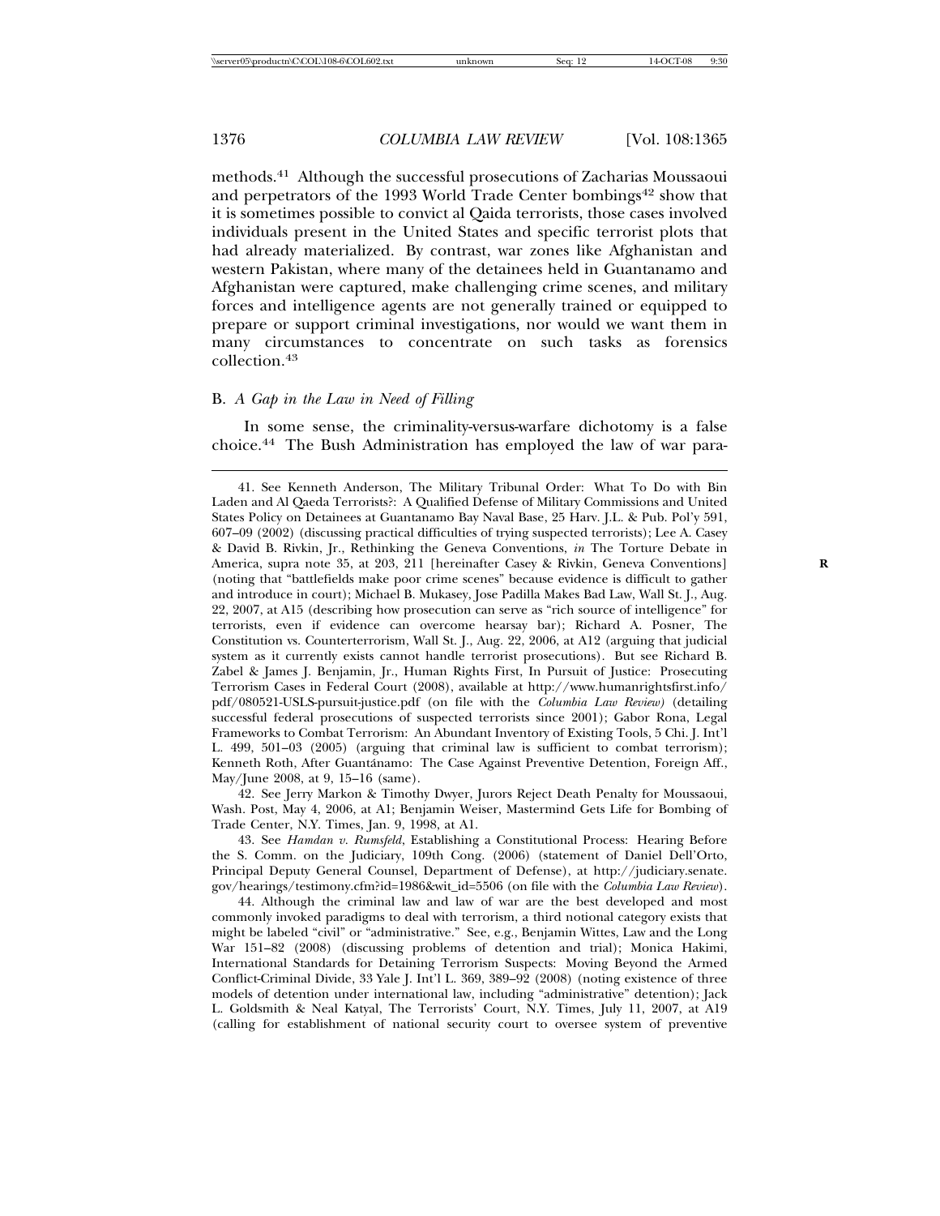methods.[41] Although the successful prosecutions of Zacharias Moussaoui and perpetrators of the 1993 World Trade Center bombings[42] show that it is sometimes possible to convict al Qaida terrorists, those cases involved individuals present in the United States and specific terrorist plots that had already materialized. By contrast, war zones like Afghanistan and western Pakistan, where many of the detainees held in Guantanamo and Afghanistan were captured, make challenging crime scenes, and military forces and intelligence agents are not generally trained or equipped to prepare or support criminal investigations, nor would we want them in many circumstances to concentrate on such tasks as forensics collection.[43]

### B. *A Gap in the Law in Need of Filling*

In some sense, the criminality-versus-warfare dichotomy is a false choice.[44] The Bush Administration has employed the law of war para-

---

41. See Kenneth Anderson, The Military Tribunal Order: What To Do with Bin Laden and Al Qaeda Terrorists?: A Qualified Defense of Military Commissions and United States Policy on Detainees at Guantanamo Bay Naval Base, 25 Harv. J.L. & Pub. Pol'y 591, 607–09 (2002) (discussing practical difficulties of trying suspected terrorists); Lee A. Casey & David B. Rivkin, Jr., Rethinking the Geneva Conventions, *in* The Torture Debate in America, supra note 35, at 203, 211 [hereinafter Casey & Rivkin, Geneva Conventions] (noting that "battlefields make poor crime scenes" because evidence is difficult to gather and introduce in court); Michael B. Mukasey, Jose Padilla Makes Bad Law, Wall St. J., Aug. 22, 2007, at A15 (describing how prosecution can serve as "rich source of intelligence" for terrorists, even if evidence can overcome hearsay bar); Richard A. Posner, The Constitution vs. Counterterrorism, Wall St. J., Aug. 22, 2006, at A12 (arguing that judicial system as it currently exists cannot handle terrorist prosecutions). But see Richard B. Zabel & James J. Benjamin, Jr., Human Rights First, In Pursuit of Justice: Prosecuting Terrorism Cases in Federal Court (2008), available at http://www.humanrightsfirst.info/pdf/080521-USLS-pursuit-justice.pdf (on file with the *Columbia Law Review*) (detailing successful federal prosecutions of suspected terrorists since 2001); Gabor Rona, Legal Frameworks to Combat Terrorism: An Abundant Inventory of Existing Tools, 5 Chi. J. Int'l L. 499, 501–03 (2005) (arguing that criminal law is sufficient to combat terrorism); Kenneth Roth, After Guantánamo: The Case Against Preventive Detention, Foreign Aff., May/June 2008, at 9, 15–16 (same).

42. See Jerry Markon & Timothy Dwyer, Jurors Reject Death Penalty for Moussaoui, Wash. Post, May 4, 2006, at A1; Benjamin Weiser, Mastermind Gets Life for Bombing of Trade Center, N.Y. Times, Jan. 9, 1998, at A1.

43. See *Hamdan v. Rumsfeld*, Establishing a Constitutional Process: Hearing Before the S. Comm. on the Judiciary, 109th Cong. (2006) (statement of Daniel Dell'Orto, Principal Deputy General Counsel, Department of Defense), at http://judiciary.senate.gov/hearings/testimony.cfm?id=1986&wit_id=5506 (on file with the *Columbia Law Review*).

44. Although the criminal law and law of war are the best developed and most commonly invoked paradigms to deal with terrorism, a third notional category exists that might be labeled "civil" or "administrative." See, e.g., Benjamin Wittes, Law and the Long War 151–82 (2008) (discussing problems of detention and trial); Monica Hakimi, International Standards for Detaining Terrorism Suspects: Moving Beyond the Armed Conflict-Criminal Divide, 33 Yale J. Int'l L. 369, 389–92 (2008) (noting existence of three models of detention under international law, including "administrative" detention); Jack L. Goldsmith & Neal Katyal, The Terrorists' Court, N.Y. Times, July 11, 2007, at A19 (calling for establishment of national security court to oversee system of preventive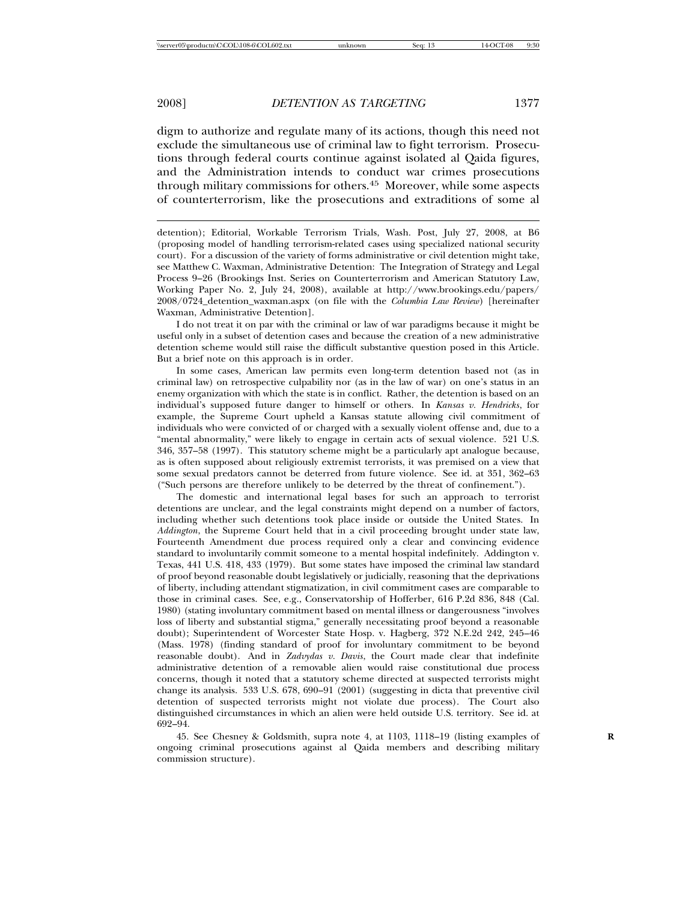digm to authorize and regulate many of its actions, though this need not exclude the simultaneous use of criminal law to fight terrorism. Prosecutions through federal courts continue against isolated al Qaida figures, and the Administration intends to conduct war crimes prosecutions through military commissions for others.[45] Moreover, while some aspects of counterterrorism, like the prosecutions and extraditions of some al

---

detention); Editorial, Workable Terrorism Trials, Wash. Post, July 27, 2008, at B6 (proposing model of handling terrorism-related cases using specialized national security court). For a discussion of the variety of forms administrative or civil detention might take, see Matthew C. Waxman, Administrative Detention: The Integration of Strategy and Legal Process 9–26 (Brookings Inst. Series on Counterterrorism and American Statutory Law, Working Paper No. 2, July 24, 2008), available at http://www.brookings.edu/papers/2008/0724_detention_waxman.aspx (on file with the *Columbia Law Review*) [hereinafter Waxman, Administrative Detention].

I do not treat it on par with the criminal or law of war paradigms because it might be useful only in a subset of detention cases and because the creation of a new administrative detention scheme would still raise the difficult substantive question posed in this Article. But a brief note on this approach is in order.

In some cases, American law permits even long-term detention based not (as in criminal law) on retrospective culpability nor (as in the law of war) on one's status in an enemy organization with which the state is in conflict. Rather, the detention is based on an individual's supposed future danger to himself or others. In *Kansas v. Hendricks*, for example, the Supreme Court upheld a Kansas statute allowing civil commitment of individuals who were convicted of or charged with a sexually violent offense and, due to a "mental abnormality," were likely to engage in certain acts of sexual violence. 521 U.S. 346, 357–58 (1997). This statutory scheme might be a particularly apt analogue because, as is often supposed about religiously extremist terrorists, it was premised on a view that some sexual predators cannot be deterred from future violence. See id. at 351, 362–63 ("Such persons are therefore unlikely to be deterred by the threat of confinement.").

The domestic and international legal bases for such an approach to terrorist detentions are unclear, and the legal constraints might depend on a number of factors, including whether such detentions took place inside or outside the United States. In *Addington*, the Supreme Court held that in a civil proceeding brought under state law, Fourteenth Amendment due process required only a clear and convincing evidence standard to involuntarily commit someone to a mental hospital indefinitely. Addington v. Texas, 441 U.S. 418, 433 (1979). But some states have imposed the criminal law standard of proof beyond reasonable doubt legislatively or judicially, reasoning that the deprivations of liberty, including attendant stigmatization, in civil commitment cases are comparable to those in criminal cases. See, e.g., Conservatorship of Hofferber, 616 P.2d 836, 848 (Cal. 1980) (stating involuntary commitment based on mental illness or dangerousness "involves loss of liberty and substantial stigma," generally necessitating proof beyond a reasonable doubt); Superintendent of Worcester State Hosp. v. Hagberg, 372 N.E.2d 242, 245–46 (Mass. 1978) (finding standard of proof for involuntary commitment to be beyond reasonable doubt). And in *Zadvydas v. Davis*, the Court made clear that indefinite administrative detention of a removable alien would raise constitutional due process concerns, though it noted that a statutory scheme directed at suspected terrorists might change its analysis. 533 U.S. 678, 690–91 (2001) (suggesting in dicta that preventive civil detention of suspected terrorists might not violate due process). The Court also distinguished circumstances in which an alien were held outside U.S. territory. See id. at 692–94.

45. See Chesney & Goldsmith, supra note 4, at 1103, 1118–19 (listing examples of ongoing criminal prosecutions against al Qaida members and describing military commission structure).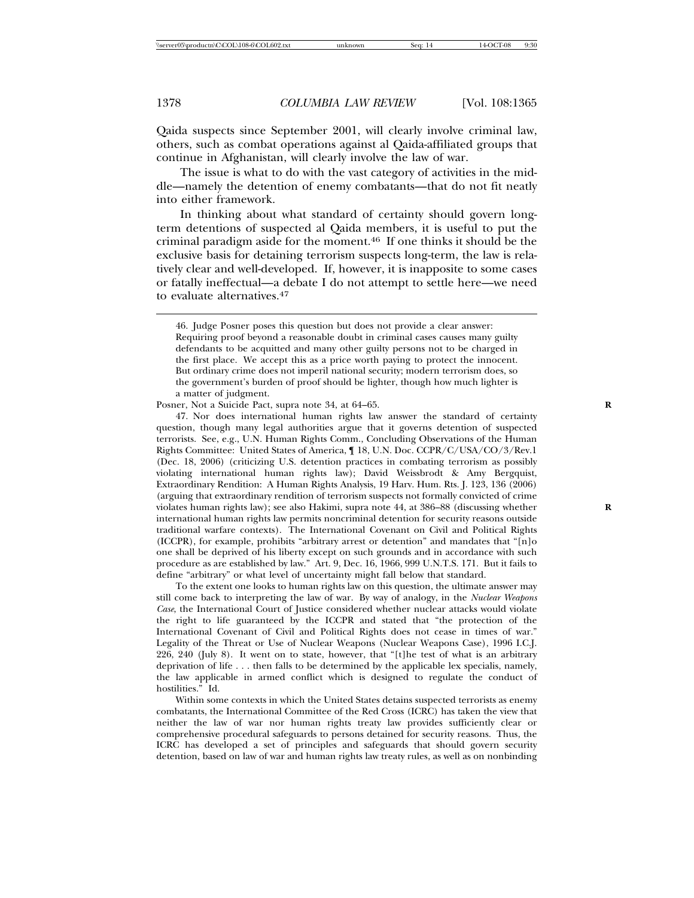Qaida suspects since September 2001, will clearly involve criminal law, others, such as combat operations against al Qaida-affiliated groups that continue in Afghanistan, will clearly involve the law of war.

The issue is what to do with the vast category of activities in the middle—namely the detention of enemy combatants—that do not fit neatly into either framework.

In thinking about what standard of certainty should govern long-term detentions of suspected al Qaida members, it is useful to put the criminal paradigm aside for the moment.[46] If one thinks it should be the exclusive basis for detaining terrorism suspects long-term, the law is relatively clear and well-developed. If, however, it is inapposite to some cases or fatally ineffectual—a debate I do not attempt to settle here—we need to evaluate alternatives.[47]

---

46. Judge Posner poses this question but does not provide a clear answer:

> Requiring proof beyond a reasonable doubt in criminal cases causes many guilty defendants to be acquitted and many other guilty persons not to be charged in the first place. We accept this as a price worth paying to protect the innocent. But ordinary crime does not imperil national security; modern terrorism does, so the government's burden of proof should be lighter, though how much lighter is a matter of judgment.

Posner, Not a Suicide Pact, supra note 34, at 64–65.

47. Nor does international human rights law answer the standard of certainty question, though many legal authorities argue that it governs detention of suspected terrorists. See, e.g., U.N. Human Rights Comm., Concluding Observations of the Human Rights Committee: United States of America, ¶ 18, U.N. Doc. CCPR/C/USA/CO/3/Rev.1 (Dec. 18, 2006) (criticizing U.S. detention practices in combating terrorism as possibly violating international human rights law); David Weissbrodt & Amy Bergquist, Extraordinary Rendition: A Human Rights Analysis, 19 Harv. Hum. Rts. J. 123, 136 (2006) (arguing that extraordinary rendition of terrorism suspects not formally convicted of crime violates human rights law); see also Hakimi, supra note 44, at 386–88 (discussing whether international human rights law permits noncriminal detention for security reasons outside traditional warfare contexts). The International Covenant on Civil and Political Rights (ICCPR), for example, prohibits "arbitrary arrest or detention" and mandates that "[n]o one shall be deprived of his liberty except on such grounds and in accordance with such procedure as are established by law." Art. 9, Dec. 16, 1966, 999 U.N.T.S. 171. But it fails to define "arbitrary" or what level of uncertainty might fall below that standard.

To the extent one looks to human rights law on this question, the ultimate answer may still come back to interpreting the law of war. By way of analogy, in the *Nuclear Weapons Case*, the International Court of Justice considered whether nuclear attacks would violate the right to life guaranteed by the ICCPR and stated that "the protection of the International Covenant of Civil and Political Rights does not cease in times of war." Legality of the Threat or Use of Nuclear Weapons (Nuclear Weapons Case), 1996 I.C.J. 226, 240 (July 8). It went on to state, however, that "[t]he test of what is an arbitrary deprivation of life . . . then falls to be determined by the applicable lex specialis, namely, the law applicable in armed conflict which is designed to regulate the conduct of hostilities." Id.

Within some contexts in which the United States detains suspected terrorists as enemy combatants, the International Committee of the Red Cross (ICRC) has taken the view that neither the law of war nor human rights treaty law provides sufficiently clear or comprehensive procedural safeguards to persons detained for security reasons. Thus, the ICRC has developed a set of principles and safeguards that should govern security detention, based on law of war and human rights law treaty rules, as well as on nonbinding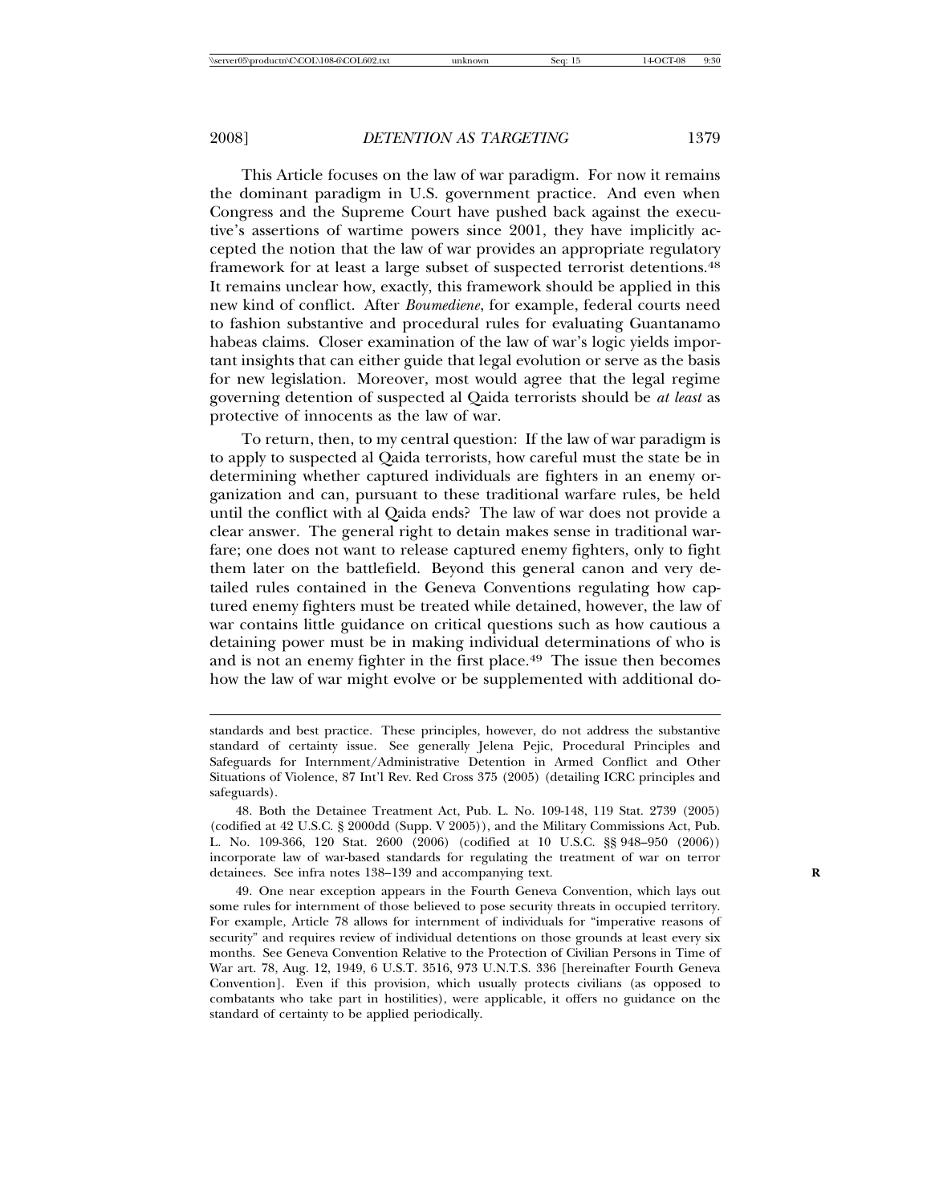This Article focuses on the law of war paradigm. For now it remains the dominant paradigm in U.S. government practice. And even when Congress and the Supreme Court have pushed back against the executive's assertions of wartime powers since 2001, they have implicitly accepted the notion that the law of war provides an appropriate regulatory framework for at least a large subset of suspected terrorist detentions.[48] It remains unclear how, exactly, this framework should be applied in this new kind of conflict. After *Boumediene*, for example, federal courts need to fashion substantive and procedural rules for evaluating Guantanamo habeas claims. Closer examination of the law of war's logic yields important insights that can either guide that legal evolution or serve as the basis for new legislation. Moreover, most would agree that the legal regime governing detention of suspected al Qaida terrorists should be *at least* as protective of innocents as the law of war.

To return, then, to my central question: If the law of war paradigm is to apply to suspected al Qaida terrorists, how careful must the state be in determining whether captured individuals are fighters in an enemy organization and can, pursuant to these traditional warfare rules, be held until the conflict with al Qaida ends? The law of war does not provide a clear answer. The general right to detain makes sense in traditional warfare; one does not want to release captured enemy fighters, only to fight them later on the battlefield. Beyond this general canon and very detailed rules contained in the Geneva Conventions regulating how captured enemy fighters must be treated while detained, however, the law of war contains little guidance on critical questions such as how cautious a detaining power must be in making individual determinations of who is and is not an enemy fighter in the first place.[49] The issue then becomes how the law of war might evolve or be supplemented with additional do-

---

standards and best practice. These principles, however, do not address the substantive standard of certainty issue. See generally Jelena Pejic, Procedural Principles and Safeguards for Internment/Administrative Detention in Armed Conflict and Other Situations of Violence, 87 Int'l Rev. Red Cross 375 (2005) (detailing ICRC principles and safeguards).

48. Both the Detainee Treatment Act, Pub. L. No. 109-148, 119 Stat. 2739 (2005) (codified at 42 U.S.C. § 2000dd (Supp. V 2005)), and the Military Commissions Act, Pub. L. No. 109-366, 120 Stat. 2600 (2006) (codified at 10 U.S.C. §§ 948–950 (2006)) incorporate law of war-based standards for regulating the treatment of war on terror detainees. See infra notes 138–139 and accompanying text.

49. One near exception appears in the Fourth Geneva Convention, which lays out some rules for internment of those believed to pose security threats in occupied territory. For example, Article 78 allows for internment of individuals for "imperative reasons of security" and requires review of individual detentions on those grounds at least every six months. See Geneva Convention Relative to the Protection of Civilian Persons in Time of War art. 78, Aug. 12, 1949, 6 U.S.T. 3516, 973 U.N.T.S. 336 [hereinafter Fourth Geneva Convention]. Even if this provision, which usually protects civilians (as opposed to combatants who take part in hostilities), were applicable, it offers no guidance on the standard of certainty to be applied periodically.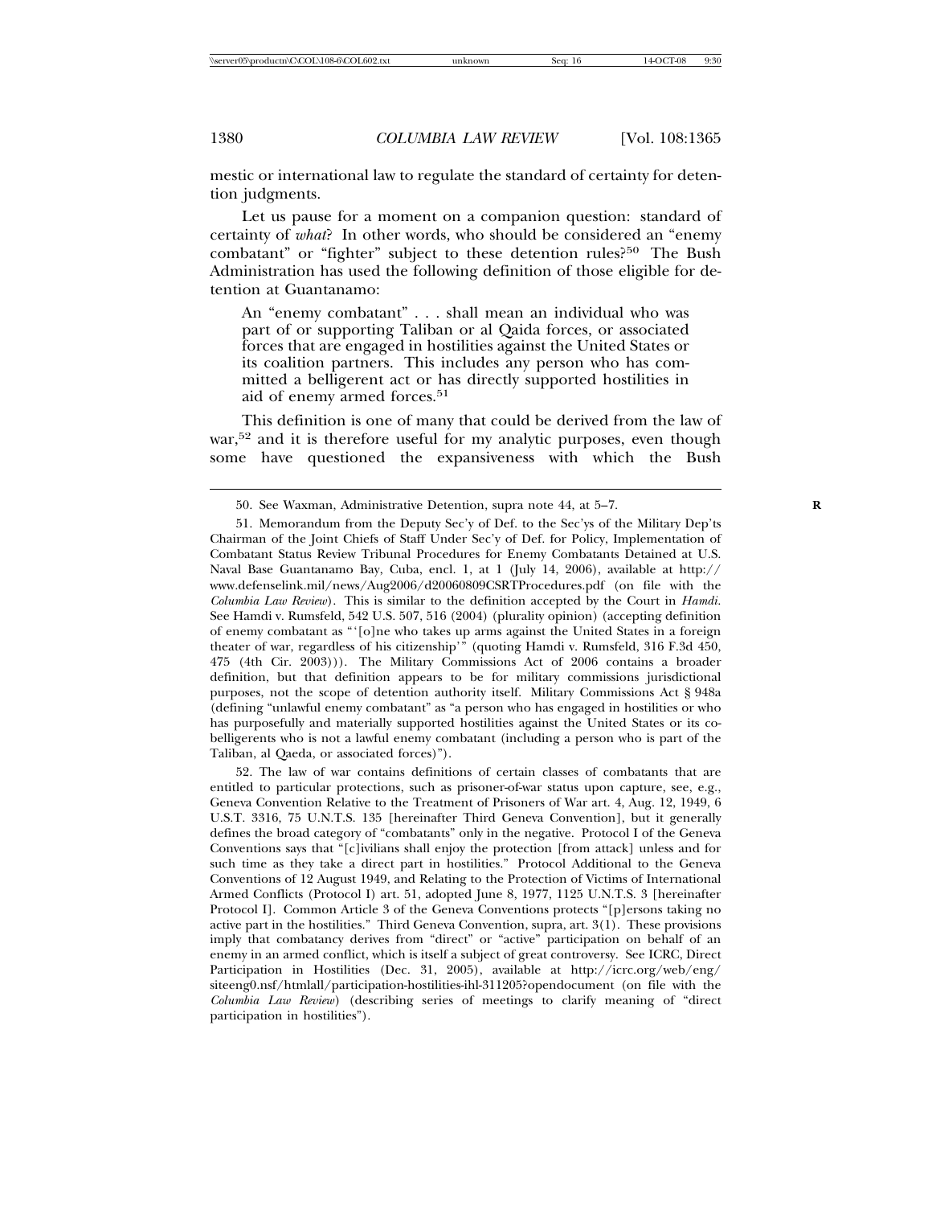mestic or international law to regulate the standard of certainty for detention judgments.

Let us pause for a moment on a companion question: standard of certainty of *what*? In other words, who should be considered an "enemy combatant" or "fighter" subject to these detention rules?[50] The Bush Administration has used the following definition of those eligible for detention at Guantanamo:

> An "enemy combatant" . . . shall mean an individual who was part of or supporting Taliban or al Qaida forces, or associated forces that are engaged in hostilities against the United States or its coalition partners. This includes any person who has committed a belligerent act or has directly supported hostilities in aid of enemy armed forces.[51]

This definition is one of many that could be derived from the law of war,[52] and it is therefore useful for my analytic purposes, even though some have questioned the expansiveness with which the Bush

---

50. See Waxman, Administrative Detention, supra note 44, at 5–7.

51. Memorandum from the Deputy Sec'y of Def. to the Sec'ys of the Military Dep'ts Chairman of the Joint Chiefs of Staff Under Sec'y of Def. for Policy, Implementation of Combatant Status Review Tribunal Procedures for Enemy Combatants Detained at U.S. Naval Base Guantanamo Bay, Cuba, encl. 1, at 1 (July 14, 2006), available at http://www.defenselink.mil/news/Aug2006/d20060809CSRTProcedures.pdf (on file with the *Columbia Law Review*). This is similar to the definition accepted by the Court in *Hamdi*. See Hamdi v. Rumsfeld, 542 U.S. 507, 516 (2004) (plurality opinion) (accepting definition of enemy combatant as "'[o]ne who takes up arms against the United States in a foreign theater of war, regardless of his citizenship'" (quoting Hamdi v. Rumsfeld, 316 F.3d 450, 475 (4th Cir. 2003))). The Military Commissions Act of 2006 contains a broader definition, but that definition appears to be for military commissions jurisdictional purposes, not the scope of detention authority itself. Military Commissions Act § 948a (defining "unlawful enemy combatant" as "a person who has engaged in hostilities or who has purposefully and materially supported hostilities against the United States or its co-belligerents who is not a lawful enemy combatant (including a person who is part of the Taliban, al Qaeda, or associated forces)").

52. The law of war contains definitions of certain classes of combatants that are entitled to particular protections, such as prisoner-of-war status upon capture, see, e.g., Geneva Convention Relative to the Treatment of Prisoners of War art. 4, Aug. 12, 1949, 6 U.S.T. 3316, 75 U.N.T.S. 135 [hereinafter Third Geneva Convention], but it generally defines the broad category of "combatants" only in the negative. Protocol I of the Geneva Conventions says that "[c]ivilians shall enjoy the protection [from attack] unless and for such time as they take a direct part in hostilities." Protocol Additional to the Geneva Conventions of 12 August 1949, and Relating to the Protection of Victims of International Armed Conflicts (Protocol I) art. 51, adopted June 8, 1977, 1125 U.N.T.S. 3 [hereinafter Protocol I]. Common Article 3 of the Geneva Conventions protects "[p]ersons taking no active part in the hostilities." Third Geneva Convention, supra, art. 3(1). These provisions imply that combatancy derives from "direct" or "active" participation on behalf of an enemy in an armed conflict, which is itself a subject of great controversy. See ICRC, Direct Participation in Hostilities (Dec. 31, 2005), available at http://icrc.org/web/eng/siteeng0.nsf/htmlall/participation-hostilities-ihl-311205?opendocument (on file with the *Columbia Law Review*) (describing series of meetings to clarify meaning of "direct participation in hostilities").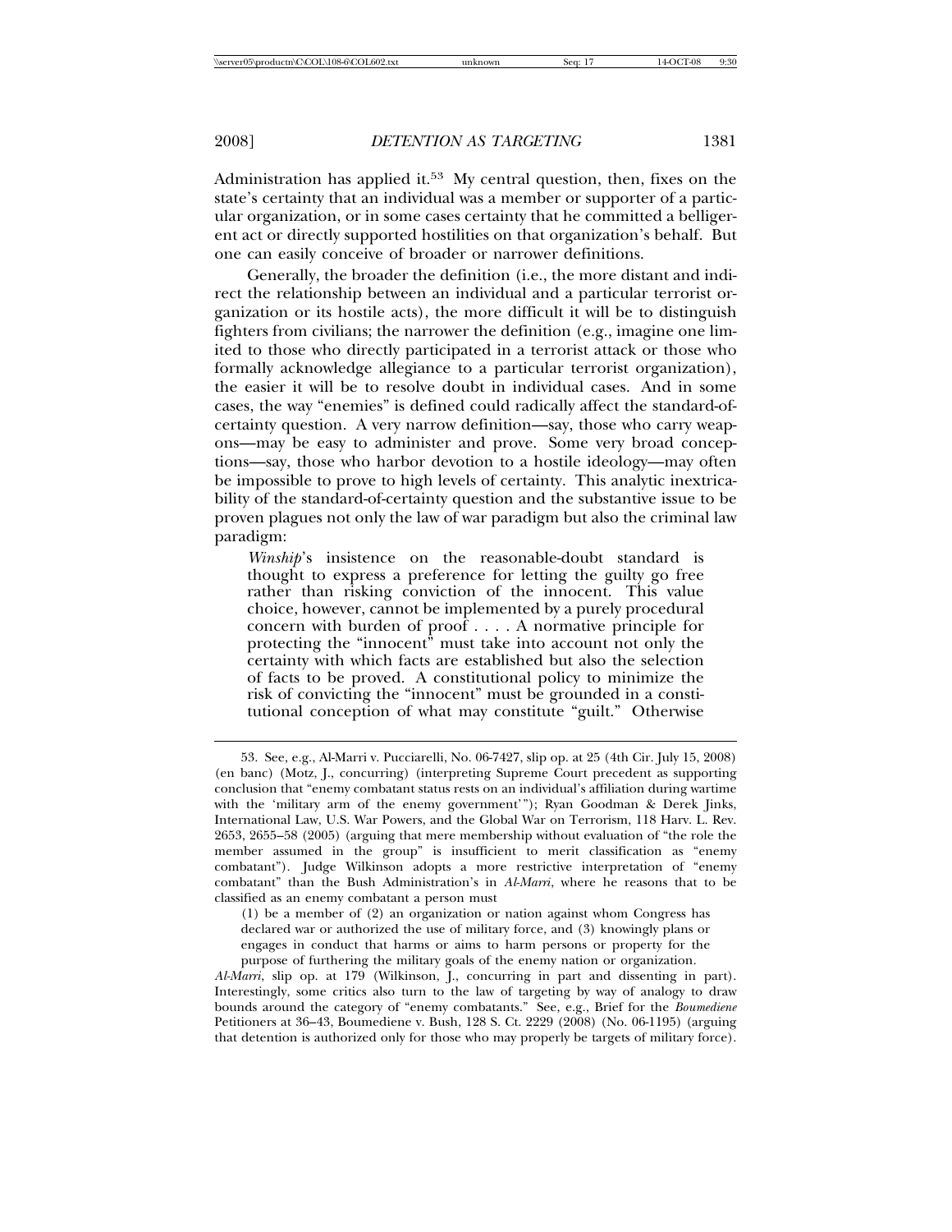Administration has applied it.[53] My central question, then, fixes on the state's certainty that an individual was a member or supporter of a particular organization, or in some cases certainty that he committed a belligerent act or directly supported hostilities on that organization's behalf. But one can easily conceive of broader or narrower definitions.

Generally, the broader the definition (i.e., the more distant and indirect the relationship between an individual and a particular terrorist organization or its hostile acts), the more difficult it will be to distinguish fighters from civilians; the narrower the definition (e.g., imagine one limited to those who directly participated in a terrorist attack or those who formally acknowledge allegiance to a particular terrorist organization), the easier it will be to resolve doubt in individual cases. And in some cases, the way "enemies" is defined could radically affect the standard-of-certainty question. A very narrow definition—say, those who carry weapons—may be easy to administer and prove. Some very broad conceptions—say, those who harbor devotion to a hostile ideology—may often be impossible to prove to high levels of certainty. This analytic inextricability of the standard-of-certainty question and the substantive issue to be proven plagues not only the law of war paradigm but also the criminal law paradigm:

> *Winship*'s insistence on the reasonable-doubt standard is thought to express a preference for letting the guilty go free rather than risking conviction of the innocent. This value choice, however, cannot be implemented by a purely procedural concern with burden of proof . . . . A normative principle for protecting the "innocent" must take into account not only the certainty with which facts are established but also the selection of facts to be proved. A constitutional policy to minimize the risk of convicting the "innocent" must be grounded in a constitutional conception of what may constitute "guilt." Otherwise

---

53. See, e.g., Al-Marri v. Pucciarelli, No. 06-7427, slip op. at 25 (4th Cir. July 15, 2008) (en banc) (Motz, J., concurring) (interpreting Supreme Court precedent as supporting conclusion that "enemy combatant status rests on an individual's affiliation during wartime with the 'military arm of the enemy government'"); Ryan Goodman & Derek Jinks, International Law, U.S. War Powers, and the Global War on Terrorism, 118 Harv. L. Rev. 2653, 2655–58 (2005) (arguing that mere membership without evaluation of "the role the member assumed in the group" is insufficient to merit classification as "enemy combatant"). Judge Wilkinson adopts a more restrictive interpretation of "enemy combatant" than the Bush Administration's in *Al-Marri*, where he reasons that to be classified as an enemy combatant a person must

> (1) be a member of (2) an organization or nation against whom Congress has declared war or authorized the use of military force, and (3) knowingly plans or engages in conduct that harms or aims to harm persons or property for the purpose of furthering the military goals of the enemy nation or organization.

*Al-Marri*, slip op. at 179 (Wilkinson, J., concurring in part and dissenting in part). Interestingly, some critics also turn to the law of targeting by way of analogy to draw bounds around the category of "enemy combatants." See, e.g., Brief for the *Boumediene* Petitioners at 36–43, Boumediene v. Bush, 128 S. Ct. 2229 (2008) (No. 06-1195) (arguing that detention is authorized only for those who may properly be targets of military force).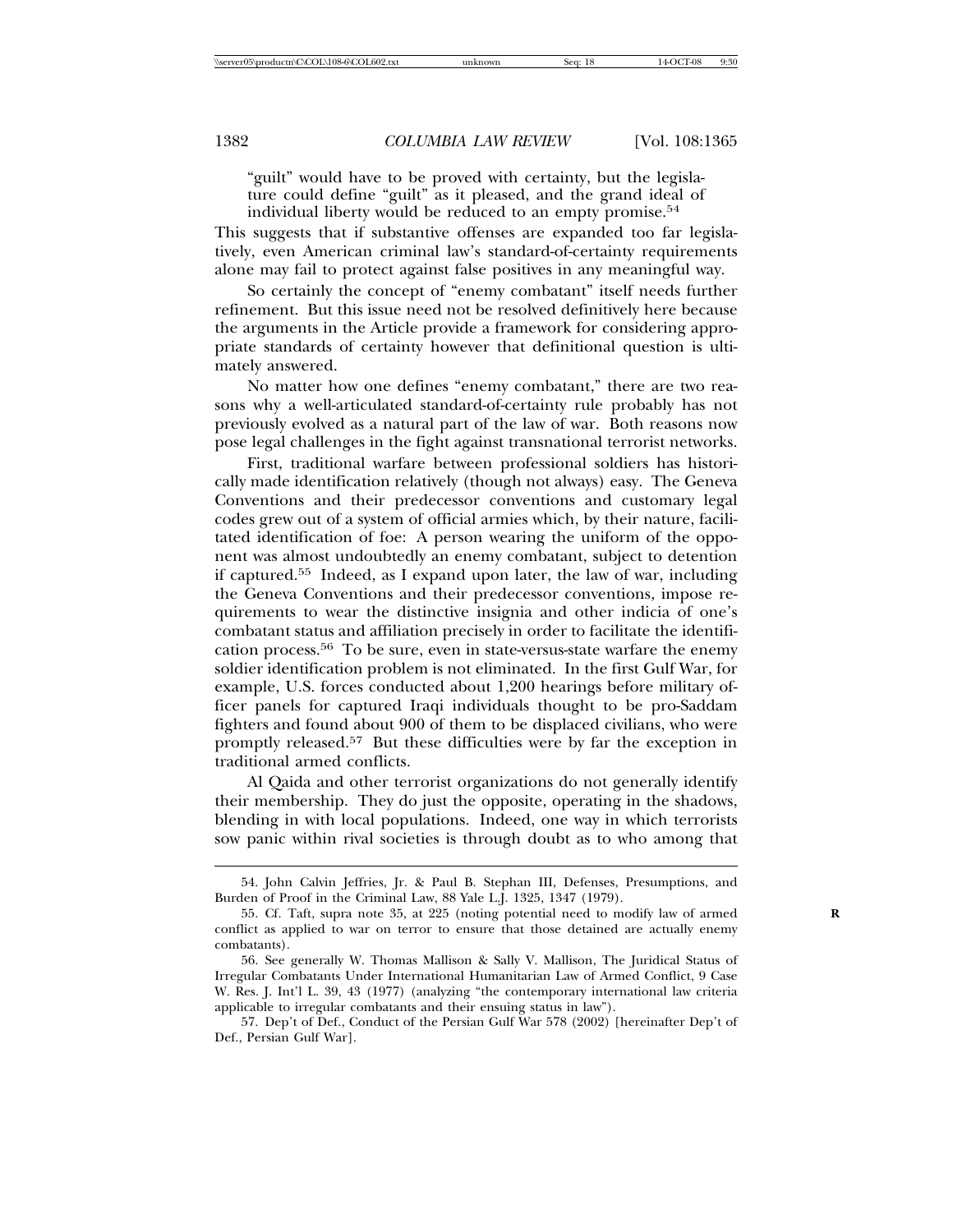> "guilt" would have to be proved with certainty, but the legislature could define "guilt" as it pleased, and the grand ideal of individual liberty would be reduced to an empty promise.[54]

This suggests that if substantive offenses are expanded too far legislatively, even American criminal law's standard-of-certainty requirements alone may fail to protect against false positives in any meaningful way.

So certainly the concept of "enemy combatant" itself needs further refinement. But this issue need not be resolved definitively here because the arguments in the Article provide a framework for considering appropriate standards of certainty however that definitional question is ultimately answered.

No matter how one defines "enemy combatant," there are two reasons why a well-articulated standard-of-certainty rule probably has not previously evolved as a natural part of the law of war. Both reasons now pose legal challenges in the fight against transnational terrorist networks.

First, traditional warfare between professional soldiers has historically made identification relatively (though not always) easy. The Geneva Conventions and their predecessor conventions and customary legal codes grew out of a system of official armies which, by their nature, facilitated identification of foe: A person wearing the uniform of the opponent was almost undoubtedly an enemy combatant, subject to detention if captured.[55] Indeed, as I expand upon later, the law of war, including the Geneva Conventions and their predecessor conventions, impose requirements to wear the distinctive insignia and other indicia of one's combatant status and affiliation precisely in order to facilitate the identification process.[56] To be sure, even in state-versus-state warfare the enemy soldier identification problem is not eliminated. In the first Gulf War, for example, U.S. forces conducted about 1,200 hearings before military officer panels for captured Iraqi individuals thought to be pro-Saddam fighters and found about 900 of them to be displaced civilians, who were promptly released.[57] But these difficulties were by far the exception in traditional armed conflicts.

Al Qaida and other terrorist organizations do not generally identify their membership. They do just the opposite, operating in the shadows, blending in with local populations. Indeed, one way in which terrorists sow panic within rival societies is through doubt as to who among that

---

54. John Calvin Jeffries, Jr. & Paul B. Stephan III, Defenses, Presumptions, and Burden of Proof in the Criminal Law, 88 Yale L.J. 1325, 1347 (1979).

55. Cf. Taft, supra note 35, at 225 (noting potential need to modify law of armed conflict as applied to war on terror to ensure that those detained are actually enemy combatants).

56. See generally W. Thomas Mallison & Sally V. Mallison, The Juridical Status of Irregular Combatants Under International Humanitarian Law of Armed Conflict, 9 Case W. Res. J. Int'l L. 39, 43 (1977) (analyzing "the contemporary international law criteria applicable to irregular combatants and their ensuing status in law").

57. Dep't of Def., Conduct of the Persian Gulf War 578 (2002) [hereinafter Dep't of Def., Persian Gulf War].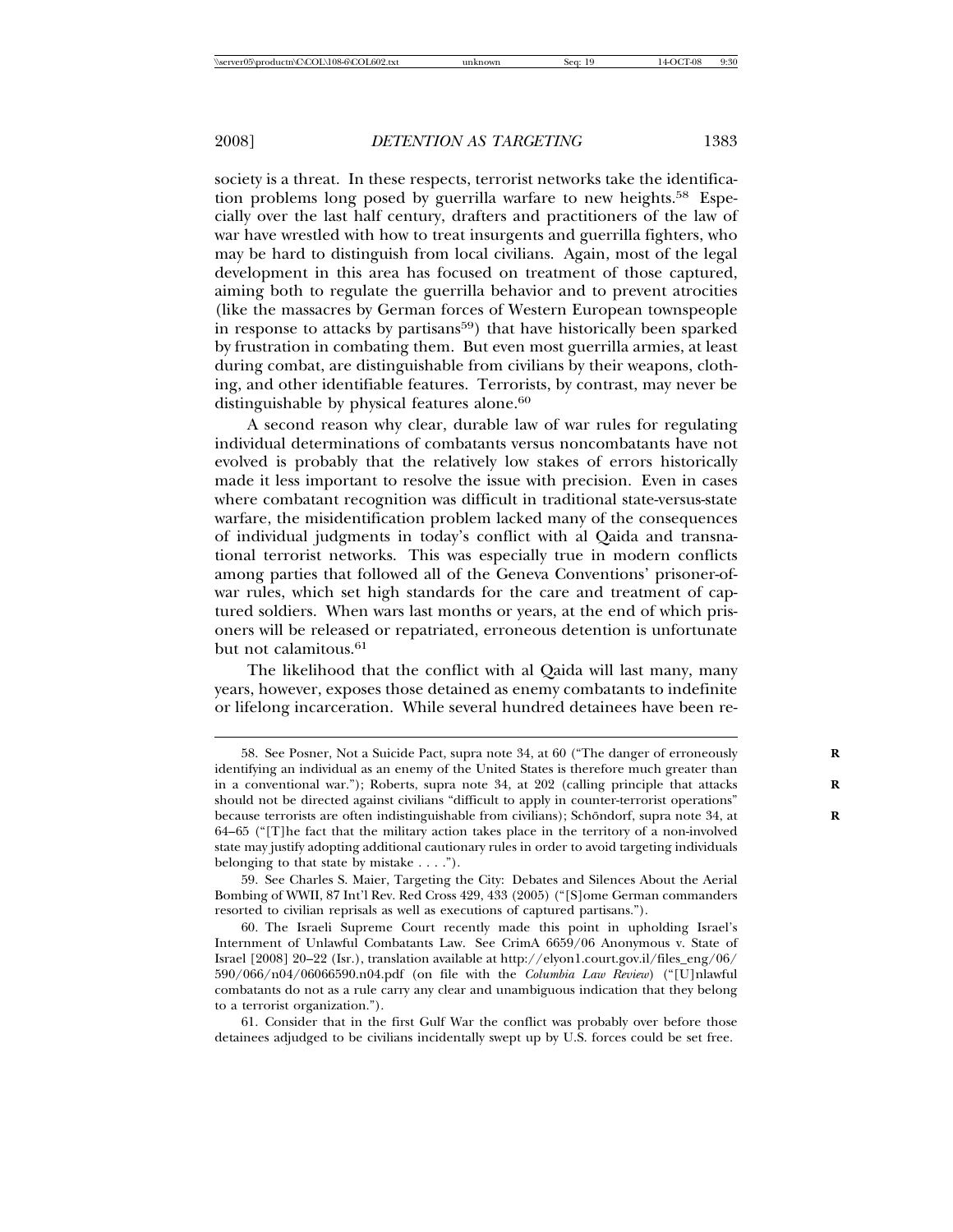society is a threat. In these respects, terrorist networks take the identification problems long posed by guerrilla warfare to new heights.[58] Especially over the last half century, drafters and practitioners of the law of war have wrestled with how to treat insurgents and guerrilla fighters, who may be hard to distinguish from local civilians. Again, most of the legal development in this area has focused on treatment of those captured, aiming both to regulate the guerrilla behavior and to prevent atrocities (like the massacres by German forces of Western European townspeople in response to attacks by partisans[59]) that have historically been sparked by frustration in combating them. But even most guerrilla armies, at least during combat, are distinguishable from civilians by their weapons, clothing, and other identifiable features. Terrorists, by contrast, may never be distinguishable by physical features alone.[60]

A second reason why clear, durable law of war rules for regulating individual determinations of combatants versus noncombatants have not evolved is probably that the relatively low stakes of errors historically made it less important to resolve the issue with precision. Even in cases where combatant recognition was difficult in traditional state-versus-state warfare, the misidentification problem lacked many of the consequences of individual judgments in today's conflict with al Qaida and transnational terrorist networks. This was especially true in modern conflicts among parties that followed all of the Geneva Conventions' prisoner-of-war rules, which set high standards for the care and treatment of captured soldiers. When wars last months or years, at the end of which prisoners will be released or repatriated, erroneous detention is unfortunate but not calamitous.[61]

The likelihood that the conflict with al Qaida will last many, many years, however, exposes those detained as enemy combatants to indefinite or lifelong incarceration. While several hundred detainees have been re-

---

58. See Posner, Not a Suicide Pact, supra note 34, at 60 ("The danger of erroneously identifying an individual as an enemy of the United States is therefore much greater than in a conventional war."); Roberts, supra note 34, at 202 (calling principle that attacks should not be directed against civilians "difficult to apply in counter-terrorist operations" because terrorists are often indistinguishable from civilians); Schöndorf, supra note 34, at 64–65 ("[T]he fact that the military action takes place in the territory of a non-involved state may justify adopting additional cautionary rules in order to avoid targeting individuals belonging to that state by mistake . . . .").

59. See Charles S. Maier, Targeting the City: Debates and Silences About the Aerial Bombing of WWII, 87 Int'l Rev. Red Cross 429, 433 (2005) ("[S]ome German commanders resorted to civilian reprisals as well as executions of captured partisans.").

60. The Israeli Supreme Court recently made this point in upholding Israel's Internment of Unlawful Combatants Law. See CrimA 6659/06 Anonymous v. State of Israel [2008] 20–22 (Isr.), translation available at http://elyon1.court.gov.il/files_eng/06/590/066/n04/06066590.n04.pdf (on file with the *Columbia Law Review*) ("[U]nlawful combatants do not as a rule carry any clear and unambiguous indication that they belong to a terrorist organization.").

61. Consider that in the first Gulf War the conflict was probably over before those detainees adjudged to be civilians incidentally swept up by U.S. forces could be set free.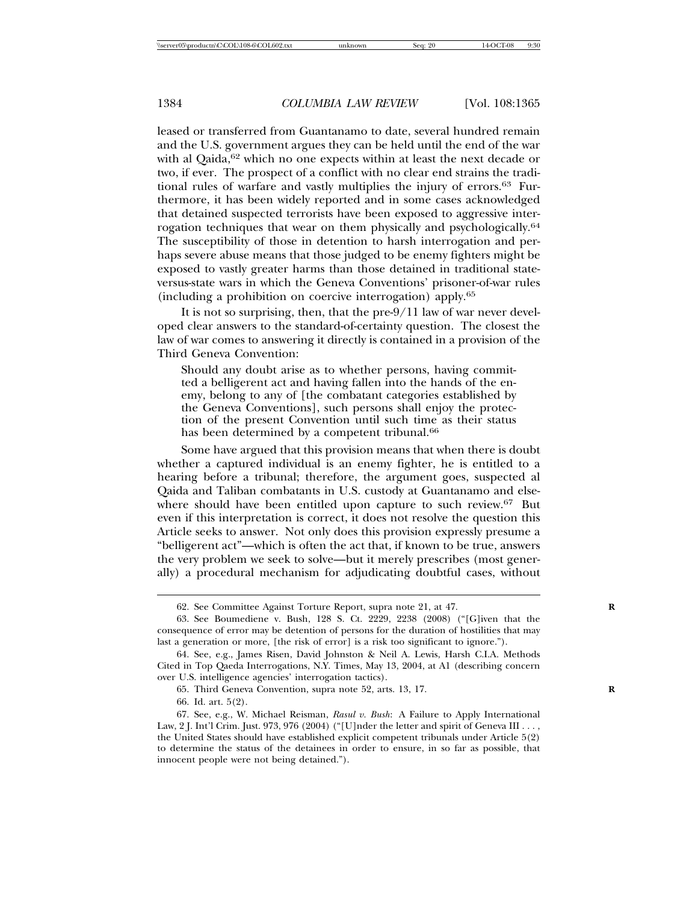leased or transferred from Guantanamo to date, several hundred remain and the U.S. government argues they can be held until the end of the war with al Qaida,[62] which no one expects within at least the next decade or two, if ever. The prospect of a conflict with no clear end strains the traditional rules of warfare and vastly multiplies the injury of errors.[63] Furthermore, it has been widely reported and in some cases acknowledged that detained suspected terrorists have been exposed to aggressive interrogation techniques that wear on them physically and psychologically.[64] The susceptibility of those in detention to harsh interrogation and perhaps severe abuse means that those judged to be enemy fighters might be exposed to vastly greater harms than those detained in traditional state-versus-state wars in which the Geneva Conventions' prisoner-of-war rules (including a prohibition on coercive interrogation) apply.[65]

It is not so surprising, then, that the pre-9/11 law of war never developed clear answers to the standard-of-certainty question. The closest the law of war comes to answering it directly is contained in a provision of the Third Geneva Convention:

> Should any doubt arise as to whether persons, having committed a belligerent act and having fallen into the hands of the enemy, belong to any of [the combatant categories established by the Geneva Conventions], such persons shall enjoy the protection of the present Convention until such time as their status has been determined by a competent tribunal.[66]

Some have argued that this provision means that when there is doubt whether a captured individual is an enemy fighter, he is entitled to a hearing before a tribunal; therefore, the argument goes, suspected al Qaida and Taliban combatants in U.S. custody at Guantanamo and elsewhere should have been entitled upon capture to such review.[67] But even if this interpretation is correct, it does not resolve the question this Article seeks to answer. Not only does this provision expressly presume a "belligerent act"—which is often the act that, if known to be true, answers the very problem we seek to solve—but it merely prescribes (most generally) a procedural mechanism for adjudicating doubtful cases, without

---

62. See Committee Against Torture Report, supra note 21, at 47.

63. See Boumediene v. Bush, 128 S. Ct. 2229, 2238 (2008) ("[G]iven that the consequence of error may be detention of persons for the duration of hostilities that may last a generation or more, [the risk of error] is a risk too significant to ignore.").

64. See, e.g., James Risen, David Johnston & Neil A. Lewis, Harsh C.I.A. Methods Cited in Top Qaeda Interrogations, N.Y. Times, May 13, 2004, at A1 (describing concern over U.S. intelligence agencies' interrogation tactics).

65. Third Geneva Convention, supra note 52, arts. 13, 17.

66. Id. art. 5(2).

67. See, e.g., W. Michael Reisman, *Rasul v. Bush*: A Failure to Apply International Law, 2 J. Int'l Crim. Just. 973, 976 (2004) ("[U]nder the letter and spirit of Geneva III . . . , the United States should have established explicit competent tribunals under Article 5(2) to determine the status of the detainees in order to ensure, in so far as possible, that innocent people were not being detained.").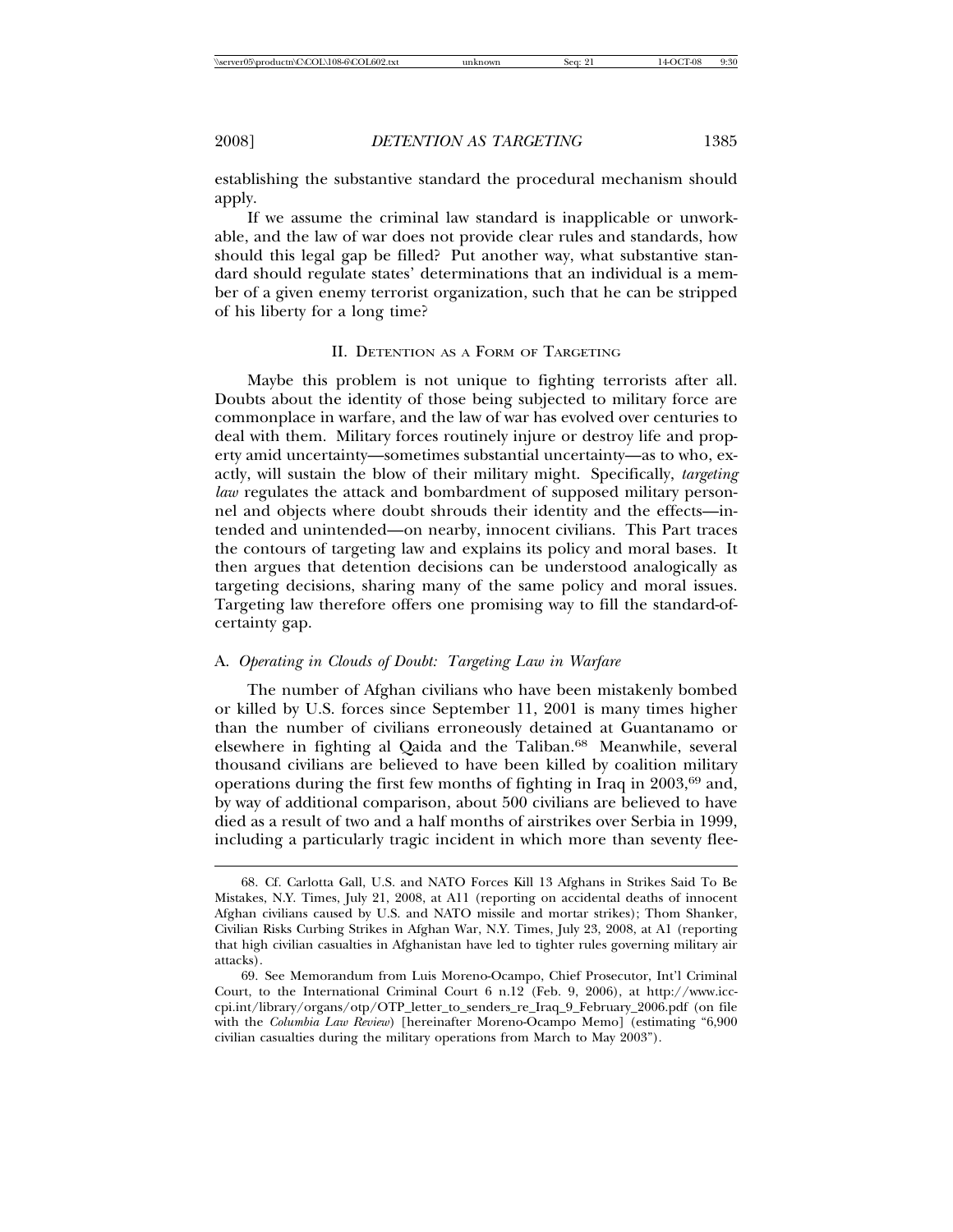establishing the substantive standard the procedural mechanism should apply.

If we assume the criminal law standard is inapplicable or unworkable, and the law of war does not provide clear rules and standards, how should this legal gap be filled? Put another way, what substantive standard should regulate states' determinations that an individual is a member of a given enemy terrorist organization, such that he can be stripped of his liberty for a long time?

## II. Detention as a Form of Targeting

Maybe this problem is not unique to fighting terrorists after all. Doubts about the identity of those being subjected to military force are commonplace in warfare, and the law of war has evolved over centuries to deal with them. Military forces routinely injure or destroy life and property amid uncertainty—sometimes substantial uncertainty—as to who, exactly, will sustain the blow of their military might. Specifically, *targeting law* regulates the attack and bombardment of supposed military personnel and objects where doubt shrouds their identity and the effects—intended and unintended—on nearby, innocent civilians. This Part traces the contours of targeting law and explains its policy and moral bases. It then argues that detention decisions can be understood analogically as targeting decisions, sharing many of the same policy and moral issues. Targeting law therefore offers one promising way to fill the standard-of-certainty gap.

### A. *Operating in Clouds of Doubt: Targeting Law in Warfare*

The number of Afghan civilians who have been mistakenly bombed or killed by U.S. forces since September 11, 2001 is many times higher than the number of civilians erroneously detained at Guantanamo or elsewhere in fighting al Qaida and the Taliban.[68] Meanwhile, several thousand civilians are believed to have been killed by coalition military operations during the first few months of fighting in Iraq in 2003,[69] and, by way of additional comparison, about 500 civilians are believed to have died as a result of two and a half months of airstrikes over Serbia in 1999, including a particularly tragic incident in which more than seventy flee-

---

68. Cf. Carlotta Gall, U.S. and NATO Forces Kill 13 Afghans in Strikes Said To Be Mistakes, N.Y. Times, July 21, 2008, at A11 (reporting on accidental deaths of innocent Afghan civilians caused by U.S. and NATO missile and mortar strikes); Thom Shanker, Civilian Risks Curbing Strikes in Afghan War, N.Y. Times, July 23, 2008, at A1 (reporting that high civilian casualties in Afghanistan have led to tighter rules governing military air attacks).

69. See Memorandum from Luis Moreno-Ocampo, Chief Prosecutor, Int'l Criminal Court, to the International Criminal Court 6 n.12 (Feb. 9, 2006), at http://www.icc-cpi.int/library/organs/otp/OTP_letter_to_senders_re_Iraq_9_February_2006.pdf (on file with the *Columbia Law Review*) [hereinafter Moreno-Ocampo Memo] (estimating "6,900 civilian casualties during the military operations from March to May 2003").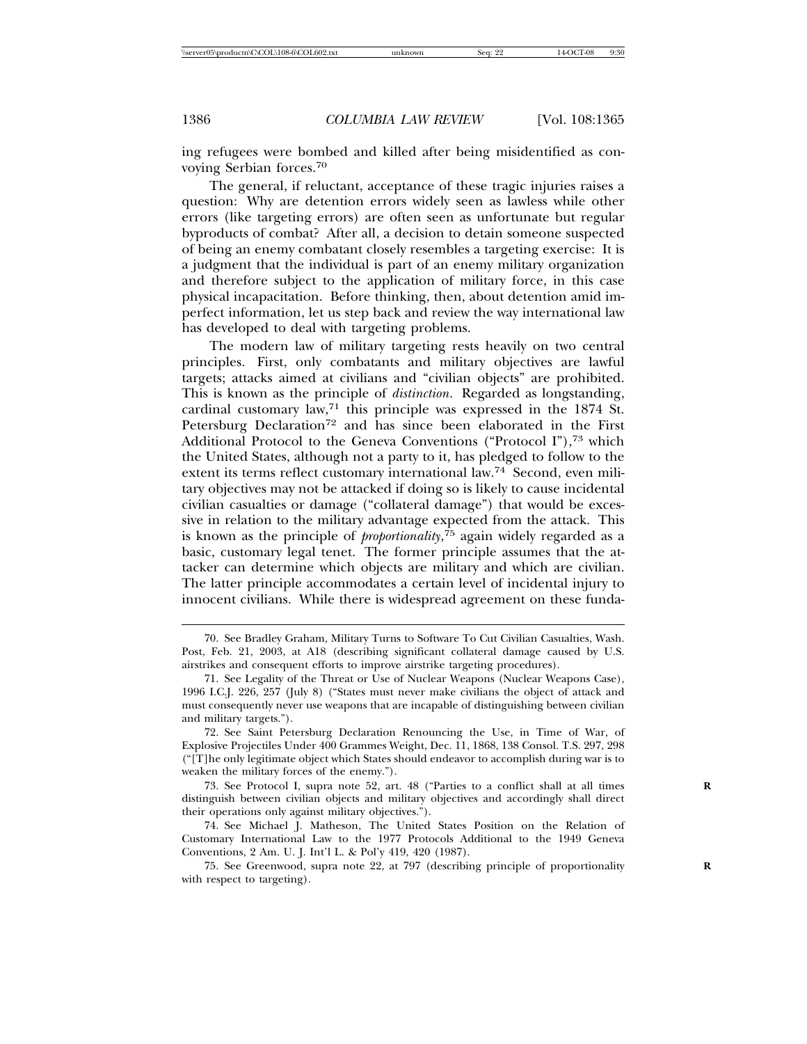ing refugees were bombed and killed after being misidentified as convoying Serbian forces.[70]

The general, if reluctant, acceptance of these tragic injuries raises a question: Why are detention errors widely seen as lawless while other errors (like targeting errors) are often seen as unfortunate but regular byproducts of combat? After all, a decision to detain someone suspected of being an enemy combatant closely resembles a targeting exercise: It is a judgment that the individual is part of an enemy military organization and therefore subject to the application of military force, in this case physical incapacitation. Before thinking, then, about detention amid imperfect information, let us step back and review the way international law has developed to deal with targeting problems.

The modern law of military targeting rests heavily on two central principles. First, only combatants and military objectives are lawful targets; attacks aimed at civilians and "civilian objects" are prohibited. This is known as the principle of *distinction*. Regarded as longstanding, cardinal customary law,[71] this principle was expressed in the 1874 St. Petersburg Declaration[72] and has since been elaborated in the First Additional Protocol to the Geneva Conventions ("Protocol I"),[73] which the United States, although not a party to it, has pledged to follow to the extent its terms reflect customary international law.[74] Second, even military objectives may not be attacked if doing so is likely to cause incidental civilian casualties or damage ("collateral damage") that would be excessive in relation to the military advantage expected from the attack. This is known as the principle of *proportionality*,[75] again widely regarded as a basic, customary legal tenet. The former principle assumes that the attacker can determine which objects are military and which are civilian. The latter principle accommodates a certain level of incidental injury to innocent civilians. While there is widespread agreement on these funda-

---

70. See Bradley Graham, Military Turns to Software To Cut Civilian Casualties, Wash. Post, Feb. 21, 2003, at A18 (describing significant collateral damage caused by U.S. airstrikes and consequent efforts to improve airstrike targeting procedures).

71. See Legality of the Threat or Use of Nuclear Weapons (Nuclear Weapons Case), 1996 I.C.J. 226, 257 (July 8) ("States must never make civilians the object of attack and must consequently never use weapons that are incapable of distinguishing between civilian and military targets.").

72. See Saint Petersburg Declaration Renouncing the Use, in Time of War, of Explosive Projectiles Under 400 Grammes Weight, Dec. 11, 1868, 138 Consol. T.S. 297, 298 ("[T]he only legitimate object which States should endeavor to accomplish during war is to weaken the military forces of the enemy.").

73. See Protocol I, supra note 52, art. 48 ("Parties to a conflict shall at all times distinguish between civilian objects and military objectives and accordingly shall direct their operations only against military objectives.").

74. See Michael J. Matheson, The United States Position on the Relation of Customary International Law to the 1977 Protocols Additional to the 1949 Geneva Conventions, 2 Am. U. J. Int'l L. & Pol'y 419, 420 (1987).

75. See Greenwood, supra note 22, at 797 (describing principle of proportionality with respect to targeting).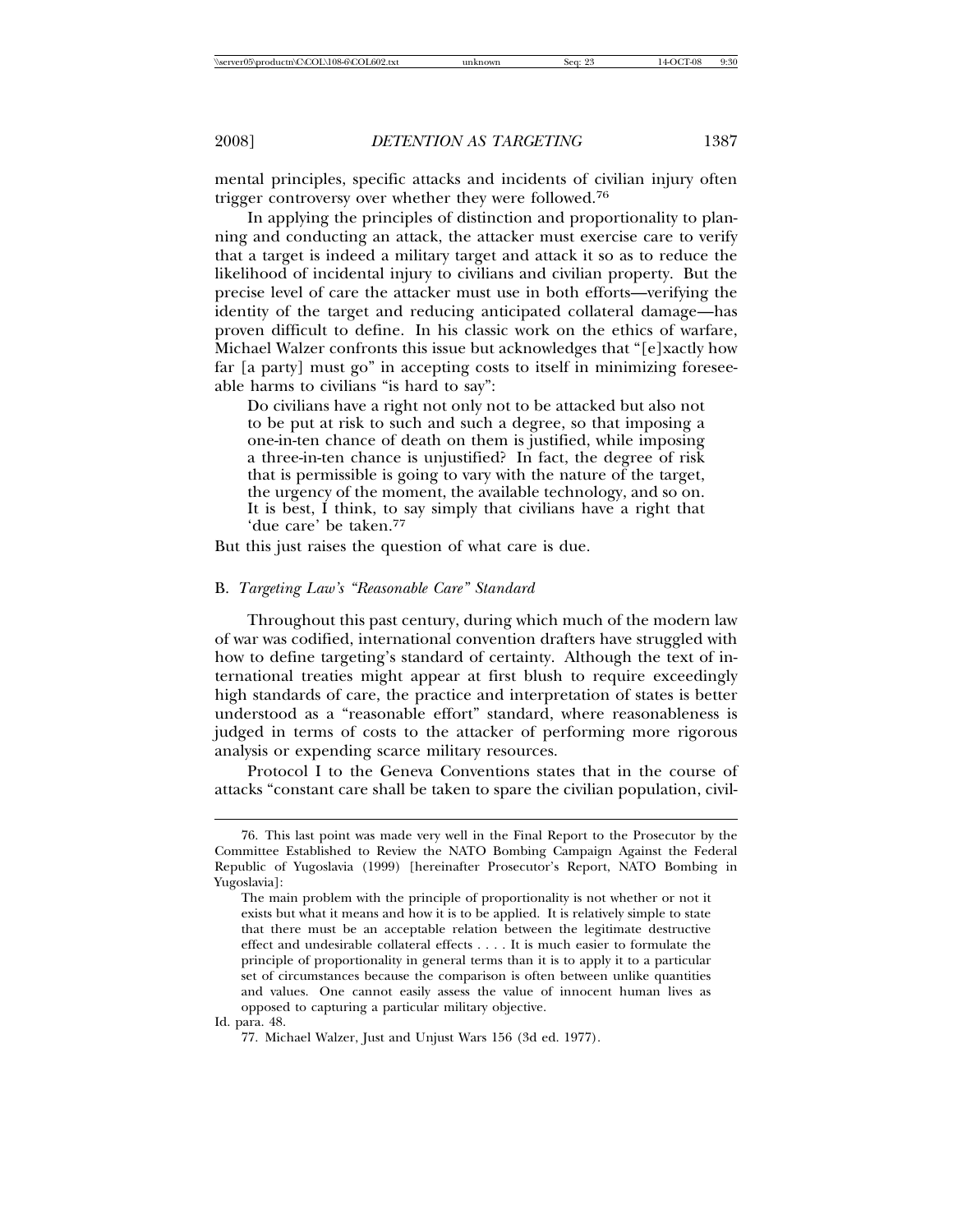mental principles, specific attacks and incidents of civilian injury often trigger controversy over whether they were followed.[76]

In applying the principles of distinction and proportionality to planning and conducting an attack, the attacker must exercise care to verify that a target is indeed a military target and attack it so as to reduce the likelihood of incidental injury to civilians and civilian property. But the precise level of care the attacker must use in both efforts—verifying the identity of the target and reducing anticipated collateral damage—has proven difficult to define. In his classic work on the ethics of warfare, Michael Walzer confronts this issue but acknowledges that "[e]xactly how far [a party] must go" in accepting costs to itself in minimizing foreseeable harms to civilians "is hard to say":

> Do civilians have a right not only not to be attacked but also not to be put at risk to such and such a degree, so that imposing a one-in-ten chance of death on them is justified, while imposing a three-in-ten chance is unjustified? In fact, the degree of risk that is permissible is going to vary with the nature of the target, the urgency of the moment, the available technology, and so on. It is best, I think, to say simply that civilians have a right that 'due care' be taken.[77]

But this just raises the question of what care is due.

### B. *Targeting Law's "Reasonable Care" Standard*

Throughout this past century, during which much of the modern law of war was codified, international convention drafters have struggled with how to define targeting's standard of certainty. Although the text of international treaties might appear at first blush to require exceedingly high standards of care, the practice and interpretation of states is better understood as a "reasonable effort" standard, where reasonableness is judged in terms of costs to the attacker of performing more rigorous analysis or expending scarce military resources.

Protocol I to the Geneva Conventions states that in the course of attacks "constant care shall be taken to spare the civilian population, civil-

---

76. This last point was made very well in the Final Report to the Prosecutor by the Committee Established to Review the NATO Bombing Campaign Against the Federal Republic of Yugoslavia (1999) [hereinafter Prosecutor's Report, NATO Bombing in Yugoslavia]:

> The main problem with the principle of proportionality is not whether or not it exists but what it means and how it is to be applied. It is relatively simple to state that there must be an acceptable relation between the legitimate destructive effect and undesirable collateral effects . . . . It is much easier to formulate the principle of proportionality in general terms than it is to apply it to a particular set of circumstances because the comparison is often between unlike quantities and values. One cannot easily assess the value of innocent human lives as opposed to capturing a particular military objective.

Id. para. 48.

77. Michael Walzer, Just and Unjust Wars 156 (3d ed. 1977).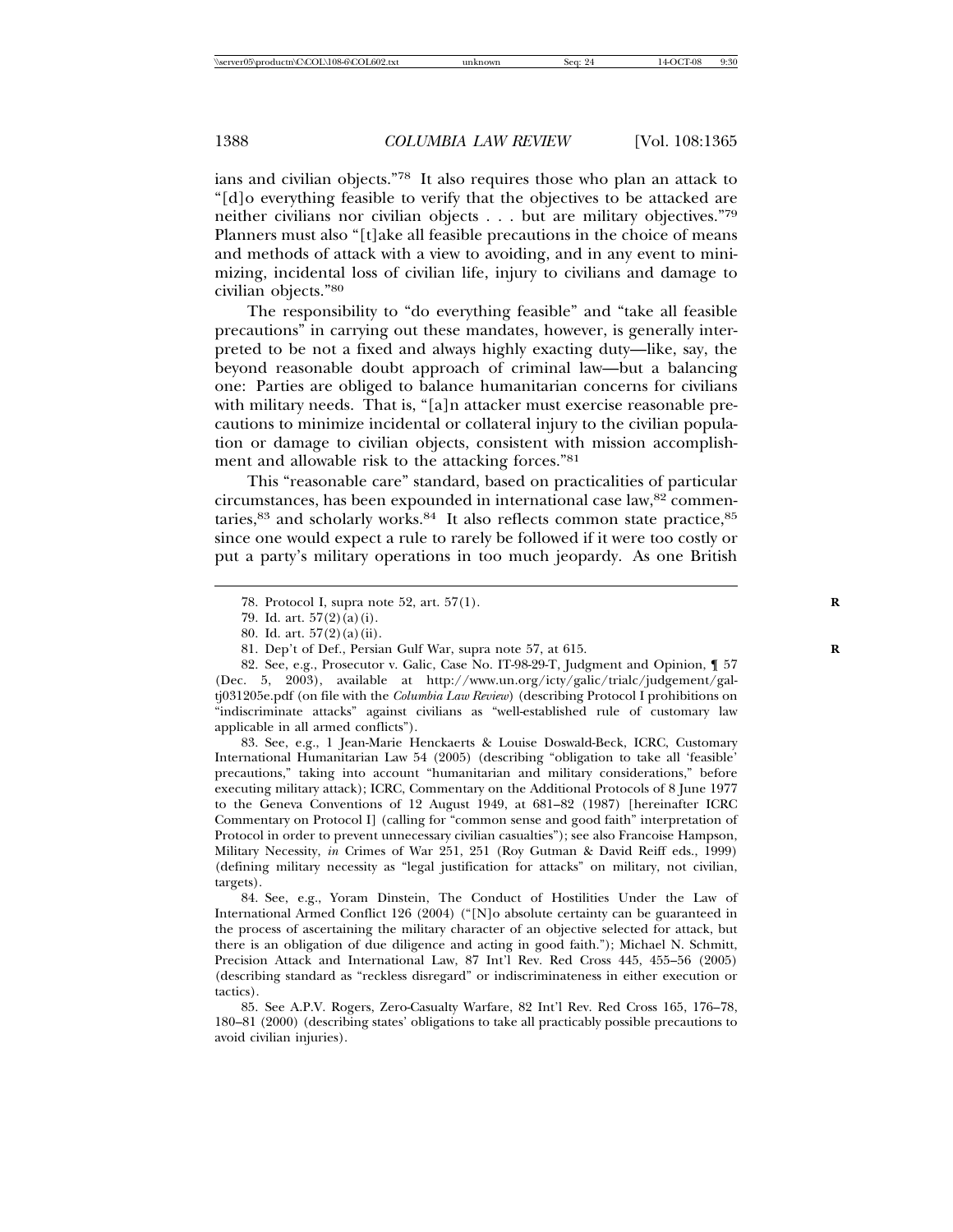ians and civilian objects."[78] It also requires those who plan an attack to "[d]o everything feasible to verify that the objectives to be attacked are neither civilians nor civilian objects . . . but are military objectives."[79] Planners must also "[t]ake all feasible precautions in the choice of means and methods of attack with a view to avoiding, and in any event to minimizing, incidental loss of civilian life, injury to civilians and damage to civilian objects."[80]

The responsibility to "do everything feasible" and "take all feasible precautions" in carrying out these mandates, however, is generally interpreted to be not a fixed and always highly exacting duty—like, say, the beyond reasonable doubt approach of criminal law—but a balancing one: Parties are obliged to balance humanitarian concerns for civilians with military needs. That is, "[a]n attacker must exercise reasonable precautions to minimize incidental or collateral injury to the civilian population or damage to civilian objects, consistent with mission accomplishment and allowable risk to the attacking forces."[81]

This "reasonable care" standard, based on practicalities of particular circumstances, has been expounded in international case law,[82] commentaries,[83] and scholarly works.[84] It also reflects common state practice,[85] since one would expect a rule to rarely be followed if it were too costly or put a party's military operations in too much jeopardy. As one British

---

78. Protocol I, supra note 52, art. 57(1).

79. Id. art. 57(2)(a)(i).

80. Id. art. 57(2)(a)(ii).

81. Dep't of Def., Persian Gulf War, supra note 57, at 615.

82. See, e.g., Prosecutor v. Galic, Case No. IT-98-29-T, Judgment and Opinion, ¶ 57 (Dec. 5, 2003), available at http://www.un.org/icty/galic/trialc/judgement/gal-tj031205e.pdf (on file with the *Columbia Law Review*) (describing Protocol I prohibitions on "indiscriminate attacks" against civilians as "well-established rule of customary law applicable in all armed conflicts").

83. See, e.g., 1 Jean-Marie Henckaerts & Louise Doswald-Beck, ICRC, Customary International Humanitarian Law 54 (2005) (describing "obligation to take all 'feasible' precautions," taking into account "humanitarian and military considerations," before executing military attack); ICRC, Commentary on the Additional Protocols of 8 June 1977 to the Geneva Conventions of 12 August 1949, at 681–82 (1987) [hereinafter ICRC Commentary on Protocol I] (calling for "common sense and good faith" interpretation of Protocol in order to prevent unnecessary civilian casualties"); see also Francoise Hampson, Military Necessity, *in* Crimes of War 251, 251 (Roy Gutman & David Reiff eds., 1999) (defining military necessity as "legal justification for attacks" on military, not civilian, targets).

84. See, e.g., Yoram Dinstein, The Conduct of Hostilities Under the Law of International Armed Conflict 126 (2004) ("[N]o absolute certainty can be guaranteed in the process of ascertaining the military character of an objective selected for attack, but there is an obligation of due diligence and acting in good faith."); Michael N. Schmitt, Precision Attack and International Law, 87 Int'l Rev. Red Cross 445, 455–56 (2005) (describing standard as "reckless disregard" or indiscriminateness in either execution or tactics).

85. See A.P.V. Rogers, Zero-Casualty Warfare, 82 Int'l Rev. Red Cross 165, 176–78, 180–81 (2000) (describing states' obligations to take all practicably possible precautions to avoid civilian injuries).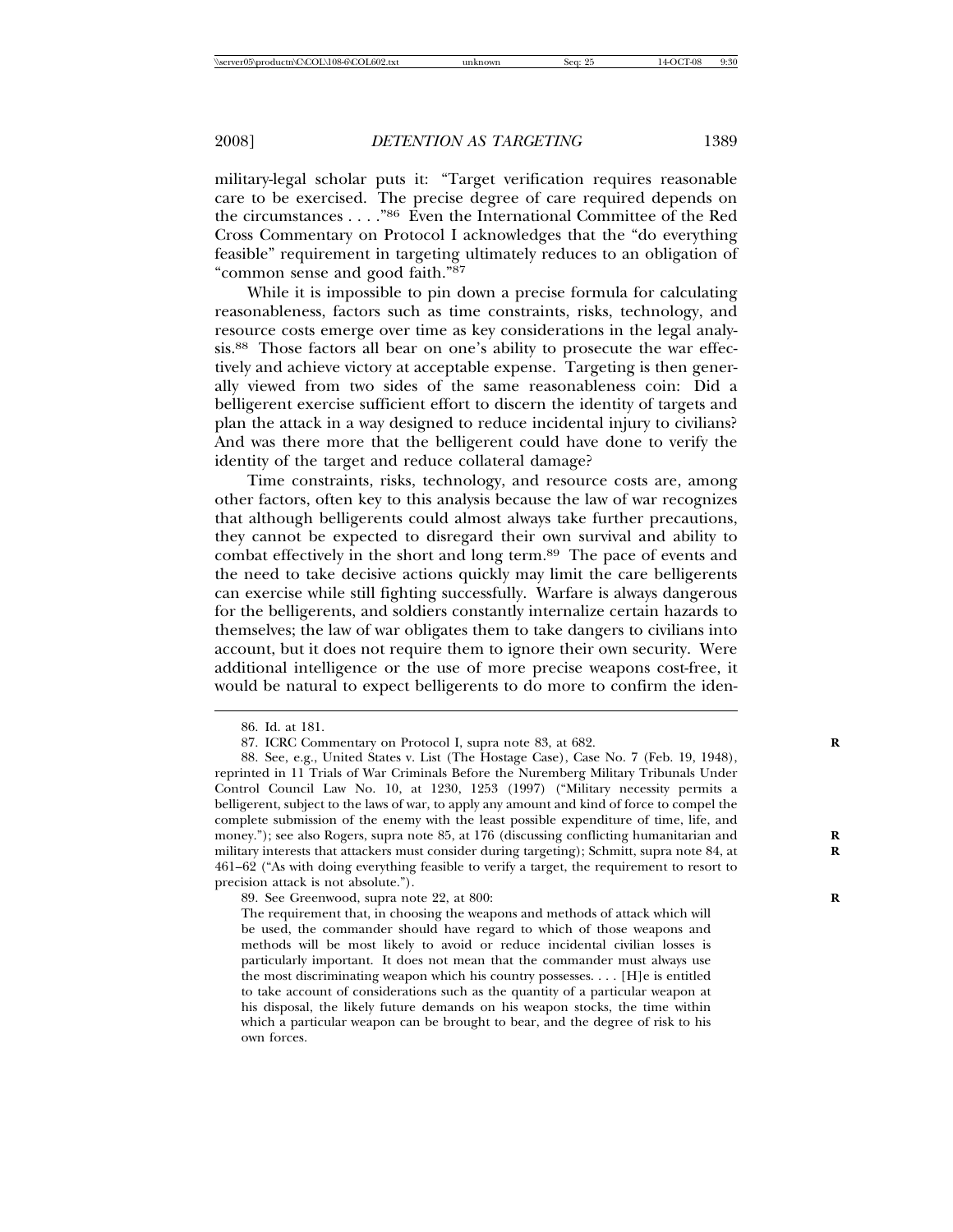military-legal scholar puts it: "Target verification requires reasonable care to be exercised. The precise degree of care required depends on the circumstances . . . ."[86] Even the International Committee of the Red Cross Commentary on Protocol I acknowledges that the "do everything feasible" requirement in targeting ultimately reduces to an obligation of "common sense and good faith."[87]

While it is impossible to pin down a precise formula for calculating reasonableness, factors such as time constraints, risks, technology, and resource costs emerge over time as key considerations in the legal analysis.[88] Those factors all bear on one's ability to prosecute the war effectively and achieve victory at acceptable expense. Targeting is then generally viewed from two sides of the same reasonableness coin: Did a belligerent exercise sufficient effort to discern the identity of targets and plan the attack in a way designed to reduce incidental injury to civilians? And was there more that the belligerent could have done to verify the identity of the target and reduce collateral damage?

Time constraints, risks, technology, and resource costs are, among other factors, often key to this analysis because the law of war recognizes that although belligerents could almost always take further precautions, they cannot be expected to disregard their own survival and ability to combat effectively in the short and long term.[89] The pace of events and the need to take decisive actions quickly may limit the care belligerents can exercise while still fighting successfully. Warfare is always dangerous for the belligerents, and soldiers constantly internalize certain hazards to themselves; the law of war obligates them to take dangers to civilians into account, but it does not require them to ignore their own security. Were additional intelligence or the use of more precise weapons cost-free, it would be natural to expect belligerents to do more to confirm the iden-

86. Id. at 181.

87. ICRC Commentary on Protocol I, supra note 83, at 682.

88. See, e.g., United States v. List (The Hostage Case), Case No. 7 (Feb. 19, 1948), reprinted in 11 Trials of War Criminals Before the Nuremberg Military Tribunals Under Control Council Law No. 10, at 1230, 1253 (1997) ("Military necessity permits a belligerent, subject to the laws of war, to apply any amount and kind of force to compel the complete submission of the enemy with the least possible expenditure of time, life, and money."); see also Rogers, supra note 85, at 176 (discussing conflicting humanitarian and military interests that attackers must consider during targeting); Schmitt, supra note 84, at 461–62 ("As with doing everything feasible to verify a target, the requirement to resort to precision attack is not absolute.").

89. See Greenwood, supra note 22, at 800:

> The requirement that, in choosing the weapons and methods of attack which will be used, the commander should have regard to which of those weapons and methods will be most likely to avoid or reduce incidental civilian losses is particularly important. It does not mean that the commander must always use the most discriminating weapon which his country possesses. . . . [H]e is entitled to take account of considerations such as the quantity of a particular weapon at his disposal, the likely future demands on his weapon stocks, the time within which a particular weapon can be brought to bear, and the degree of risk to his own forces.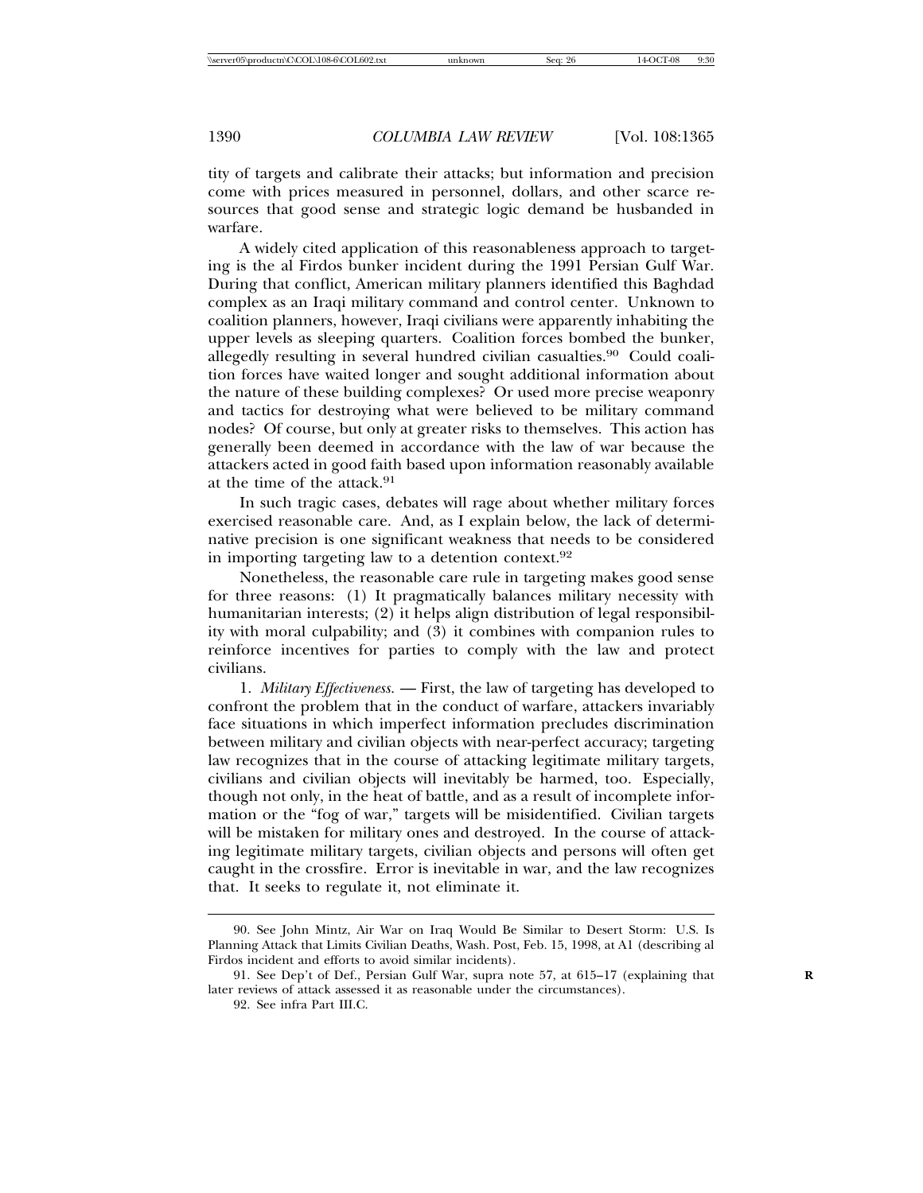tity of targets and calibrate their attacks; but information and precision come with prices measured in personnel, dollars, and other scarce resources that good sense and strategic logic demand be husbanded in warfare.

A widely cited application of this reasonableness approach to targeting is the al Firdos bunker incident during the 1991 Persian Gulf War. During that conflict, American military planners identified this Baghdad complex as an Iraqi military command and control center. Unknown to coalition planners, however, Iraqi civilians were apparently inhabiting the upper levels as sleeping quarters. Coalition forces bombed the bunker, allegedly resulting in several hundred civilian casualties.[90] Could coalition forces have waited longer and sought additional information about the nature of these building complexes? Or used more precise weaponry and tactics for destroying what were believed to be military command nodes? Of course, but only at greater risks to themselves. This action has generally been deemed in accordance with the law of war because the attackers acted in good faith based upon information reasonably available at the time of the attack.[91]

In such tragic cases, debates will rage about whether military forces exercised reasonable care. And, as I explain below, the lack of determinative precision is one significant weakness that needs to be considered in importing targeting law to a detention context.[92]

Nonetheless, the reasonable care rule in targeting makes good sense for three reasons: (1) It pragmatically balances military necessity with humanitarian interests; (2) it helps align distribution of legal responsibility with moral culpability; and (3) it combines with companion rules to reinforce incentives for parties to comply with the law and protect civilians.

1. *Military Effectiveness.* — First, the law of targeting has developed to confront the problem that in the conduct of warfare, attackers invariably face situations in which imperfect information precludes discrimination between military and civilian objects with near-perfect accuracy; targeting law recognizes that in the course of attacking legitimate military targets, civilians and civilian objects will inevitably be harmed, too. Especially, though not only, in the heat of battle, and as a result of incomplete information or the "fog of war," targets will be misidentified. Civilian targets will be mistaken for military ones and destroyed. In the course of attacking legitimate military targets, civilian objects and persons will often get caught in the crossfire. Error is inevitable in war, and the law recognizes that. It seeks to regulate it, not eliminate it.

---

90. See John Mintz, Air War on Iraq Would Be Similar to Desert Storm: U.S. Is Planning Attack that Limits Civilian Deaths, Wash. Post, Feb. 15, 1998, at A1 (describing al Firdos incident and efforts to avoid similar incidents).

91. See Dep't of Def., Persian Gulf War, supra note 57, at 615–17 (explaining that later reviews of attack assessed it as reasonable under the circumstances).

92. See infra Part III.C.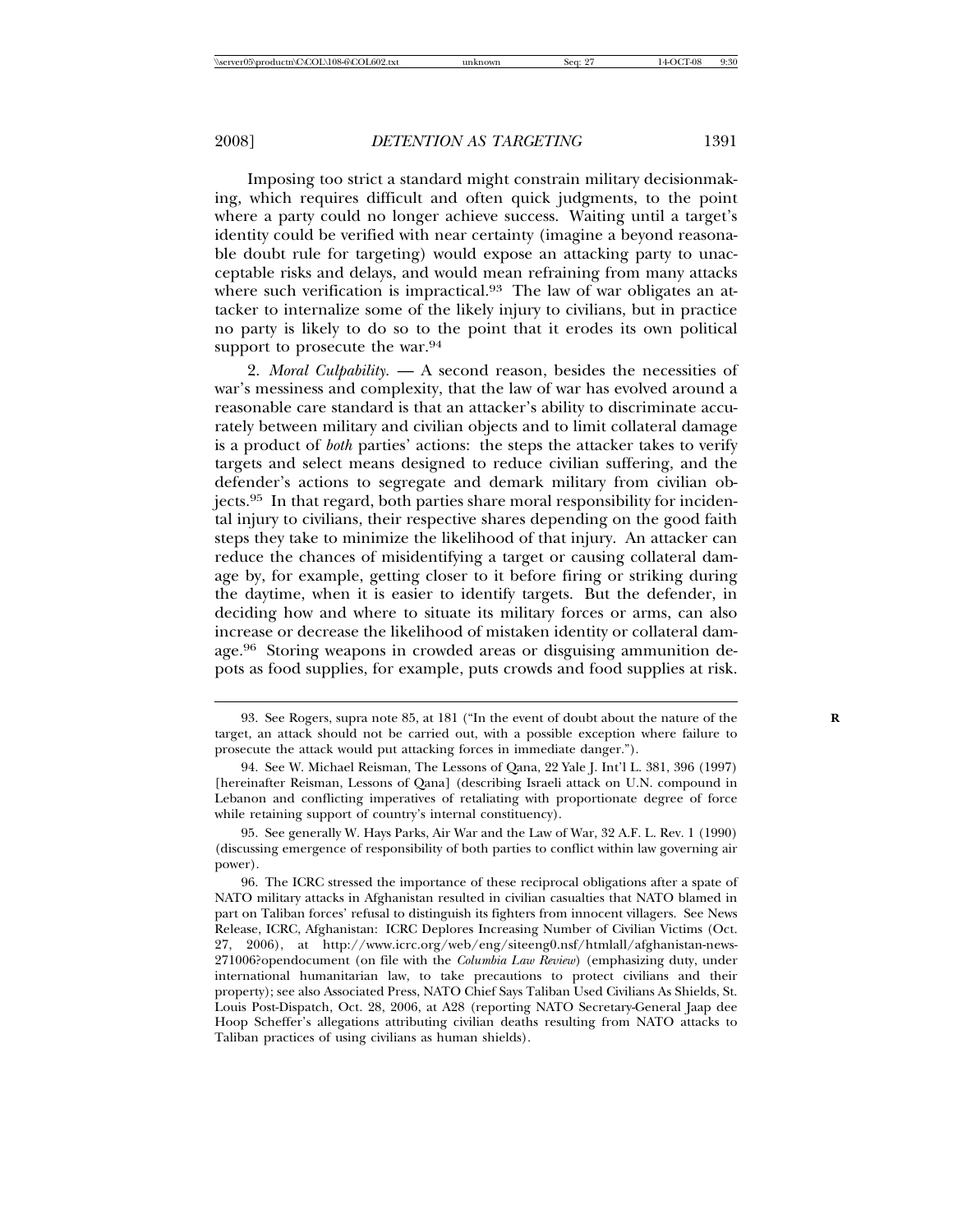Imposing too strict a standard might constrain military decisionmaking, which requires difficult and often quick judgments, to the point where a party could no longer achieve success. Waiting until a target's identity could be verified with near certainty (imagine a beyond reasonable doubt rule for targeting) would expose an attacking party to unacceptable risks and delays, and would mean refraining from many attacks where such verification is impractical.[93] The law of war obligates an attacker to internalize some of the likely injury to civilians, but in practice no party is likely to do so to the point that it erodes its own political support to prosecute the war.[94]

2. *Moral Culpability.* — A second reason, besides the necessities of war's messiness and complexity, that the law of war has evolved around a reasonable care standard is that an attacker's ability to discriminate accurately between military and civilian objects and to limit collateral damage is a product of *both* parties' actions: the steps the attacker takes to verify targets and select means designed to reduce civilian suffering, and the defender's actions to segregate and demark military from civilian objects.[95] In that regard, both parties share moral responsibility for incidental injury to civilians, their respective shares depending on the good faith steps they take to minimize the likelihood of that injury. An attacker can reduce the chances of misidentifying a target or causing collateral damage by, for example, getting closer to it before firing or striking during the daytime, when it is easier to identify targets. But the defender, in deciding how and where to situate its military forces or arms, can also increase or decrease the likelihood of mistaken identity or collateral damage.[96] Storing weapons in crowded areas or disguising ammunition depots as food supplies, for example, puts crowds and food supplies at risk.

---

93. See Rogers, supra note 85, at 181 ("In the event of doubt about the nature of the target, an attack should not be carried out, with a possible exception where failure to prosecute the attack would put attacking forces in immediate danger.").

94. See W. Michael Reisman, The Lessons of Qana, 22 Yale J. Int'l L. 381, 396 (1997) [hereinafter Reisman, Lessons of Qana] (describing Israeli attack on U.N. compound in Lebanon and conflicting imperatives of retaliating with proportionate degree of force while retaining support of country's internal constituency).

95. See generally W. Hays Parks, Air War and the Law of War, 32 A.F. L. Rev. 1 (1990) (discussing emergence of responsibility of both parties to conflict within law governing air power).

96. The ICRC stressed the importance of these reciprocal obligations after a spate of NATO military attacks in Afghanistan resulted in civilian casualties that NATO blamed in part on Taliban forces' refusal to distinguish its fighters from innocent villagers. See News Release, ICRC, Afghanistan: ICRC Deplores Increasing Number of Civilian Victims (Oct. 27, 2006), at http://www.icrc.org/web/eng/siteeng0.nsf/htmlall/afghanistan-news-271006?opendocument (on file with the *Columbia Law Review*) (emphasizing duty, under international humanitarian law, to take precautions to protect civilians and their property); see also Associated Press, NATO Chief Says Taliban Used Civilians As Shields, St. Louis Post-Dispatch, Oct. 28, 2006, at A28 (reporting NATO Secretary-General Jaap dee Hoop Scheffer's allegations attributing civilian deaths resulting from NATO attacks to Taliban practices of using civilians as human shields).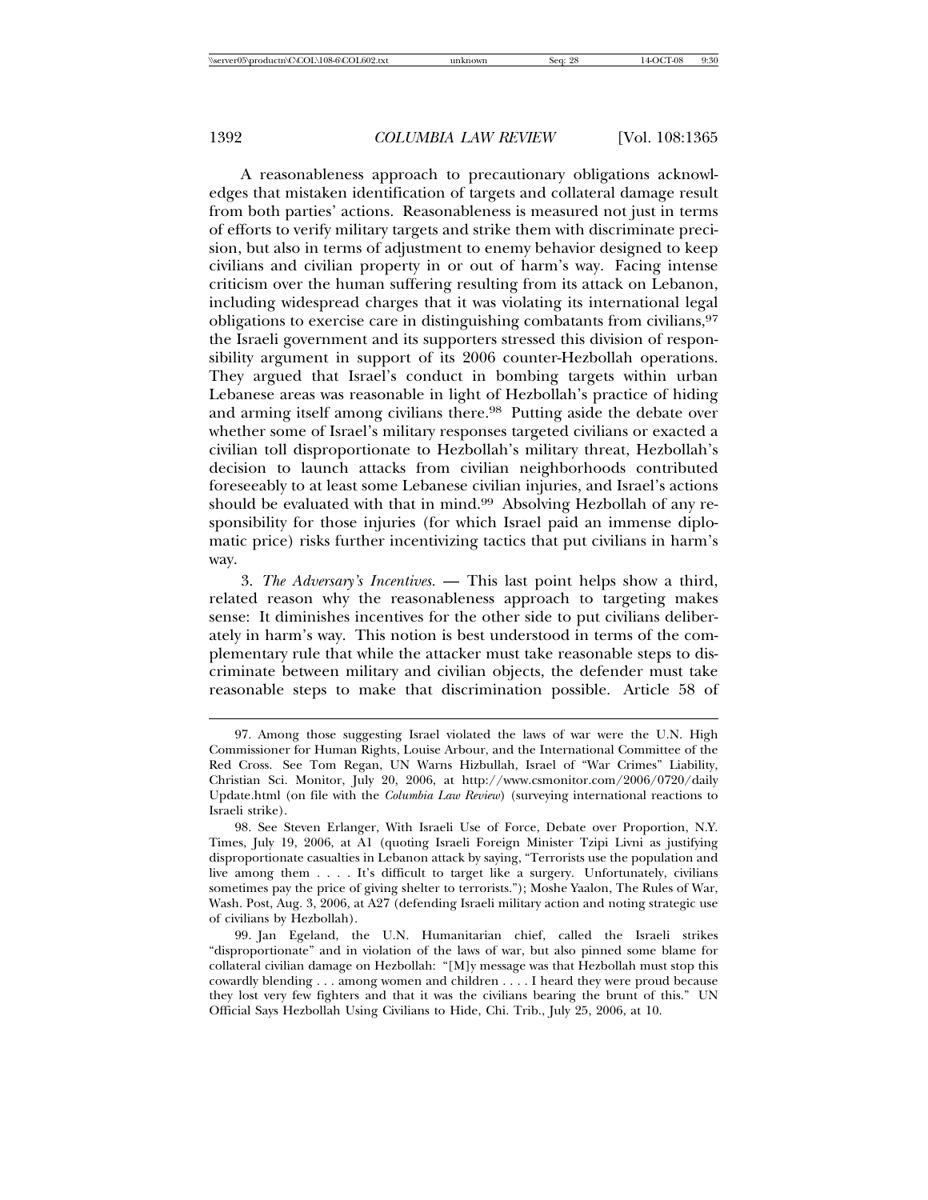A reasonableness approach to precautionary obligations acknowledges that mistaken identification of targets and collateral damage result from both parties' actions. Reasonableness is measured not just in terms of efforts to verify military targets and strike them with discriminate precision, but also in terms of adjustment to enemy behavior designed to keep civilians and civilian property in or out of harm's way. Facing intense criticism over the human suffering resulting from its attack on Lebanon, including widespread charges that it was violating its international legal obligations to exercise care in distinguishing combatants from civilians,[97] the Israeli government and its supporters stressed this division of responsibility argument in support of its 2006 counter-Hezbollah operations. They argued that Israel's conduct in bombing targets within urban Lebanese areas was reasonable in light of Hezbollah's practice of hiding and arming itself among civilians there.[98] Putting aside the debate over whether some of Israel's military responses targeted civilians or exacted a civilian toll disproportionate to Hezbollah's military threat, Hezbollah's decision to launch attacks from civilian neighborhoods contributed foreseeably to at least some Lebanese civilian injuries, and Israel's actions should be evaluated with that in mind.[99] Absolving Hezbollah of any responsibility for those injuries (for which Israel paid an immense diplomatic price) risks further incentivizing tactics that put civilians in harm's way.

3. *The Adversary's Incentives.* — This last point helps show a third, related reason why the reasonableness approach to targeting makes sense: It diminishes incentives for the other side to put civilians deliberately in harm's way. This notion is best understood in terms of the complementary rule that while the attacker must take reasonable steps to discriminate between military and civilian objects, the defender must take reasonable steps to make that discrimination possible. Article 58 of

---

97. Among those suggesting Israel violated the laws of war were the U.N. High Commissioner for Human Rights, Louise Arbour, and the International Committee of the Red Cross. See Tom Regan, UN Warns Hizbullah, Israel of "War Crimes" Liability, Christian Sci. Monitor, July 20, 2006, at http://www.csmonitor.com/2006/0720/dailyUpdate.html (on file with the *Columbia Law Review*) (surveying international reactions to Israeli strike).

98. See Steven Erlanger, With Israeli Use of Force, Debate over Proportion, N.Y. Times, July 19, 2006, at A1 (quoting Israeli Foreign Minister Tzipi Livni as justifying disproportionate casualties in Lebanon attack by saying, "Terrorists use the population and live among them . . . . It's difficult to target like a surgery. Unfortunately, civilians sometimes pay the price of giving shelter to terrorists."); Moshe Yaalon, The Rules of War, Wash. Post, Aug. 3, 2006, at A27 (defending Israeli military action and noting strategic use of civilians by Hezbollah).

99. Jan Egeland, the U.N. Humanitarian chief, called the Israeli strikes "disproportionate" and in violation of the laws of war, but also pinned some blame for collateral civilian damage on Hezbollah: "[M]y message was that Hezbollah must stop this cowardly blending . . . among women and children . . . . I heard they were proud because they lost very few fighters and that it was the civilians bearing the brunt of this." UN Official Says Hezbollah Using Civilians to Hide, Chi. Trib., July 25, 2006, at 10.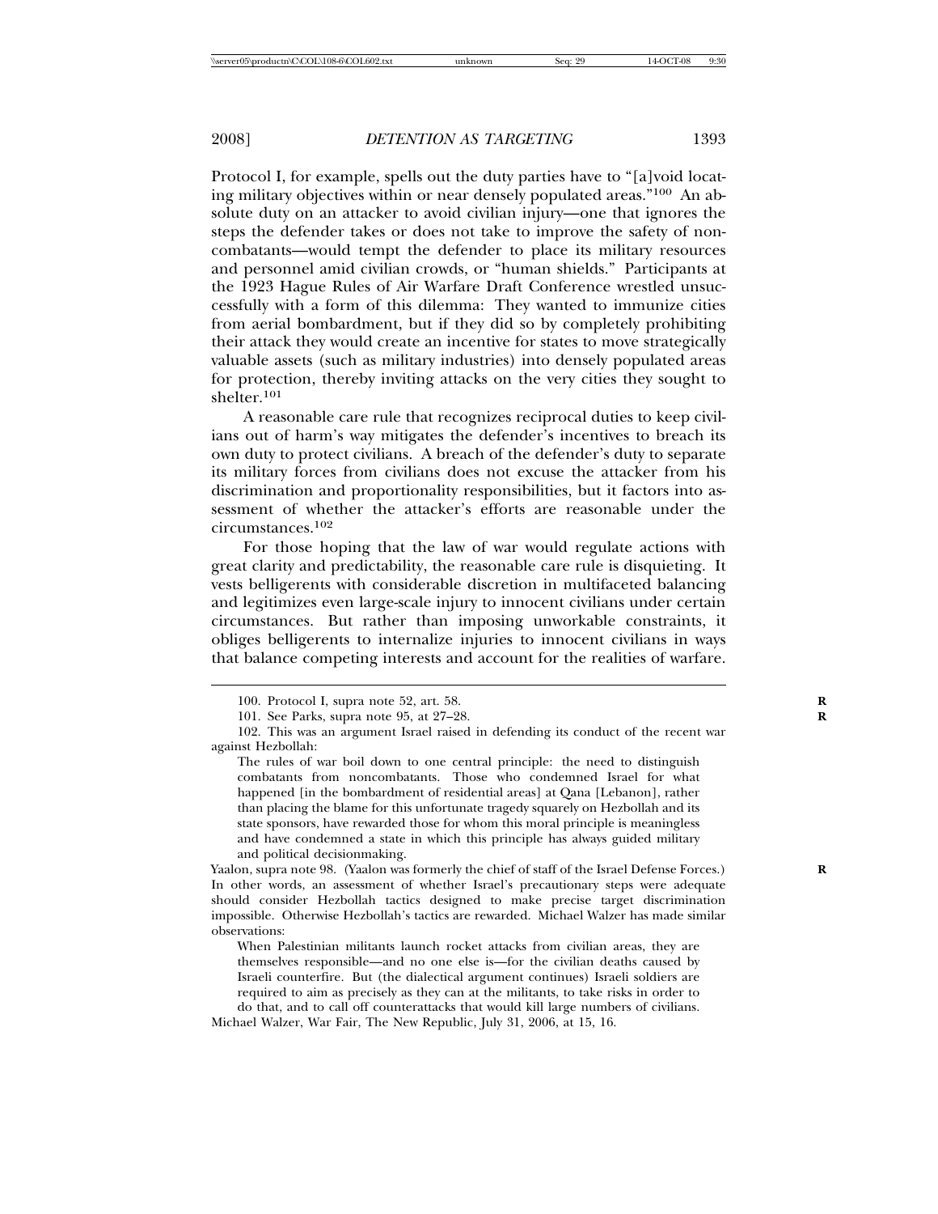Protocol I, for example, spells out the duty parties have to "[a]void locating military objectives within or near densely populated areas."[100] An absolute duty on an attacker to avoid civilian injury—one that ignores the steps the defender takes or does not take to improve the safety of noncombatants—would tempt the defender to place its military resources and personnel amid civilian crowds, or "human shields." Participants at the 1923 Hague Rules of Air Warfare Draft Conference wrestled unsuccessfully with a form of this dilemma: They wanted to immunize cities from aerial bombardment, but if they did so by completely prohibiting their attack they would create an incentive for states to move strategically valuable assets (such as military industries) into densely populated areas for protection, thereby inviting attacks on the very cities they sought to shelter.[101]

A reasonable care rule that recognizes reciprocal duties to keep civilians out of harm's way mitigates the defender's incentives to breach its own duty to protect civilians. A breach of the defender's duty to separate its military forces from civilians does not excuse the attacker from his discrimination and proportionality responsibilities, but it factors into assessment of whether the attacker's efforts are reasonable under the circumstances.[102]

For those hoping that the law of war would regulate actions with great clarity and predictability, the reasonable care rule is disquieting. It vests belligerents with considerable discretion in multifaceted balancing and legitimizes even large-scale injury to innocent civilians under certain circumstances. But rather than imposing unworkable constraints, it obliges belligerents to internalize injuries to innocent civilians in ways that balance competing interests and account for the realities of warfare.

---

100. Protocol I, supra note 52, art. 58.

101. See Parks, supra note 95, at 27–28.

102. This was an argument Israel raised in defending its conduct of the recent war against Hezbollah:

> The rules of war boil down to one central principle: the need to distinguish combatants from noncombatants. Those who condemned Israel for what happened [in the bombardment of residential areas] at Qana [Lebanon], rather than placing the blame for this unfortunate tragedy squarely on Hezbollah and its state sponsors, have rewarded those for whom this moral principle is meaningless and have condemned a state in which this principle has always guided military and political decisionmaking.

Yaalon, supra note 98. (Yaalon was formerly the chief of staff of the Israel Defense Forces.) In other words, an assessment of whether Israel's precautionary steps were adequate should consider Hezbollah tactics designed to make precise target discrimination impossible. Otherwise Hezbollah's tactics are rewarded. Michael Walzer has made similar observations:

> When Palestinian militants launch rocket attacks from civilian areas, they are themselves responsible—and no one else is—for the civilian deaths caused by Israeli counterfire. But (the dialectical argument continues) Israeli soldiers are required to aim as precisely as they can at the militants, to take risks in order to do that, and to call off counterattacks that would kill large numbers of civilians.

Michael Walzer, War Fair, The New Republic, July 31, 2006, at 15, 16.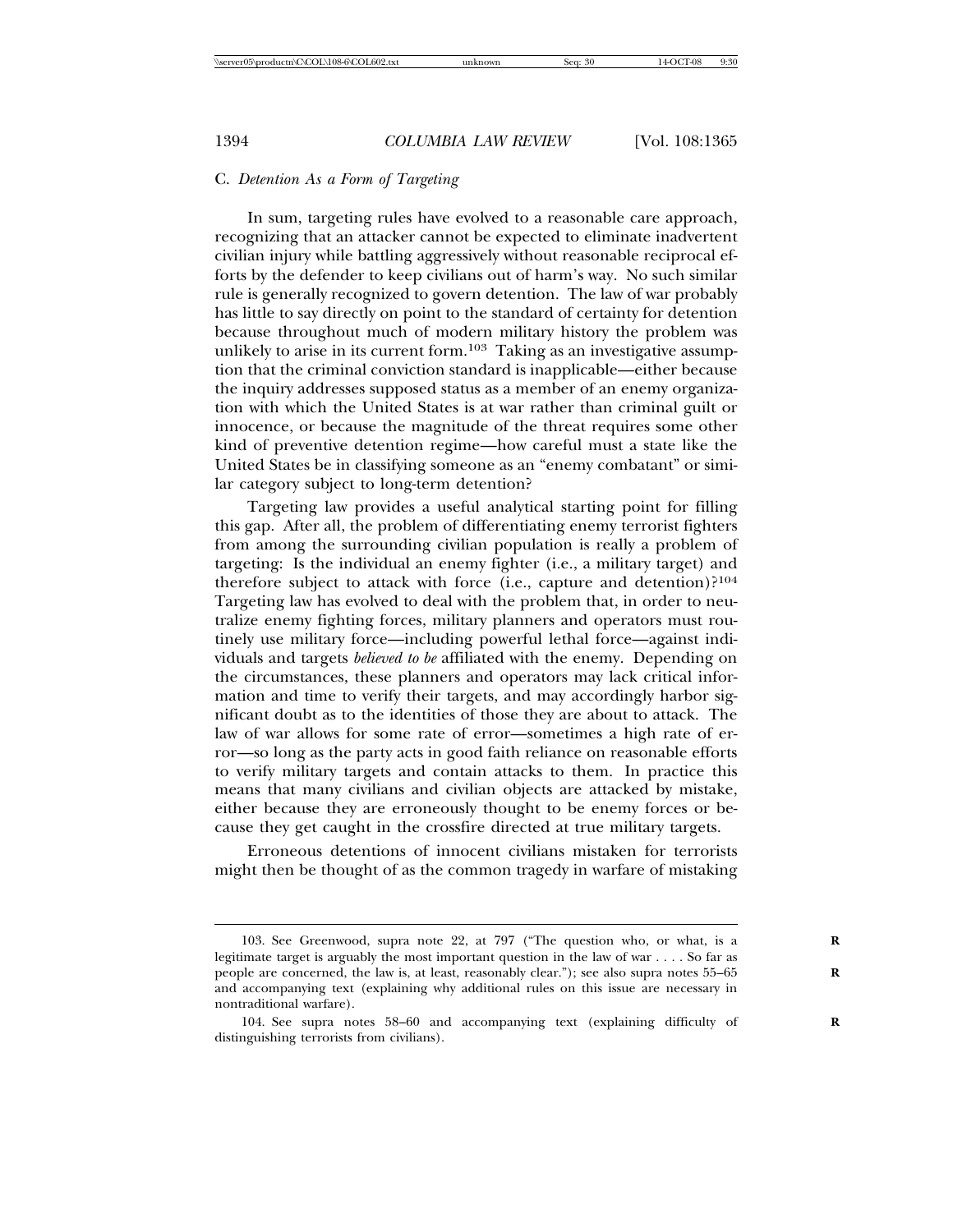### C. *Detention As a Form of Targeting*

In sum, targeting rules have evolved to a reasonable care approach, recognizing that an attacker cannot be expected to eliminate inadvertent civilian injury while battling aggressively without reasonable reciprocal efforts by the defender to keep civilians out of harm's way. No such similar rule is generally recognized to govern detention. The law of war probably has little to say directly on point to the standard of certainty for detention because throughout much of modern military history the problem was unlikely to arise in its current form.[103] Taking as an investigative assumption that the criminal conviction standard is inapplicable—either because the inquiry addresses supposed status as a member of an enemy organization with which the United States is at war rather than criminal guilt or innocence, or because the magnitude of the threat requires some other kind of preventive detention regime—how careful must a state like the United States be in classifying someone as an "enemy combatant" or similar category subject to long-term detention?

Targeting law provides a useful analytical starting point for filling this gap. After all, the problem of differentiating enemy terrorist fighters from among the surrounding civilian population is really a problem of targeting: Is the individual an enemy fighter (i.e., a military target) and therefore subject to attack with force (i.e., capture and detention)?[104] Targeting law has evolved to deal with the problem that, in order to neutralize enemy fighting forces, military planners and operators must routinely use military force—including powerful lethal force—against individuals and targets *believed to be* affiliated with the enemy. Depending on the circumstances, these planners and operators may lack critical information and time to verify their targets, and may accordingly harbor significant doubt as to the identities of those they are about to attack. The law of war allows for some rate of error—sometimes a high rate of error—so long as the party acts in good faith reliance on reasonable efforts to verify military targets and contain attacks to them. In practice this means that many civilians and civilian objects are attacked by mistake, either because they are erroneously thought to be enemy forces or because they get caught in the crossfire directed at true military targets.

Erroneous detentions of innocent civilians mistaken for terrorists might then be thought of as the common tragedy in warfare of mistaking

---

103. See Greenwood, supra note 22, at 797 ("The question who, or what, is a legitimate target is arguably the most important question in the law of war . . . . So far as people are concerned, the law is, at least, reasonably clear."); see also supra notes 55–65 and accompanying text (explaining why additional rules on this issue are necessary in nontraditional warfare).

104. See supra notes 58–60 and accompanying text (explaining difficulty of distinguishing terrorists from civilians).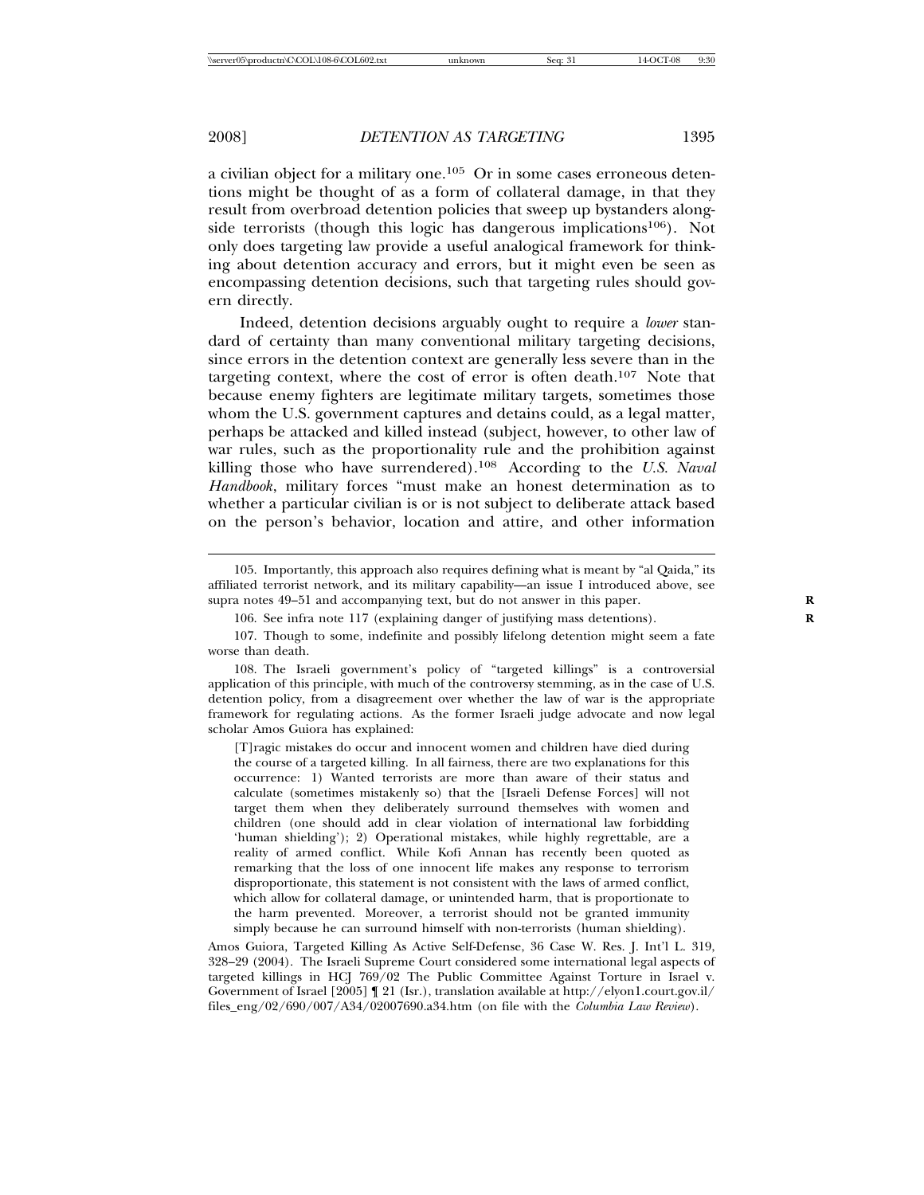a civilian object for a military one.[105] Or in some cases erroneous detentions might be thought of as a form of collateral damage, in that they result from overbroad detention policies that sweep up bystanders alongside terrorists (though this logic has dangerous implications[106]). Not only does targeting law provide a useful analogical framework for thinking about detention accuracy and errors, but it might even be seen as encompassing detention decisions, such that targeting rules should govern directly.

Indeed, detention decisions arguably ought to require a *lower* standard of certainty than many conventional military targeting decisions, since errors in the detention context are generally less severe than in the targeting context, where the cost of error is often death.[107] Note that because enemy fighters are legitimate military targets, sometimes those whom the U.S. government captures and detains could, as a legal matter, perhaps be attacked and killed instead (subject, however, to other law of war rules, such as the proportionality rule and the prohibition against killing those who have surrendered).[108] According to the *U.S. Naval Handbook*, military forces "must make an honest determination as to whether a particular civilian is or is not subject to deliberate attack based on the person's behavior, location and attire, and other information

---

105. Importantly, this approach also requires defining what is meant by "al Qaida," its affiliated terrorist network, and its military capability—an issue I introduced above, see supra notes 49–51 and accompanying text, but do not answer in this paper.

106. See infra note 117 (explaining danger of justifying mass detentions).

107. Though to some, indefinite and possibly lifelong detention might seem a fate worse than death.

108. The Israeli government's policy of "targeted killings" is a controversial application of this principle, with much of the controversy stemming, as in the case of U.S. detention policy, from a disagreement over whether the law of war is the appropriate framework for regulating actions. As the former Israeli judge advocate and now legal scholar Amos Guiora has explained:

> [T]ragic mistakes do occur and innocent women and children have died during the course of a targeted killing. In all fairness, there are two explanations for this occurrence: 1) Wanted terrorists are more than aware of their status and calculate (sometimes mistakenly so) that the [Israeli Defense Forces] will not target them when they deliberately surround themselves with women and children (one should add in clear violation of international law forbidding 'human shielding'); 2) Operational mistakes, while highly regrettable, are a reality of armed conflict. While Kofi Annan has recently been quoted as remarking that the loss of one innocent life makes any response to terrorism disproportionate, this statement is not consistent with the laws of armed conflict, which allow for collateral damage, or unintended harm, that is proportionate to the harm prevented. Moreover, a terrorist should not be granted immunity simply because he can surround himself with non-terrorists (human shielding).

Amos Guiora, Targeted Killing As Active Self-Defense, 36 Case W. Res. J. Int'l L. 319, 328–29 (2004). The Israeli Supreme Court considered some international legal aspects of targeted killings in HCJ 769/02 The Public Committee Against Torture in Israel v. Government of Israel [2005] ¶ 21 (Isr.), translation available at http://elyon1.court.gov.il/files_eng/02/690/007/A34/02007690.a34.htm (on file with the *Columbia Law Review*).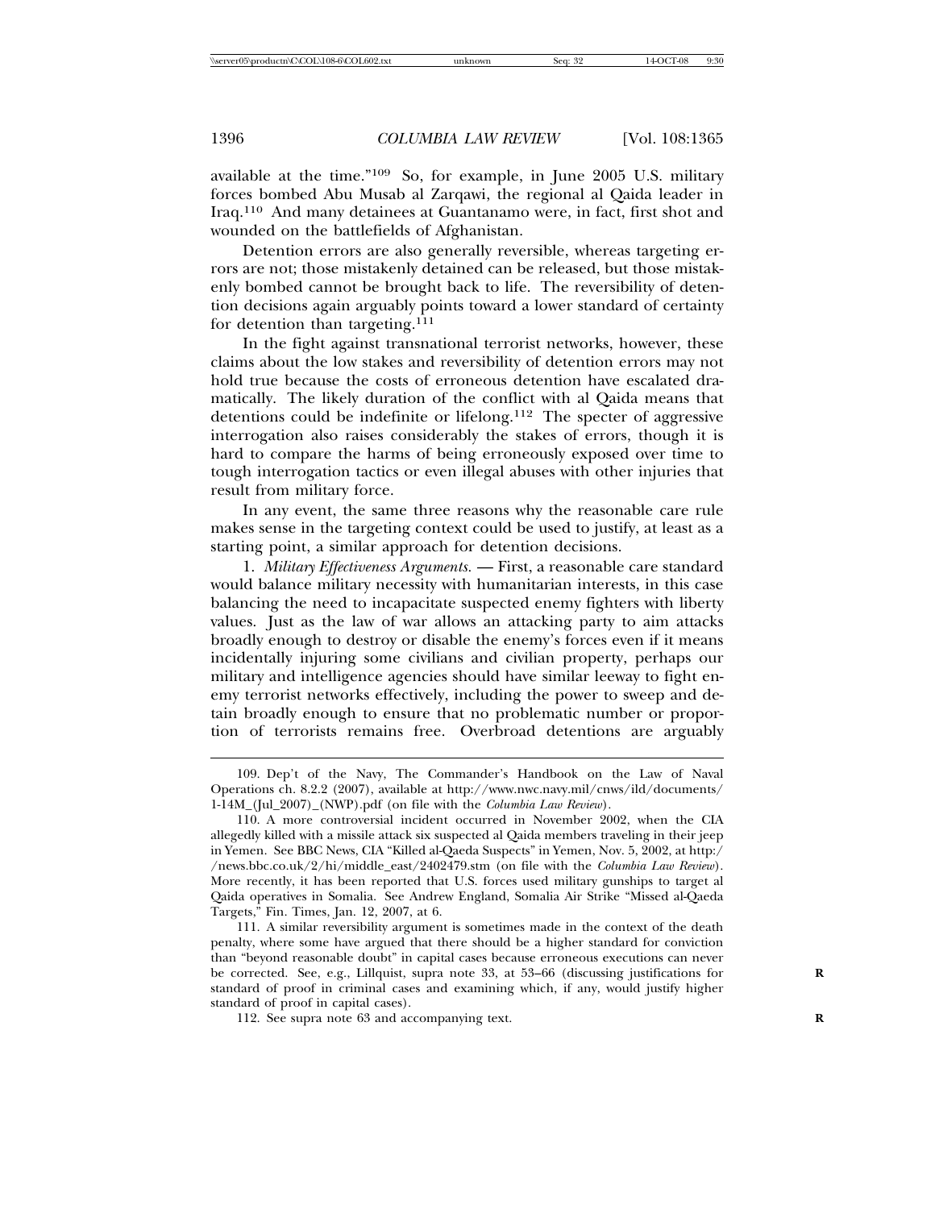available at the time."[109] So, for example, in June 2005 U.S. military forces bombed Abu Musab al Zarqawi, the regional al Qaida leader in Iraq.[110] And many detainees at Guantanamo were, in fact, first shot and wounded on the battlefields of Afghanistan.

Detention errors are also generally reversible, whereas targeting errors are not; those mistakenly detained can be released, but those mistakenly bombed cannot be brought back to life. The reversibility of detention decisions again arguably points toward a lower standard of certainty for detention than targeting.[111]

In the fight against transnational terrorist networks, however, these claims about the low stakes and reversibility of detention errors may not hold true because the costs of erroneous detention have escalated dramatically. The likely duration of the conflict with al Qaida means that detentions could be indefinite or lifelong.[112] The specter of aggressive interrogation also raises considerably the stakes of errors, though it is hard to compare the harms of being erroneously exposed over time to tough interrogation tactics or even illegal abuses with other injuries that result from military force.

In any event, the same three reasons why the reasonable care rule makes sense in the targeting context could be used to justify, at least as a starting point, a similar approach for detention decisions.

1. *Military Effectiveness Arguments.* — First, a reasonable care standard would balance military necessity with humanitarian interests, in this case balancing the need to incapacitate suspected enemy fighters with liberty values. Just as the law of war allows an attacking party to aim attacks broadly enough to destroy or disable the enemy's forces even if it means incidentally injuring some civilians and civilian property, perhaps our military and intelligence agencies should have similar leeway to fight enemy terrorist networks effectively, including the power to sweep and detain broadly enough to ensure that no problematic number or proportion of terrorists remains free. Overbroad detentions are arguably

---

109. Dep't of the Navy, The Commander's Handbook on the Law of Naval Operations ch. 8.2.2 (2007), available at http://www.nwc.navy.mil/cnws/ild/documents/1-14M_(Jul_2007)_(NWP).pdf (on file with the *Columbia Law Review*).

110. A more controversial incident occurred in November 2002, when the CIA allegedly killed with a missile attack six suspected al Qaida members traveling in their jeep in Yemen. See BBC News, CIA "Killed al-Qaeda Suspects" in Yemen, Nov. 5, 2002, at http://news.bbc.co.uk/2/hi/middle_east/2402479.stm (on file with the *Columbia Law Review*). More recently, it has been reported that U.S. forces used military gunships to target al Qaida operatives in Somalia. See Andrew England, Somalia Air Strike "Missed al-Qaeda Targets," Fin. Times, Jan. 12, 2007, at 6.

111. A similar reversibility argument is sometimes made in the context of the death penalty, where some have argued that there should be a higher standard for conviction than "beyond reasonable doubt" in capital cases because erroneous executions can never be corrected. See, e.g., Lillquist, supra note 33, at 53–66 (discussing justifications for standard of proof in criminal cases and examining which, if any, would justify higher standard of proof in capital cases).

112. See supra note 63 and accompanying text.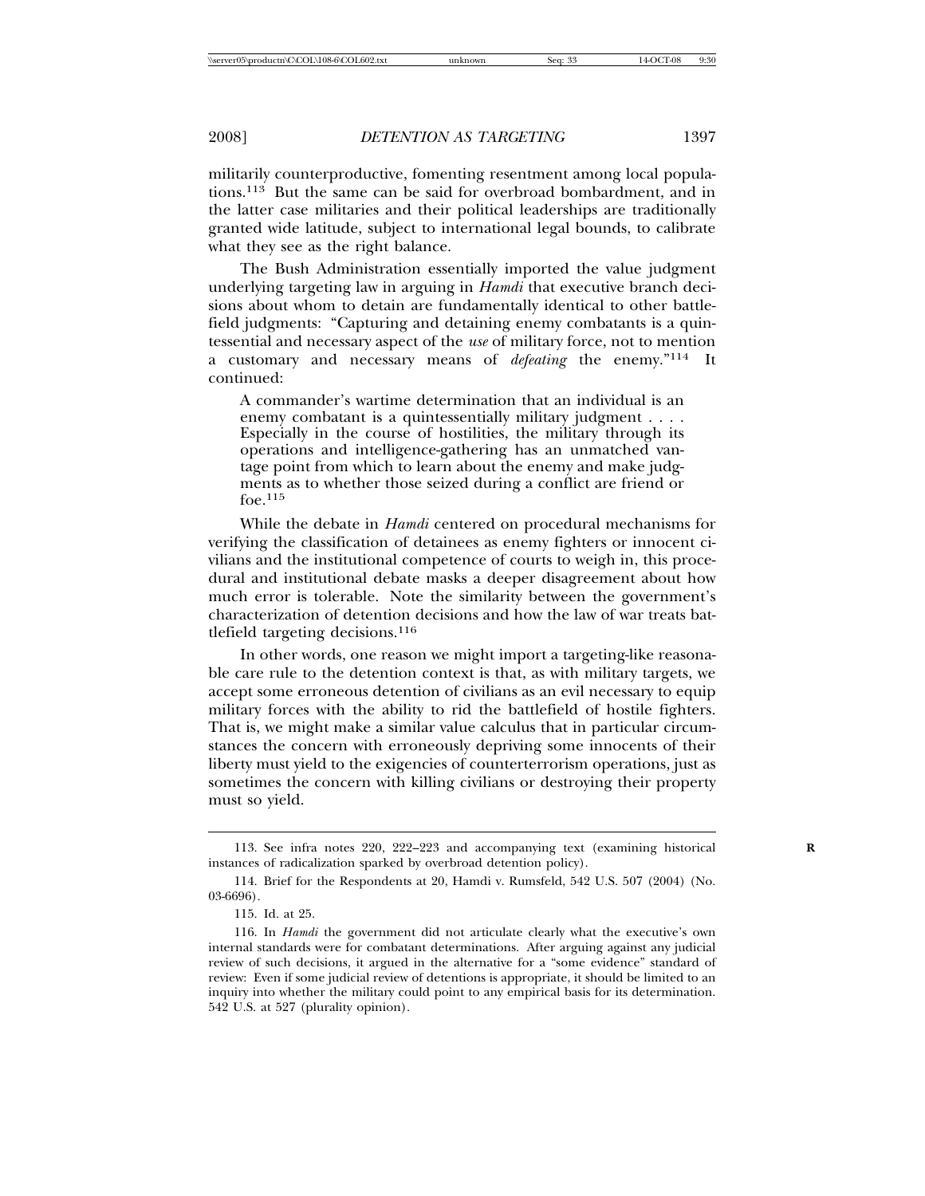militarily counterproductive, fomenting resentment among local populations.[113] But the same can be said for overbroad bombardment, and in the latter case militaries and their political leaderships are traditionally granted wide latitude, subject to international legal bounds, to calibrate what they see as the right balance.

The Bush Administration essentially imported the value judgment underlying targeting law in arguing in *Hamdi* that executive branch decisions about whom to detain are fundamentally identical to other battlefield judgments: "Capturing and detaining enemy combatants is a quintessential and necessary aspect of the *use* of military force, not to mention a customary and necessary means of *defeating* the enemy."[114] It continued:

> A commander's wartime determination that an individual is an enemy combatant is a quintessentially military judgment . . . . Especially in the course of hostilities, the military through its operations and intelligence-gathering has an unmatched vantage point from which to learn about the enemy and make judgments as to whether those seized during a conflict are friend or foe.[115]

While the debate in *Hamdi* centered on procedural mechanisms for verifying the classification of detainees as enemy fighters or innocent civilians and the institutional competence of courts to weigh in, this procedural and institutional debate masks a deeper disagreement about how much error is tolerable. Note the similarity between the government's characterization of detention decisions and how the law of war treats battlefield targeting decisions.[116]

In other words, one reason we might import a targeting-like reasonable care rule to the detention context is that, as with military targets, we accept some erroneous detention of civilians as an evil necessary to equip military forces with the ability to rid the battlefield of hostile fighters. That is, we might make a similar value calculus that in particular circumstances the concern with erroneously depriving some innocents of their liberty must yield to the exigencies of counterterrorism operations, just as sometimes the concern with killing civilians or destroying their property must so yield.

---

113. See infra notes 220, 222–223 and accompanying text (examining historical instances of radicalization sparked by overbroad detention policy).

114. Brief for the Respondents at 20, Hamdi v. Rumsfeld, 542 U.S. 507 (2004) (No. 03-6696).

115. Id. at 25.

116. In *Hamdi* the government did not articulate clearly what the executive's own internal standards were for combatant determinations. After arguing against any judicial review of such decisions, it argued in the alternative for a "some evidence" standard of review: Even if some judicial review of detentions is appropriate, it should be limited to an inquiry into whether the military could point to any empirical basis for its determination. 542 U.S. at 527 (plurality opinion).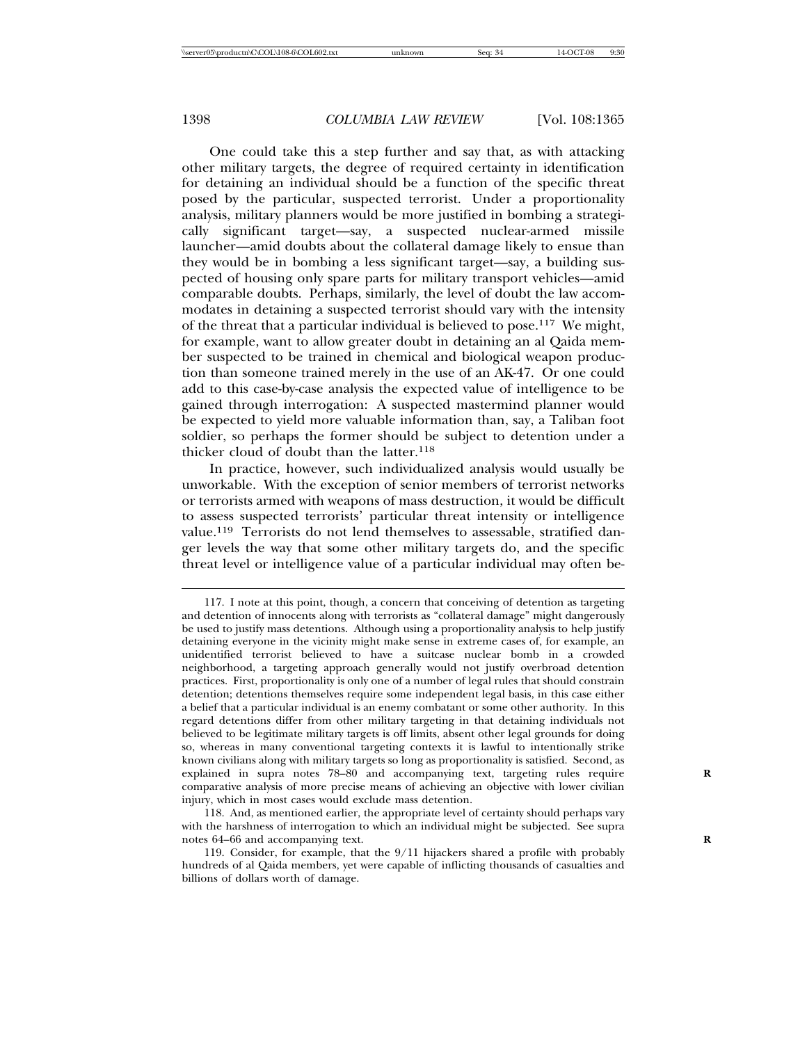One could take this a step further and say that, as with attacking other military targets, the degree of required certainty in identification for detaining an individual should be a function of the specific threat posed by the particular, suspected terrorist. Under a proportionality analysis, military planners would be more justified in bombing a strategically significant target—say, a suspected nuclear-armed missile launcher—amid doubts about the collateral damage likely to ensue than they would be in bombing a less significant target—say, a building suspected of housing only spare parts for military transport vehicles—amid comparable doubts. Perhaps, similarly, the level of doubt the law accommodates in detaining a suspected terrorist should vary with the intensity of the threat that a particular individual is believed to pose.[117] We might, for example, want to allow greater doubt in detaining an al Qaida member suspected to be trained in chemical and biological weapon production than someone trained merely in the use of an AK-47. Or one could add to this case-by-case analysis the expected value of intelligence to be gained through interrogation: A suspected mastermind planner would be expected to yield more valuable information than, say, a Taliban foot soldier, so perhaps the former should be subject to detention under a thicker cloud of doubt than the latter.[118]

In practice, however, such individualized analysis would usually be unworkable. With the exception of senior members of terrorist networks or terrorists armed with weapons of mass destruction, it would be difficult to assess suspected terrorists' particular threat intensity or intelligence value.[119] Terrorists do not lend themselves to assessable, stratified danger levels the way that some other military targets do, and the specific threat level or intelligence value of a particular individual may often be-

117. I note at this point, though, a concern that conceiving of detention as targeting and detention of innocents along with terrorists as "collateral damage" might dangerously be used to justify mass detentions. Although using a proportionality analysis to help justify detaining everyone in the vicinity might make sense in extreme cases of, for example, an unidentified terrorist believed to have a suitcase nuclear bomb in a crowded neighborhood, a targeting approach generally would not justify overbroad detention practices. First, proportionality is only one of a number of legal rules that should constrain detention; detentions themselves require some independent legal basis, in this case either a belief that a particular individual is an enemy combatant or some other authority. In this regard detentions differ from other military targeting in that detaining individuals not believed to be legitimate military targets is off limits, absent other legal grounds for doing so, whereas in many conventional targeting contexts it is lawful to intentionally strike known civilians along with military targets so long as proportionality is satisfied. Second, as explained in supra notes 78–80 and accompanying text, targeting rules require comparative analysis of more precise means of achieving an objective with lower civilian injury, which in most cases would exclude mass detention.

118. And, as mentioned earlier, the appropriate level of certainty should perhaps vary with the harshness of interrogation to which an individual might be subjected. See supra notes 64–66 and accompanying text.

119. Consider, for example, that the 9/11 hijackers shared a profile with probably hundreds of al Qaida members, yet were capable of inflicting thousands of casualties and billions of dollars worth of damage.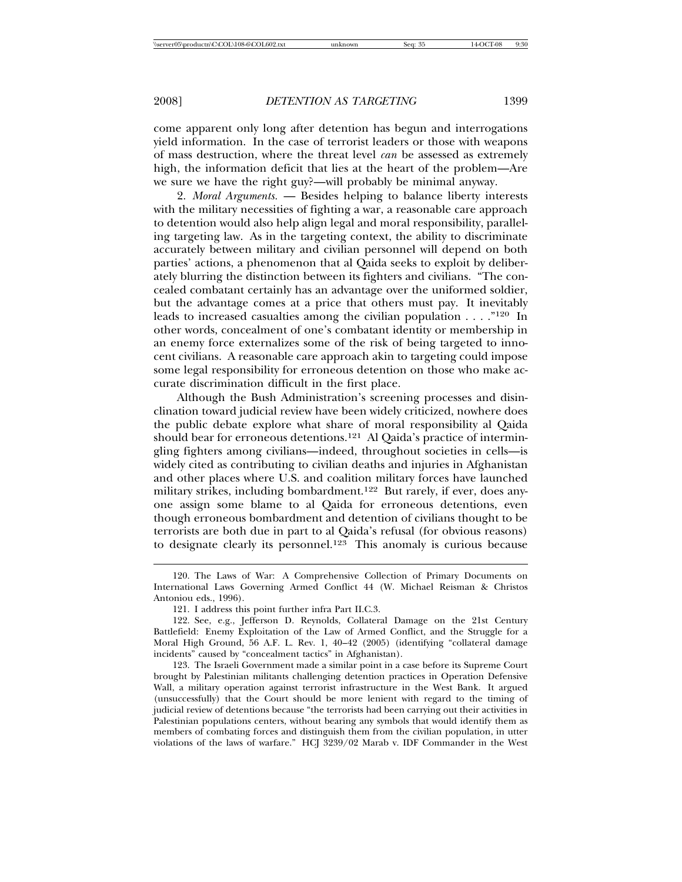come apparent only long after detention has begun and interrogations yield information. In the case of terrorist leaders or those with weapons of mass destruction, where the threat level *can* be assessed as extremely high, the information deficit that lies at the heart of the problem—Are we sure we have the right guy?—will probably be minimal anyway.

2. *Moral Arguments.* — Besides helping to balance liberty interests with the military necessities of fighting a war, a reasonable care approach to detention would also help align legal and moral responsibility, paralleling targeting law. As in the targeting context, the ability to discriminate accurately between military and civilian personnel will depend on both parties' actions, a phenomenon that al Qaida seeks to exploit by deliberately blurring the distinction between its fighters and civilians. "The concealed combatant certainly has an advantage over the uniformed soldier, but the advantage comes at a price that others must pay. It inevitably leads to increased casualties among the civilian population . . . ."[120] In other words, concealment of one's combatant identity or membership in an enemy force externalizes some of the risk of being targeted to innocent civilians. A reasonable care approach akin to targeting could impose some legal responsibility for erroneous detention on those who make accurate discrimination difficult in the first place.

Although the Bush Administration's screening processes and disinclination toward judicial review have been widely criticized, nowhere does the public debate explore what share of moral responsibility al Qaida should bear for erroneous detentions.[121] Al Qaida's practice of intermingling fighters among civilians—indeed, throughout societies in cells—is widely cited as contributing to civilian deaths and injuries in Afghanistan and other places where U.S. and coalition military forces have launched military strikes, including bombardment.[122] But rarely, if ever, does anyone assign some blame to al Qaida for erroneous detentions, even though erroneous bombardment and detention of civilians thought to be terrorists are both due in part to al Qaida's refusal (for obvious reasons) to designate clearly its personnel.[123] This anomaly is curious because

120. The Laws of War: A Comprehensive Collection of Primary Documents on International Laws Governing Armed Conflict 44 (W. Michael Reisman & Christos Antoniou eds., 1996).

121. I address this point further infra Part II.C.3.

122. See, e.g., Jefferson D. Reynolds, Collateral Damage on the 21st Century Battlefield: Enemy Exploitation of the Law of Armed Conflict, and the Struggle for a Moral High Ground, 56 A.F. L. Rev. 1, 40–42 (2005) (identifying "collateral damage incidents" caused by "concealment tactics" in Afghanistan).

123. The Israeli Government made a similar point in a case before its Supreme Court brought by Palestinian militants challenging detention practices in Operation Defensive Wall, a military operation against terrorist infrastructure in the West Bank. It argued (unsuccessfully) that the Court should be more lenient with regard to the timing of judicial review of detentions because "the terrorists had been carrying out their activities in Palestinian populations centers, without bearing any symbols that would identify them as members of combating forces and distinguish them from the civilian population, in utter violations of the laws of warfare." HCJ 3239/02 Marab v. IDF Commander in the West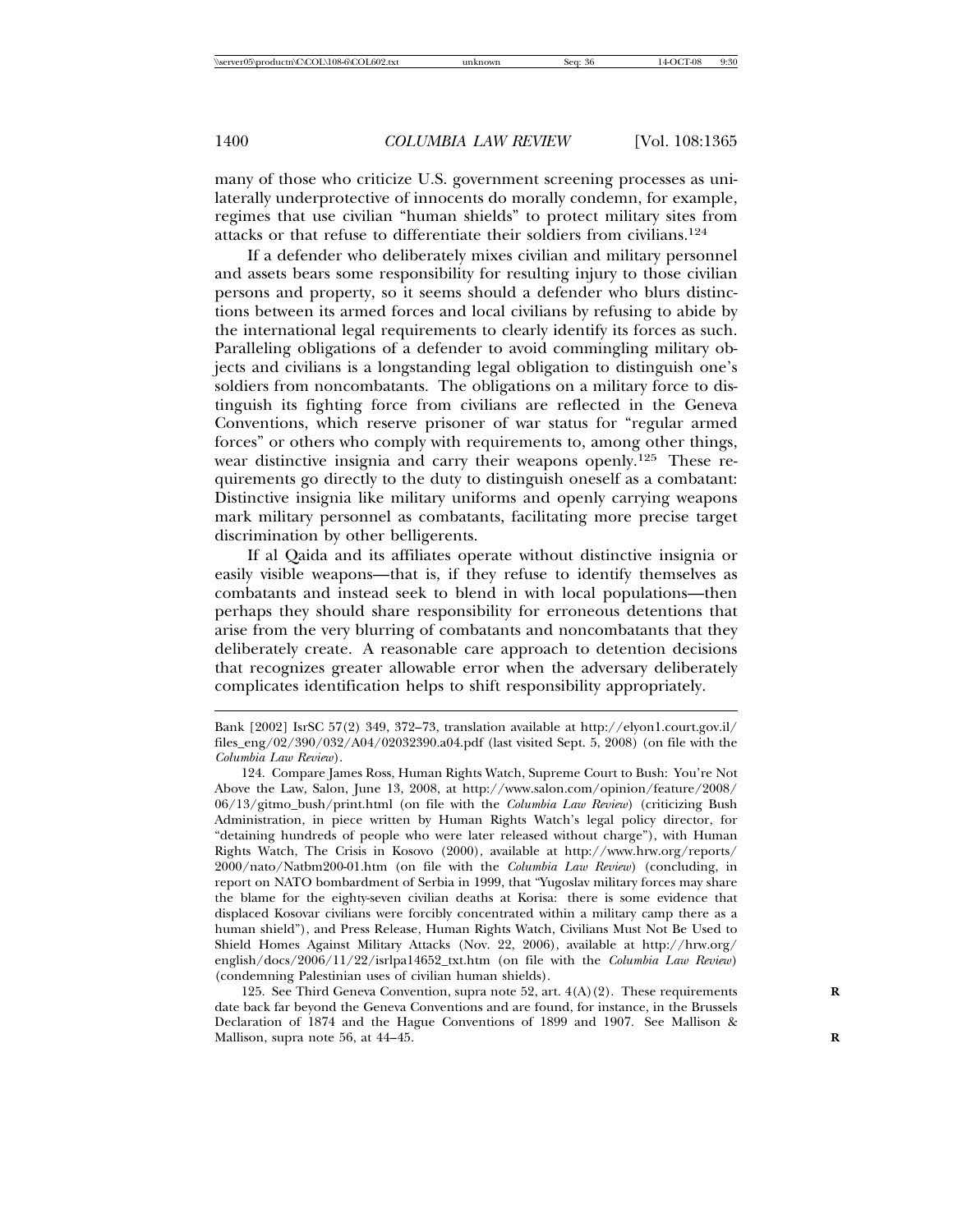many of those who criticize U.S. government screening processes as unilaterally underprotective of innocents do morally condemn, for example, regimes that use civilian "human shields" to protect military sites from attacks or that refuse to differentiate their soldiers from civilians.[124]

If a defender who deliberately mixes civilian and military personnel and assets bears some responsibility for resulting injury to those civilian persons and property, so it seems should a defender who blurs distinctions between its armed forces and local civilians by refusing to abide by the international legal requirements to clearly identify its forces as such. Paralleling obligations of a defender to avoid commingling military objects and civilians is a longstanding legal obligation to distinguish one's soldiers from noncombatants. The obligations on a military force to distinguish its fighting force from civilians are reflected in the Geneva Conventions, which reserve prisoner of war status for "regular armed forces" or others who comply with requirements to, among other things, wear distinctive insignia and carry their weapons openly.[125] These requirements go directly to the duty to distinguish oneself as a combatant: Distinctive insignia like military uniforms and openly carrying weapons mark military personnel as combatants, facilitating more precise target discrimination by other belligerents.

If al Qaida and its affiliates operate without distinctive insignia or easily visible weapons—that is, if they refuse to identify themselves as combatants and instead seek to blend in with local populations—then perhaps they should share responsibility for erroneous detentions that arise from the very blurring of combatants and noncombatants that they deliberately create. A reasonable care approach to detention decisions that recognizes greater allowable error when the adversary deliberately complicates identification helps to shift responsibility appropriately.

---

Bank [2002] IsrSC 57(2) 349, 372–73, translation available at http://elyon1.court.gov.il/files_eng/02/390/032/A04/02032390.a04.pdf (last visited Sept. 5, 2008) (on file with the *Columbia Law Review*).

124. Compare James Ross, Human Rights Watch, Supreme Court to Bush: You're Not Above the Law, Salon, June 13, 2008, at http://www.salon.com/opinion/feature/2008/06/13/gitmo_bush/print.html (on file with the *Columbia Law Review*) (criticizing Bush Administration, in piece written by Human Rights Watch's legal policy director, for "detaining hundreds of people who were later released without charge"), with Human Rights Watch, The Crisis in Kosovo (2000), available at http://www.hrw.org/reports/2000/nato/Natbm200-01.htm (on file with the *Columbia Law Review*) (concluding, in report on NATO bombardment of Serbia in 1999, that "Yugoslav military forces may share the blame for the eighty-seven civilian deaths at Korisa: there is some evidence that displaced Kosovar civilians were forcibly concentrated within a military camp there as a human shield"), and Press Release, Human Rights Watch, Civilians Must Not Be Used to Shield Homes Against Military Attacks (Nov. 22, 2006), available at http://hrw.org/english/docs/2006/11/22/isrlpa14652_txt.htm (on file with the *Columbia Law Review*) (condemning Palestinian uses of civilian human shields).

125. See Third Geneva Convention, supra note 52, art. 4(A)(2). These requirements date back far beyond the Geneva Conventions and are found, for instance, in the Brussels Declaration of 1874 and the Hague Conventions of 1899 and 1907. See Mallison & Mallison, supra note 56, at 44–45.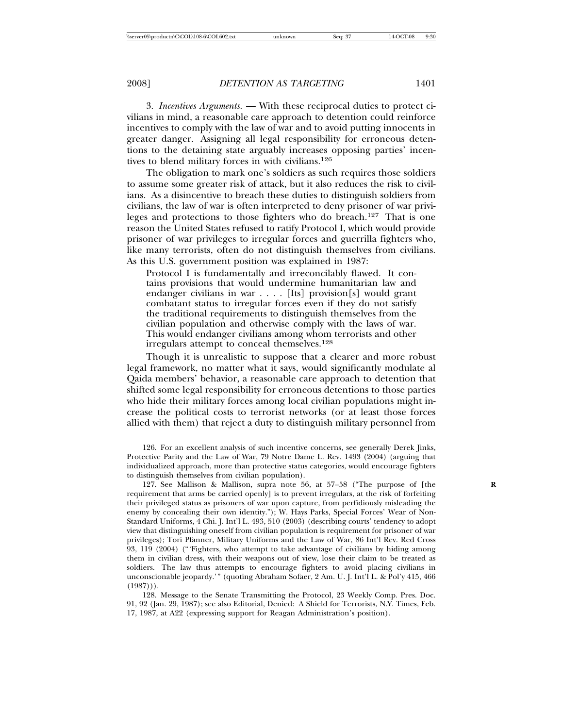3. *Incentives Arguments.* — With these reciprocal duties to protect civilians in mind, a reasonable care approach to detention could reinforce incentives to comply with the law of war and to avoid putting innocents in greater danger. Assigning all legal responsibility for erroneous detentions to the detaining state arguably increases opposing parties' incentives to blend military forces in with civilians.[126]

The obligation to mark one's soldiers as such requires those soldiers to assume some greater risk of attack, but it also reduces the risk to civilians. As a disincentive to breach these duties to distinguish soldiers from civilians, the law of war is often interpreted to deny prisoner of war privileges and protections to those fighters who do breach.[127] That is one reason the United States refused to ratify Protocol I, which would provide prisoner of war privileges to irregular forces and guerrilla fighters who, like many terrorists, often do not distinguish themselves from civilians. As this U.S. government position was explained in 1987:

> Protocol I is fundamentally and irreconcilably flawed. It contains provisions that would undermine humanitarian law and endanger civilians in war . . . . [Its] provision[s] would grant combatant status to irregular forces even if they do not satisfy the traditional requirements to distinguish themselves from the civilian population and otherwise comply with the laws of war. This would endanger civilians among whom terrorists and other irregulars attempt to conceal themselves.[128]

Though it is unrealistic to suppose that a clearer and more robust legal framework, no matter what it says, would significantly modulate al Qaida members' behavior, a reasonable care approach to detention that shifted some legal responsibility for erroneous detentions to those parties who hide their military forces among local civilian populations might increase the political costs to terrorist networks (or at least those forces allied with them) that reject a duty to distinguish military personnel from

---

126. For an excellent analysis of such incentive concerns, see generally Derek Jinks, Protective Parity and the Law of War, 79 Notre Dame L. Rev. 1493 (2004) (arguing that individualized approach, more than protective status categories, would encourage fighters to distinguish themselves from civilian population).

127. See Mallison & Mallison, supra note 56, at 57–58 ("The purpose of [the requirement that arms be carried openly] is to prevent irregulars, at the risk of forfeiting their privileged status as prisoners of war upon capture, from perfidiously misleading the enemy by concealing their own identity."); W. Hays Parks, Special Forces' Wear of Non-Standard Uniforms, 4 Chi. J. Int'l L. 493, 510 (2003) (describing courts' tendency to adopt view that distinguishing oneself from civilian population is requirement for prisoner of war privileges); Tori Pfanner, Military Uniforms and the Law of War, 86 Int'l Rev. Red Cross 93, 119 (2004) ("'Fighters, who attempt to take advantage of civilians by hiding among them in civilian dress, with their weapons out of view, lose their claim to be treated as soldiers. The law thus attempts to encourage fighters to avoid placing civilians in unconscionable jeopardy.'" (quoting Abraham Sofaer, 2 Am. U. J. Int'l L. & Pol'y 415, 466 (1987))).

128. Message to the Senate Transmitting the Protocol, 23 Weekly Comp. Pres. Doc. 91, 92 (Jan. 29, 1987); see also Editorial, Denied: A Shield for Terrorists, N.Y. Times, Feb. 17, 1987, at A22 (expressing support for Reagan Administration's position).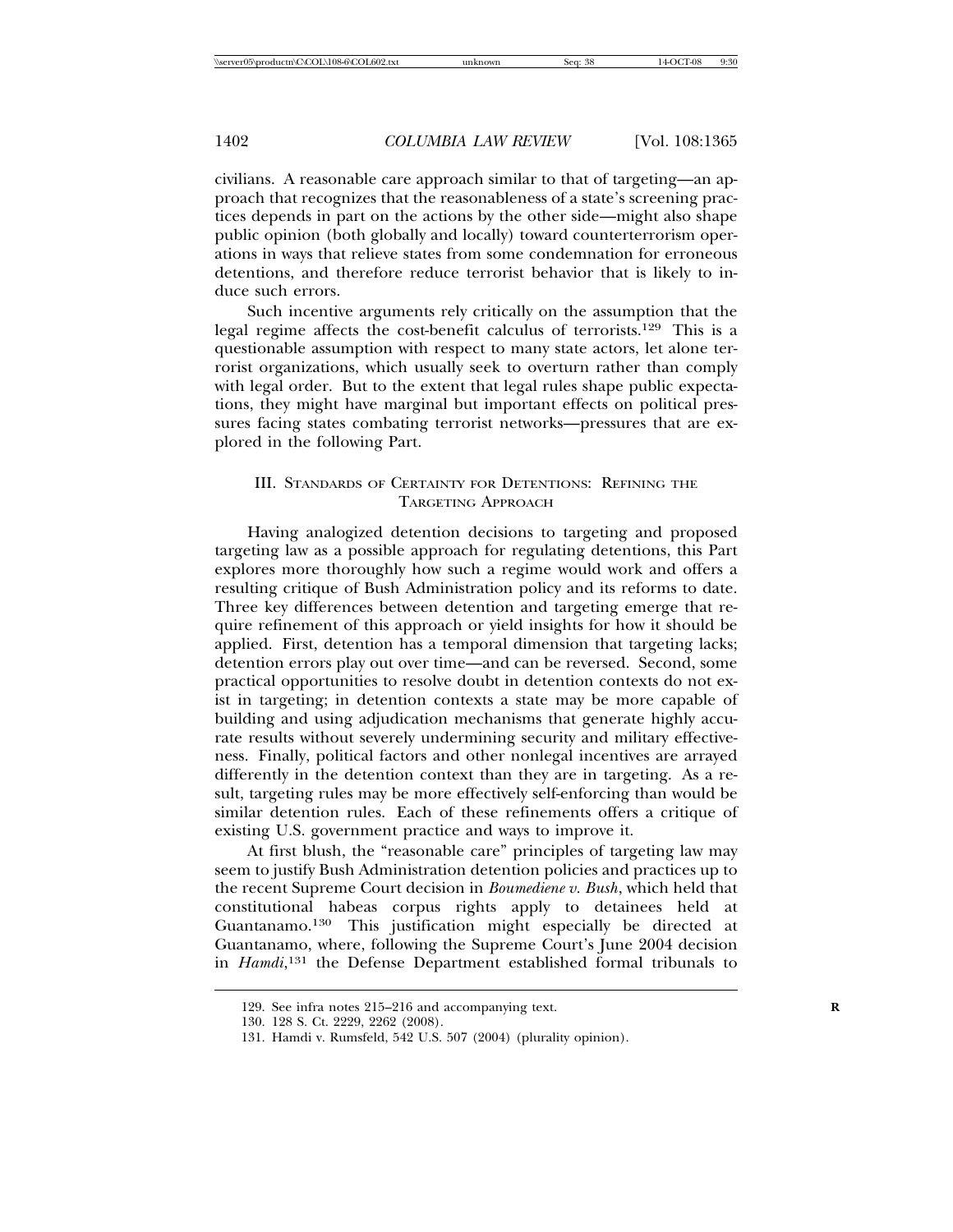civilians. A reasonable care approach similar to that of targeting—an approach that recognizes that the reasonableness of a state's screening practices depends in part on the actions by the other side—might also shape public opinion (both globally and locally) toward counterterrorism operations in ways that relieve states from some condemnation for erroneous detentions, and therefore reduce terrorist behavior that is likely to induce such errors.

Such incentive arguments rely critically on the assumption that the legal regime affects the cost-benefit calculus of terrorists.[129] This is a questionable assumption with respect to many state actors, let alone terrorist organizations, which usually seek to overturn rather than comply with legal order. But to the extent that legal rules shape public expectations, they might have marginal but important effects on political pressures facing states combating terrorist networks—pressures that are explored in the following Part.

## III. Standards of Certainty for Detentions: Refining the Targeting Approach

Having analogized detention decisions to targeting and proposed targeting law as a possible approach for regulating detentions, this Part explores more thoroughly how such a regime would work and offers a resulting critique of Bush Administration policy and its reforms to date. Three key differences between detention and targeting emerge that require refinement of this approach or yield insights for how it should be applied. First, detention has a temporal dimension that targeting lacks; detention errors play out over time—and can be reversed. Second, some practical opportunities to resolve doubt in detention contexts do not exist in targeting; in detention contexts a state may be more capable of building and using adjudication mechanisms that generate highly accurate results without severely undermining security and military effectiveness. Finally, political factors and other nonlegal incentives are arrayed differently in the detention context than they are in targeting. As a result, targeting rules may be more effectively self-enforcing than would be similar detention rules. Each of these refinements offers a critique of existing U.S. government practice and ways to improve it.

At first blush, the "reasonable care" principles of targeting law may seem to justify Bush Administration detention policies and practices up to the recent Supreme Court decision in *Boumediene v. Bush*, which held that constitutional habeas corpus rights apply to detainees held at Guantanamo.[130] This justification might especially be directed at Guantanamo, where, following the Supreme Court's June 2004 decision in *Hamdi*,[131] the Defense Department established formal tribunals to

---

129. See infra notes 215–216 and accompanying text.

130. 128 S. Ct. 2229, 2262 (2008).

131. Hamdi v. Rumsfeld, 542 U.S. 507 (2004) (plurality opinion).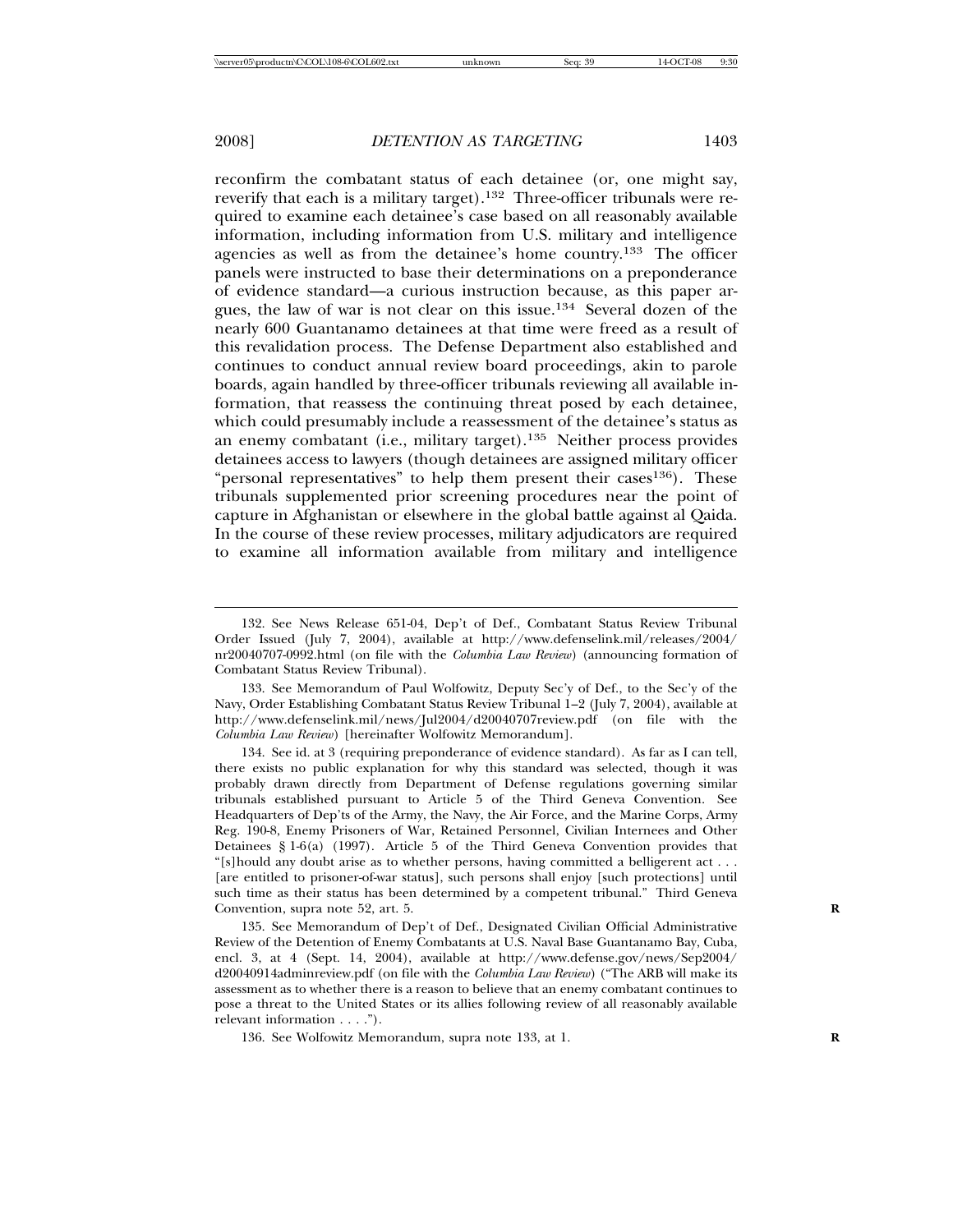reconfirm the combatant status of each detainee (or, one might say, reverify that each is a military target).[132] Three-officer tribunals were required to examine each detainee's case based on all reasonably available information, including information from U.S. military and intelligence agencies as well as from the detainee's home country.[133] The officer panels were instructed to base their determinations on a preponderance of evidence standard—a curious instruction because, as this paper argues, the law of war is not clear on this issue.[134] Several dozen of the nearly 600 Guantanamo detainees at that time were freed as a result of this revalidation process. The Defense Department also established and continues to conduct annual review board proceedings, akin to parole boards, again handled by three-officer tribunals reviewing all available information, that reassess the continuing threat posed by each detainee, which could presumably include a reassessment of the detainee's status as an enemy combatant (i.e., military target).[135] Neither process provides detainees access to lawyers (though detainees are assigned military officer "personal representatives" to help them present their cases[136]). These tribunals supplemented prior screening procedures near the point of capture in Afghanistan or elsewhere in the global battle against al Qaida. In the course of these review processes, military adjudicators are required to examine all information available from military and intelligence

---

132. See News Release 651-04, Dep't of Def., Combatant Status Review Tribunal Order Issued (July 7, 2004), available at http://www.defenselink.mil/releases/2004/nr20040707-0992.html (on file with the *Columbia Law Review*) (announcing formation of Combatant Status Review Tribunal).

133. See Memorandum of Paul Wolfowitz, Deputy Sec'y of Def., to the Sec'y of the Navy, Order Establishing Combatant Status Review Tribunal 1–2 (July 7, 2004), available at http://www.defenselink.mil/news/Jul2004/d20040707review.pdf (on file with the *Columbia Law Review*) [hereinafter Wolfowitz Memorandum].

134. See id. at 3 (requiring preponderance of evidence standard). As far as I can tell, there exists no public explanation for why this standard was selected, though it was probably drawn directly from Department of Defense regulations governing similar tribunals established pursuant to Article 5 of the Third Geneva Convention. See Headquarters of Dep'ts of the Army, the Navy, the Air Force, and the Marine Corps, Army Reg. 190-8, Enemy Prisoners of War, Retained Personnel, Civilian Internees and Other Detainees § 1-6(a) (1997). Article 5 of the Third Geneva Convention provides that "[s]hould any doubt arise as to whether persons, having committed a belligerent act . . . [are entitled to prisoner-of-war status], such persons shall enjoy [such protections] until such time as their status has been determined by a competent tribunal." Third Geneva Convention, supra note 52, art. 5.

135. See Memorandum of Dep't of Def., Designated Civilian Official Administrative Review of the Detention of Enemy Combatants at U.S. Naval Base Guantanamo Bay, Cuba, encl. 3, at 4 (Sept. 14, 2004), available at http://www.defense.gov/news/Sep2004/d20040914adminreview.pdf (on file with the *Columbia Law Review*) ("The ARB will make its assessment as to whether there is a reason to believe that an enemy combatant continues to pose a threat to the United States or its allies following review of all reasonably available relevant information . . . .").

136. See Wolfowitz Memorandum, supra note 133, at 1.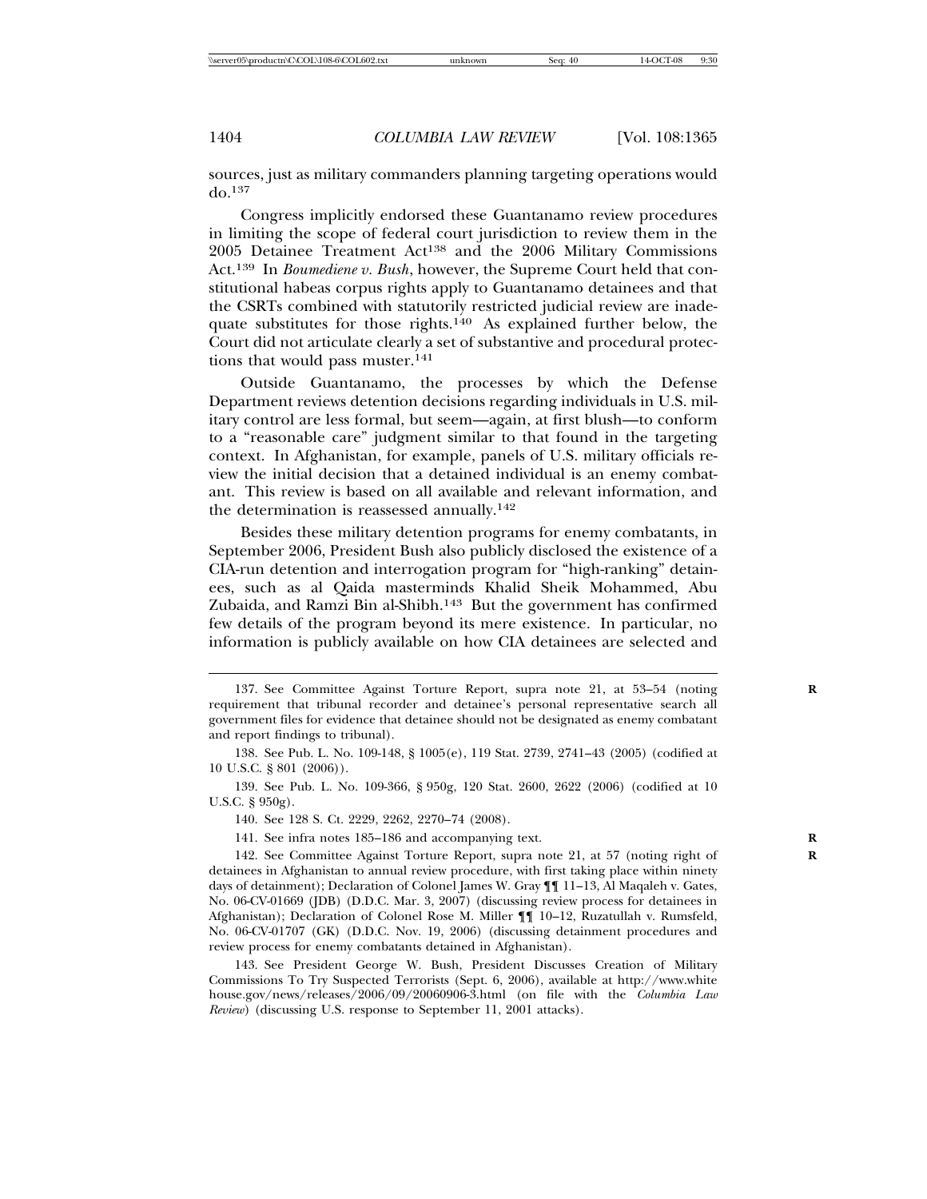sources, just as military commanders planning targeting operations would do.[137]

Congress implicitly endorsed these Guantanamo review procedures in limiting the scope of federal court jurisdiction to review them in the 2005 Detainee Treatment Act[138] and the 2006 Military Commissions Act.[139] In *Boumediene v. Bush*, however, the Supreme Court held that constitutional habeas corpus rights apply to Guantanamo detainees and that the CSRTs combined with statutorily restricted judicial review are inadequate substitutes for those rights.[140] As explained further below, the Court did not articulate clearly a set of substantive and procedural protections that would pass muster.[141]

Outside Guantanamo, the processes by which the Defense Department reviews detention decisions regarding individuals in U.S. military control are less formal, but seem—again, at first blush—to conform to a "reasonable care" judgment similar to that found in the targeting context. In Afghanistan, for example, panels of U.S. military officials review the initial decision that a detained individual is an enemy combatant. This review is based on all available and relevant information, and the determination is reassessed annually.[142]

Besides these military detention programs for enemy combatants, in September 2006, President Bush also publicly disclosed the existence of a CIA-run detention and interrogation program for "high-ranking" detainees, such as al Qaida masterminds Khalid Sheik Mohammed, Abu Zubaida, and Ramzi Bin al-Shibh.[143] But the government has confirmed few details of the program beyond its mere existence. In particular, no information is publicly available on how CIA detainees are selected and

---

137. See Committee Against Torture Report, supra note 21, at 53–54 (noting requirement that tribunal recorder and detainee's personal representative search all government files for evidence that detainee should not be designated as enemy combatant and report findings to tribunal).

138. See Pub. L. No. 109-148, § 1005(e), 119 Stat. 2739, 2741–43 (2005) (codified at 10 U.S.C. § 801 (2006)).

139. See Pub. L. No. 109-366, § 950g, 120 Stat. 2600, 2622 (2006) (codified at 10 U.S.C. § 950g).

140. See 128 S. Ct. 2229, 2262, 2270–74 (2008).

141. See infra notes 185–186 and accompanying text.

142. See Committee Against Torture Report, supra note 21, at 57 (noting right of detainees in Afghanistan to annual review procedure, with first taking place within ninety days of detainment); Declaration of Colonel James W. Gray ¶¶ 11–13, Al Maqaleh v. Gates, No. 06-CV-01669 (JDB) (D.D.C. Mar. 3, 2007) (discussing review process for detainees in Afghanistan); Declaration of Colonel Rose M. Miller ¶¶ 10–12, Ruzatullah v. Rumsfeld, No. 06-CV-01707 (GK) (D.D.C. Nov. 19, 2006) (discussing detainment procedures and review process for enemy combatants detained in Afghanistan).

143. See President George W. Bush, President Discusses Creation of Military Commissions To Try Suspected Terrorists (Sept. 6, 2006), available at http://www.whitehouse.gov/news/releases/2006/09/20060906-3.html (on file with the *Columbia Law Review*) (discussing U.S. response to September 11, 2001 attacks).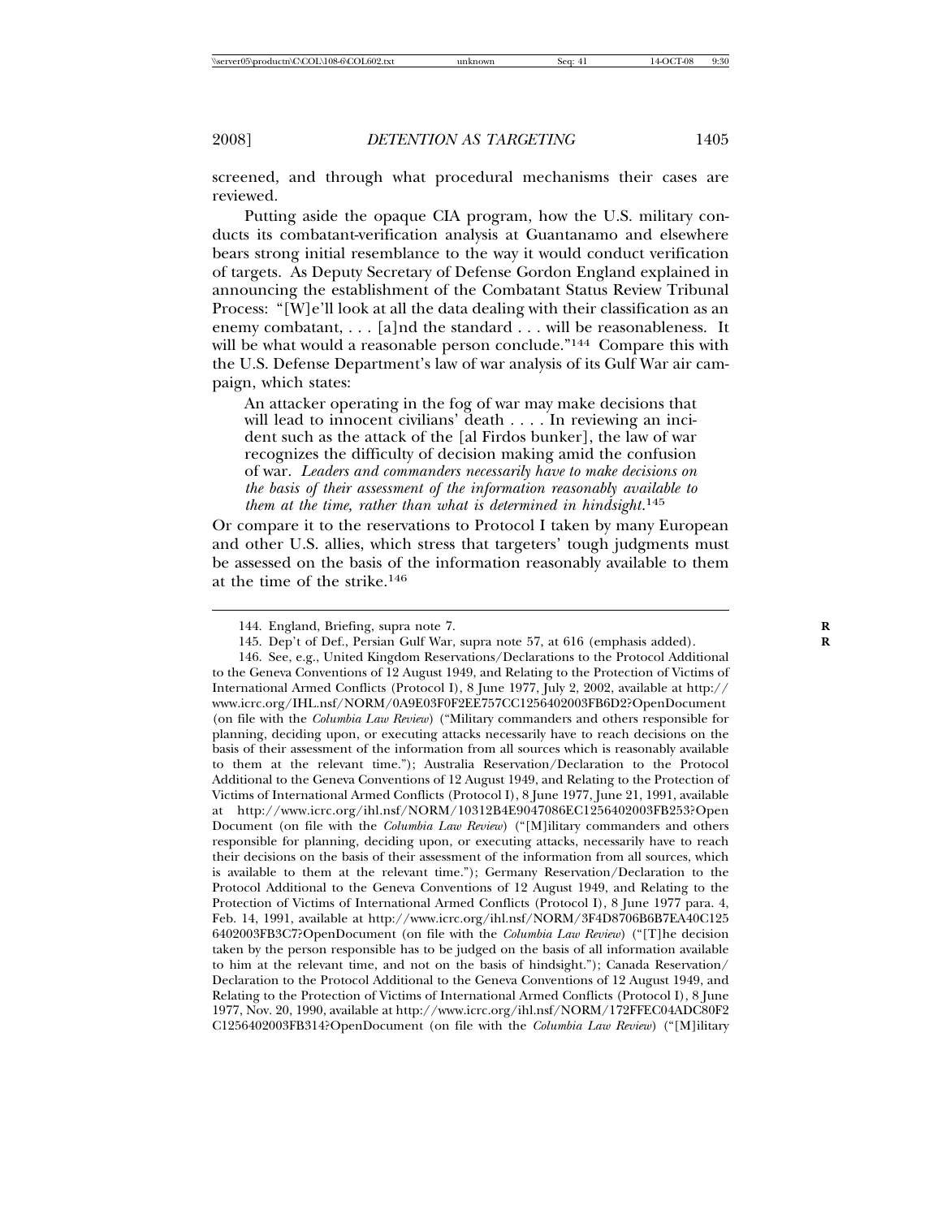screened, and through what procedural mechanisms their cases are reviewed.

Putting aside the opaque CIA program, how the U.S. military conducts its combatant-verification analysis at Guantanamo and elsewhere bears strong initial resemblance to the way it would conduct verification of targets. As Deputy Secretary of Defense Gordon England explained in announcing the establishment of the Combatant Status Review Tribunal Process: "[W]e'll look at all the data dealing with their classification as an enemy combatant, . . . [a]nd the standard . . . will be reasonableness. It will be what would a reasonable person conclude."[144] Compare this with the U.S. Defense Department's law of war analysis of its Gulf War air campaign, which states:

> An attacker operating in the fog of war may make decisions that will lead to innocent civilians' death . . . . In reviewing an incident such as the attack of the [al Firdos bunker], the law of war recognizes the difficulty of decision making amid the confusion of war. *Leaders and commanders necessarily have to make decisions on the basis of their assessment of the information reasonably available to them at the time, rather than what is determined in hindsight.*[145]

Or compare it to the reservations to Protocol I taken by many European and other U.S. allies, which stress that targeters' tough judgments must be assessed on the basis of the information reasonably available to them at the time of the strike.[146]

---

144. England, Briefing, supra note 7.

145. Dep't of Def., Persian Gulf War, supra note 57, at 616 (emphasis added).

146. See, e.g., United Kingdom Reservations/Declarations to the Protocol Additional to the Geneva Conventions of 12 August 1949, and Relating to the Protection of Victims of International Armed Conflicts (Protocol I), 8 June 1977, July 2, 2002, available at http://www.icrc.org/IHL.nsf/NORM/0A9E03F0F2EE757CC1256402003FB6D2?OpenDocument (on file with the *Columbia Law Review*) ("Military commanders and others responsible for planning, deciding upon, or executing attacks necessarily have to reach decisions on the basis of their assessment of the information from all sources which is reasonably available to them at the relevant time."); Australia Reservation/Declaration to the Protocol Additional to the Geneva Conventions of 12 August 1949, and Relating to the Protection of Victims of International Armed Conflicts (Protocol I), 8 June 1977, June 21, 1991, available at http://www.icrc.org/ihl.nsf/NORM/10312B4E9047086EC1256402003FB253?OpenDocument (on file with the *Columbia Law Review*) ("[M]ilitary commanders and others responsible for planning, deciding upon, or executing attacks, necessarily have to reach their decisions on the basis of their assessment of the information from all sources, which is available to them at the relevant time."); Germany Reservation/Declaration to the Protocol Additional to the Geneva Conventions of 12 August 1949, and Relating to the Protection of Victims of International Armed Conflicts (Protocol I), 8 June 1977 para. 4, Feb. 14, 1991, available at http://www.icrc.org/ihl.nsf/NORM/3F4D8706B6B7EA40C1256402003FB3C7?OpenDocument (on file with the *Columbia Law Review*) ("[T]he decision taken by the person responsible has to be judged on the basis of all information available to him at the relevant time, and not on the basis of hindsight."); Canada Reservation/Declaration to the Protocol Additional to the Geneva Conventions of 12 August 1949, and Relating to the Protection of Victims of International Armed Conflicts (Protocol I), 8 June 1977, Nov. 20, 1990, available at http://www.icrc.org/ihl.nsf/NORM/172FFEC04ADC80F2C1256402003FB314?OpenDocument (on file with the *Columbia Law Review*) ("[M]ilitary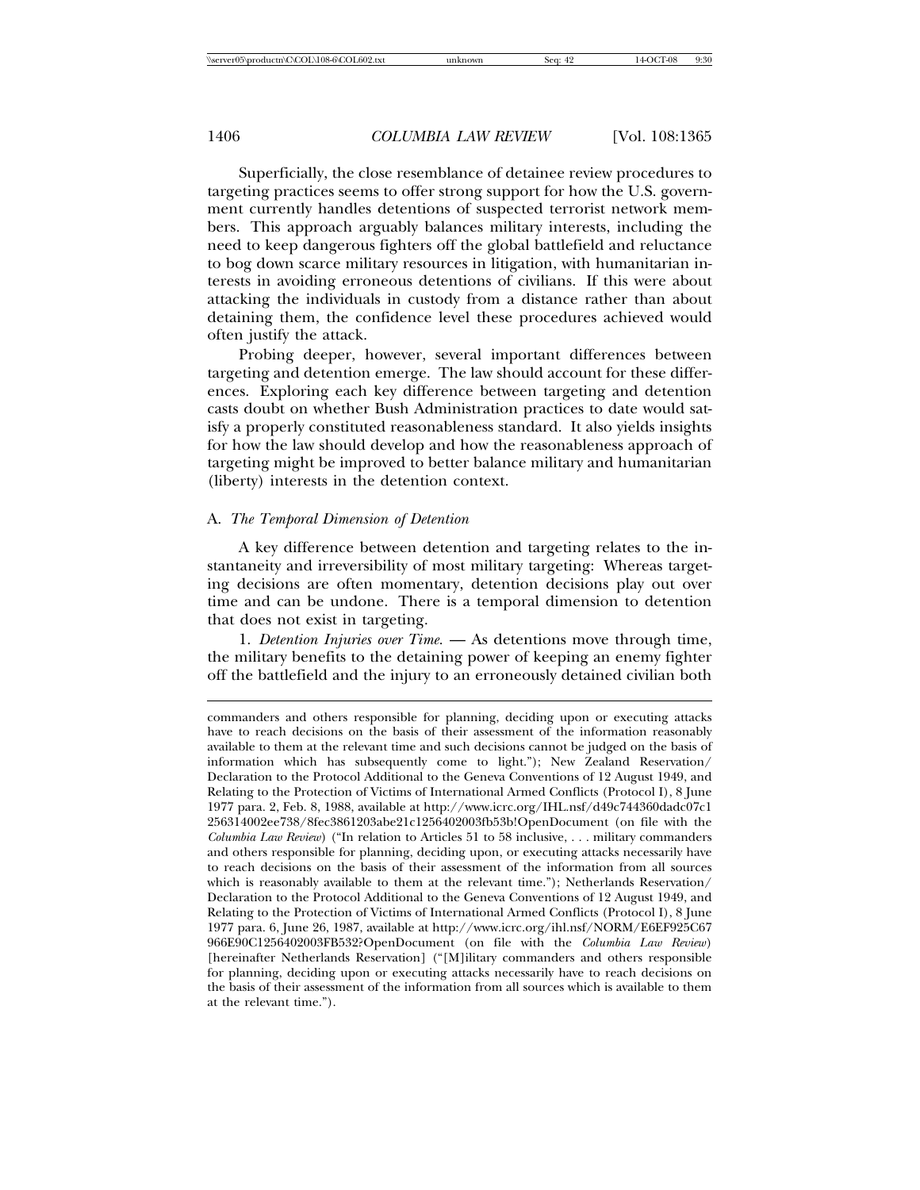Superficially, the close resemblance of detainee review procedures to targeting practices seems to offer strong support for how the U.S. government currently handles detentions of suspected terrorist network members. This approach arguably balances military interests, including the need to keep dangerous fighters off the global battlefield and reluctance to bog down scarce military resources in litigation, with humanitarian interests in avoiding erroneous detentions of civilians. If this were about attacking the individuals in custody from a distance rather than about detaining them, the confidence level these procedures achieved would often justify the attack.

Probing deeper, however, several important differences between targeting and detention emerge. The law should account for these differences. Exploring each key difference between targeting and detention casts doubt on whether Bush Administration practices to date would satisfy a properly constituted reasonableness standard. It also yields insights for how the law should develop and how the reasonableness approach of targeting might be improved to better balance military and humanitarian (liberty) interests in the detention context.

### A. *The Temporal Dimension of Detention*

A key difference between detention and targeting relates to the instantaneity and irreversibility of most military targeting: Whereas targeting decisions are often momentary, detention decisions play out over time and can be undone. There is a temporal dimension to detention that does not exist in targeting.

1. *Detention Injuries over Time.* — As detentions move through time, the military benefits to the detaining power of keeping an enemy fighter off the battlefield and the injury to an erroneously detained civilian both

---

commanders and others responsible for planning, deciding upon or executing attacks have to reach decisions on the basis of their assessment of the information reasonably available to them at the relevant time and such decisions cannot be judged on the basis of information which has subsequently come to light."); New Zealand Reservation/Declaration to the Protocol Additional to the Geneva Conventions of 12 August 1949, and Relating to the Protection of Victims of International Armed Conflicts (Protocol I), 8 June 1977 para. 2, Feb. 8, 1988, available at http://www.icrc.org/IHL.nsf/d49c744360dadc07c1256314002ee738/8fec3861203abe21c1256402003fb53b!OpenDocument (on file with the *Columbia Law Review*) ("In relation to Articles 51 to 58 inclusive, . . . military commanders and others responsible for planning, deciding upon, or executing attacks necessarily have to reach decisions on the basis of their assessment of the information from all sources which is reasonably available to them at the relevant time."); Netherlands Reservation/Declaration to the Protocol Additional to the Geneva Conventions of 12 August 1949, and Relating to the Protection of Victims of International Armed Conflicts (Protocol I), 8 June 1977 para. 6, June 26, 1987, available at http://www.icrc.org/ihl.nsf/NORM/E6EF925C67966E90C1256402003FB532?OpenDocument (on file with the *Columbia Law Review*) [hereinafter Netherlands Reservation] ("[M]ilitary commanders and others responsible for planning, deciding upon or executing attacks necessarily have to reach decisions on the basis of their assessment of the information from all sources which is available to them at the relevant time.").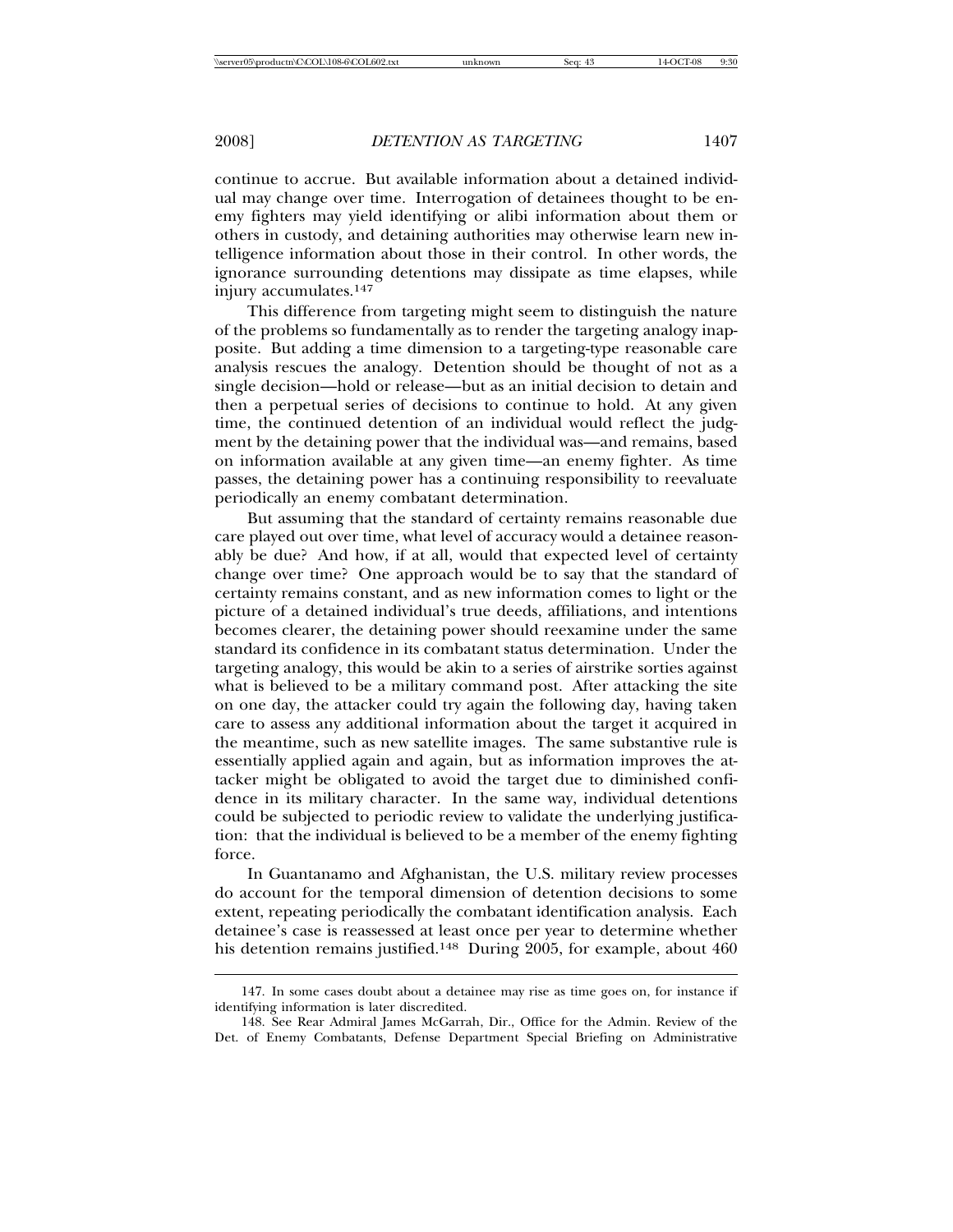continue to accrue. But available information about a detained individual may change over time. Interrogation of detainees thought to be enemy fighters may yield identifying or alibi information about them or others in custody, and detaining authorities may otherwise learn new intelligence information about those in their control. In other words, the ignorance surrounding detentions may dissipate as time elapses, while injury accumulates.[147]

This difference from targeting might seem to distinguish the nature of the problems so fundamentally as to render the targeting analogy inapposite. But adding a time dimension to a targeting-type reasonable care analysis rescues the analogy. Detention should be thought of not as a single decision—hold or release—but as an initial decision to detain and then a perpetual series of decisions to continue to hold. At any given time, the continued detention of an individual would reflect the judgment by the detaining power that the individual was—and remains, based on information available at any given time—an enemy fighter. As time passes, the detaining power has a continuing responsibility to reevaluate periodically an enemy combatant determination.

But assuming that the standard of certainty remains reasonable due care played out over time, what level of accuracy would a detainee reasonably be due? And how, if at all, would that expected level of certainty change over time? One approach would be to say that the standard of certainty remains constant, and as new information comes to light or the picture of a detained individual's true deeds, affiliations, and intentions becomes clearer, the detaining power should reexamine under the same standard its confidence in its combatant status determination. Under the targeting analogy, this would be akin to a series of airstrike sorties against what is believed to be a military command post. After attacking the site on one day, the attacker could try again the following day, having taken care to assess any additional information about the target it acquired in the meantime, such as new satellite images. The same substantive rule is essentially applied again and again, but as information improves the attacker might be obligated to avoid the target due to diminished confidence in its military character. In the same way, individual detentions could be subjected to periodic review to validate the underlying justification: that the individual is believed to be a member of the enemy fighting force.

In Guantanamo and Afghanistan, the U.S. military review processes do account for the temporal dimension of detention decisions to some extent, repeating periodically the combatant identification analysis. Each detainee's case is reassessed at least once per year to determine whether his detention remains justified.[148] During 2005, for example, about 460

147. In some cases doubt about a detainee may rise as time goes on, for instance if identifying information is later discredited.

148. See Rear Admiral James McGarrah, Dir., Office for the Admin. Review of the Det. of Enemy Combatants, Defense Department Special Briefing on Administrative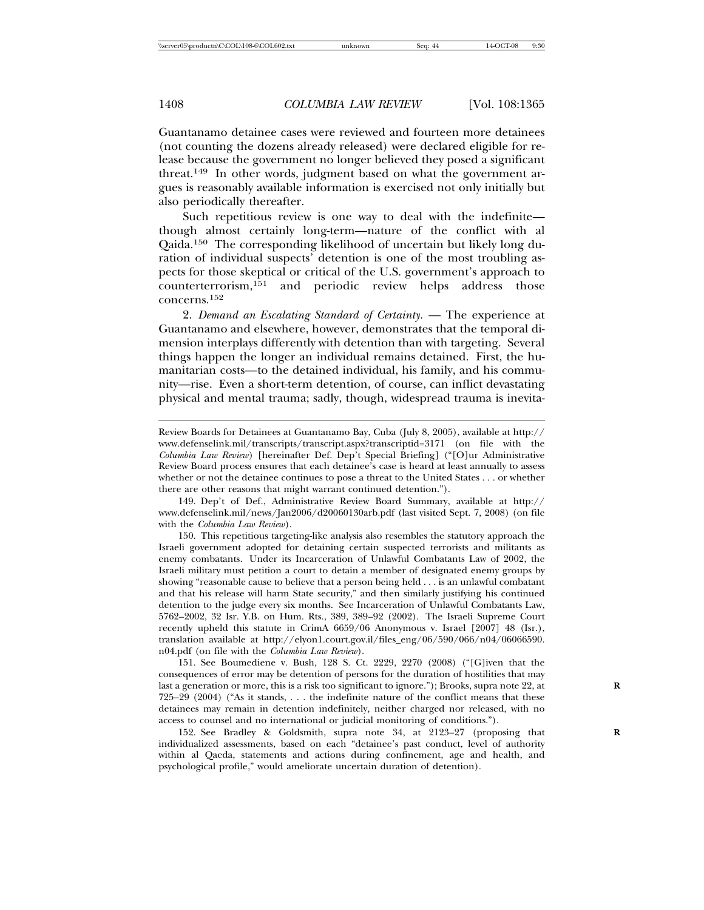Guantanamo detainee cases were reviewed and fourteen more detainees (not counting the dozens already released) were declared eligible for release because the government no longer believed they posed a significant threat.[149] In other words, judgment based on what the government argues is reasonably available information is exercised not only initially but also periodically thereafter.

Such repetitious review is one way to deal with the indefinite—though almost certainly long-term—nature of the conflict with al Qaida.[150] The corresponding likelihood of uncertain but likely long duration of individual suspects' detention is one of the most troubling aspects for those skeptical or critical of the U.S. government's approach to counterterrorism,[151] and periodic review helps address those concerns.[152]

2. *Demand an Escalating Standard of Certainty.* — The experience at Guantanamo and elsewhere, however, demonstrates that the temporal dimension interplays differently with detention than with targeting. Several things happen the longer an individual remains detained. First, the humanitarian costs—to the detained individual, his family, and his community—rise. Even a short-term detention, of course, can inflict devastating physical and mental trauma; sadly, though, widespread trauma is inevita-

---

Review Boards for Detainees at Guantanamo Bay, Cuba (July 8, 2005), available at http://www.defenselink.mil/transcripts/transcript.aspx?transcriptid=3171 (on file with the *Columbia Law Review*) [hereinafter Def. Dep't Special Briefing] ("[O]ur Administrative Review Board process ensures that each detainee's case is heard at least annually to assess whether or not the detainee continues to pose a threat to the United States . . . or whether there are other reasons that might warrant continued detention.").

149. Dep't of Def., Administrative Review Board Summary, available at http://www.defenselink.mil/news/Jan2006/d20060130arb.pdf (last visited Sept. 7, 2008) (on file with the *Columbia Law Review*).

150. This repetitious targeting-like analysis also resembles the statutory approach the Israeli government adopted for detaining certain suspected terrorists and militants as enemy combatants. Under its Incarceration of Unlawful Combatants Law of 2002, the Israeli military must petition a court to detain a member of designated enemy groups by showing "reasonable cause to believe that a person being held . . . is an unlawful combatant and that his release will harm State security," and then similarly justifying his continued detention to the judge every six months. See Incarceration of Unlawful Combatants Law, 5762–2002, 32 Isr. Y.B. on Hum. Rts., 389, 389–92 (2002). The Israeli Supreme Court recently upheld this statute in CrimA 6659/06 Anonymous v. Israel [2007] 48 (Isr.), translation available at http://elyon1.court.gov.il/files_eng/06/590/066/n04/06066590.n04.pdf (on file with the *Columbia Law Review*).

151. See Boumediene v. Bush, 128 S. Ct. 2229, 2270 (2008) ("[G]iven that the consequences of error may be detention of persons for the duration of hostilities that may last a generation or more, this is a risk too significant to ignore."); Brooks, supra note 22, at 725–29 (2004) ("As it stands, . . . the indefinite nature of the conflict means that these detainees may remain in detention indefinitely, neither charged nor released, with no access to counsel and no international or judicial monitoring of conditions.").

152. See Bradley & Goldsmith, supra note 34, at 2123–27 (proposing that individualized assessments, based on each "detainee's past conduct, level of authority within al Qaeda, statements and actions during confinement, age and health, and psychological profile," would ameliorate uncertain duration of detention).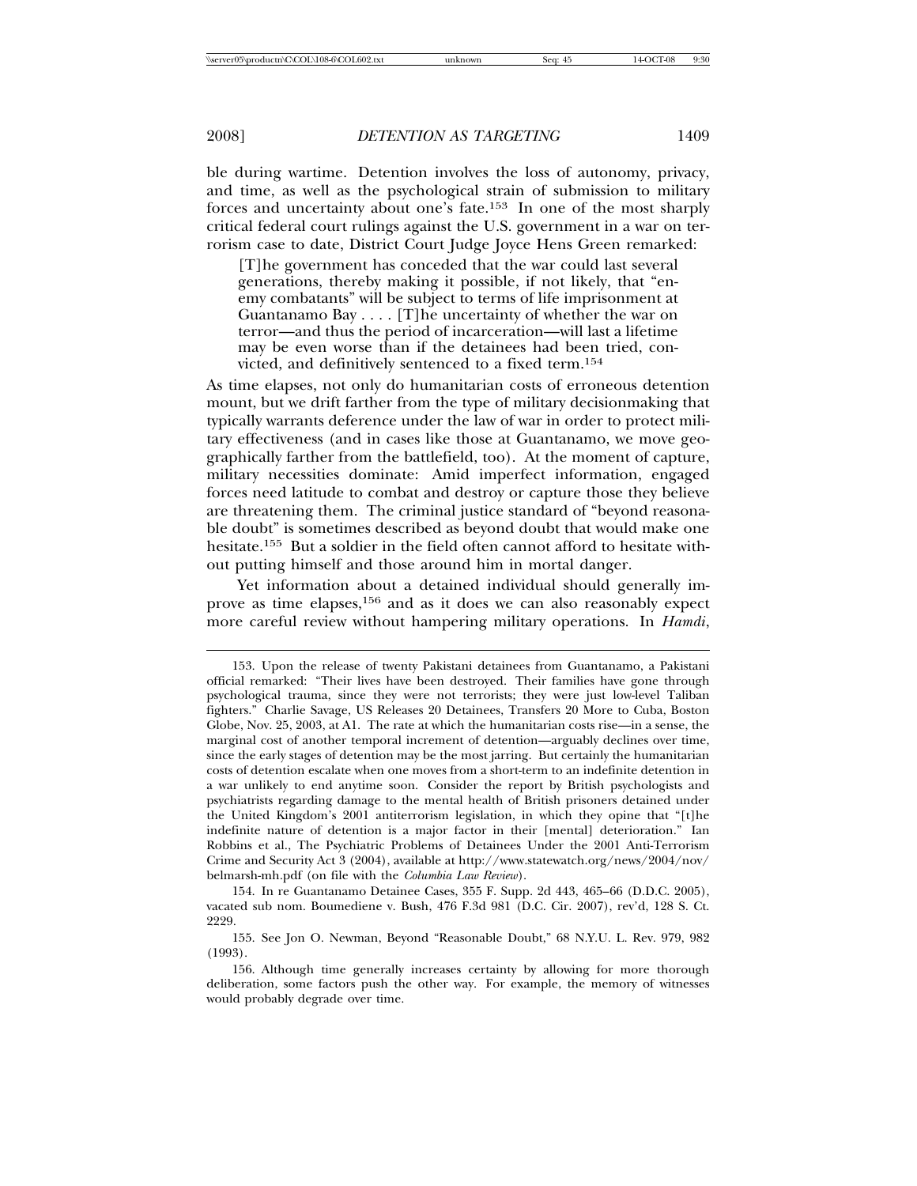ble during wartime. Detention involves the loss of autonomy, privacy, and time, as well as the psychological strain of submission to military forces and uncertainty about one's fate.[153] In one of the most sharply critical federal court rulings against the U.S. government in a war on terrorism case to date, District Court Judge Joyce Hens Green remarked:

> [T]he government has conceded that the war could last several generations, thereby making it possible, if not likely, that "enemy combatants" will be subject to terms of life imprisonment at Guantanamo Bay . . . . [T]he uncertainty of whether the war on terror—and thus the period of incarceration—will last a lifetime may be even worse than if the detainees had been tried, convicted, and definitively sentenced to a fixed term.[154]

As time elapses, not only do humanitarian costs of erroneous detention mount, but we drift farther from the type of military decisionmaking that typically warrants deference under the law of war in order to protect military effectiveness (and in cases like those at Guantanamo, we move geographically farther from the battlefield, too). At the moment of capture, military necessities dominate: Amid imperfect information, engaged forces need latitude to combat and destroy or capture those they believe are threatening them. The criminal justice standard of "beyond reasonable doubt" is sometimes described as beyond doubt that would make one hesitate.[155] But a soldier in the field often cannot afford to hesitate without putting himself and those around him in mortal danger.

Yet information about a detained individual should generally improve as time elapses,[156] and as it does we can also reasonably expect more careful review without hampering military operations. In *Hamdi*,

---

153. Upon the release of twenty Pakistani detainees from Guantanamo, a Pakistani official remarked: "Their lives have been destroyed. Their families have gone through psychological trauma, since they were not terrorists; they were just low-level Taliban fighters." Charlie Savage, US Releases 20 Detainees, Transfers 20 More to Cuba, Boston Globe, Nov. 25, 2003, at A1. The rate at which the humanitarian costs rise—in a sense, the marginal cost of another temporal increment of detention—arguably declines over time, since the early stages of detention may be the most jarring. But certainly the humanitarian costs of detention escalate when one moves from a short-term to an indefinite detention in a war unlikely to end anytime soon. Consider the report by British psychologists and psychiatrists regarding damage to the mental health of British prisoners detained under the United Kingdom's 2001 antiterrorism legislation, in which they opine that "[t]he indefinite nature of detention is a major factor in their [mental] deterioration." Ian Robbins et al., The Psychiatric Problems of Detainees Under the 2001 Anti-Terrorism Crime and Security Act 3 (2004), available at http://www.statewatch.org/news/2004/nov/belmarsh-mh.pdf (on file with the *Columbia Law Review*).

154. In re Guantanamo Detainee Cases, 355 F. Supp. 2d 443, 465–66 (D.D.C. 2005), vacated sub nom. Boumediene v. Bush, 476 F.3d 981 (D.C. Cir. 2007), rev'd, 128 S. Ct. 2229.

155. See Jon O. Newman, Beyond "Reasonable Doubt," 68 N.Y.U. L. Rev. 979, 982 (1993).

156. Although time generally increases certainty by allowing for more thorough deliberation, some factors push the other way. For example, the memory of witnesses would probably degrade over time.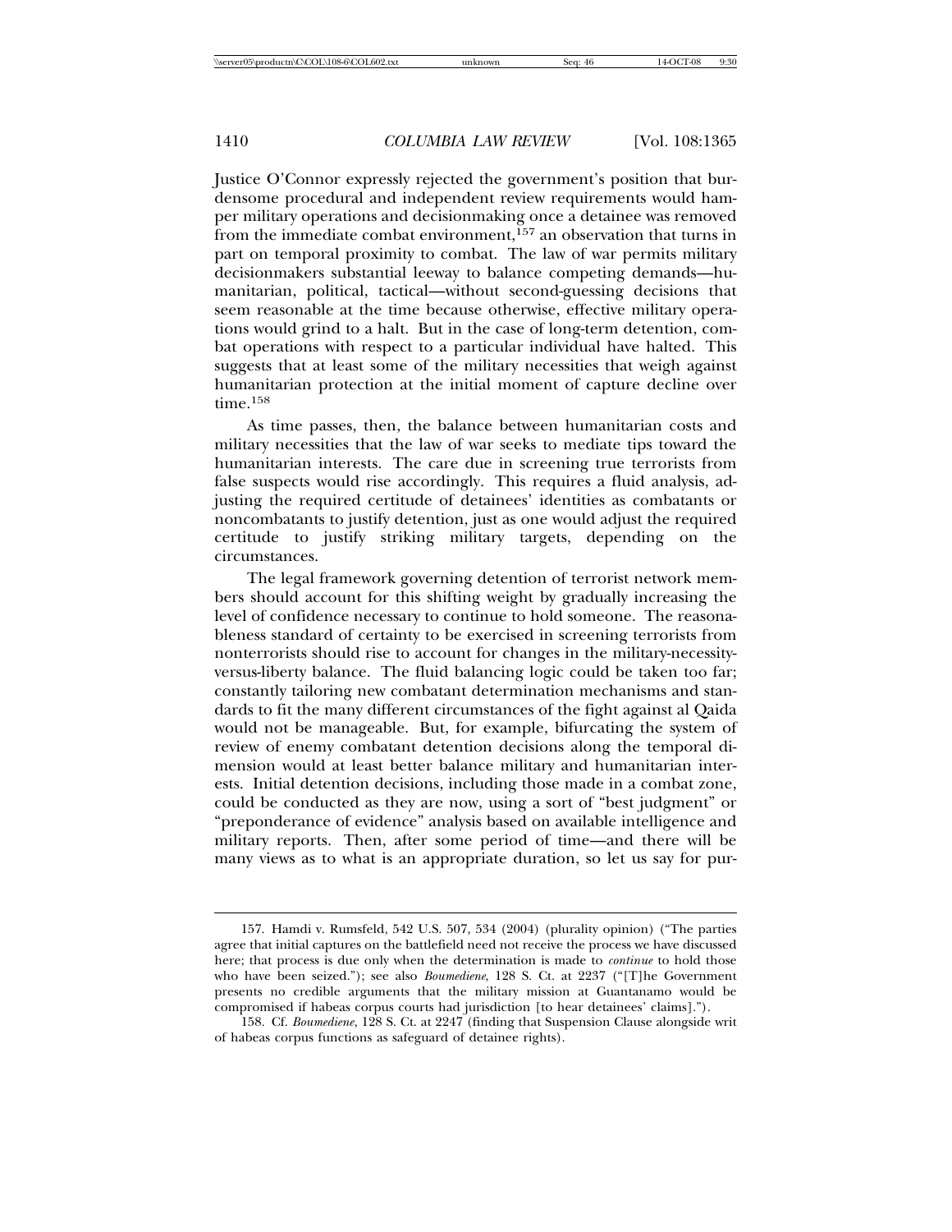Justice O'Connor expressly rejected the government's position that burdensome procedural and independent review requirements would hamper military operations and decisionmaking once a detainee was removed from the immediate combat environment,[157] an observation that turns in part on temporal proximity to combat. The law of war permits military decisionmakers substantial leeway to balance competing demands—humanitarian, political, tactical—without second-guessing decisions that seem reasonable at the time because otherwise, effective military operations would grind to a halt. But in the case of long-term detention, combat operations with respect to a particular individual have halted. This suggests that at least some of the military necessities that weigh against humanitarian protection at the initial moment of capture decline over time.[158]

As time passes, then, the balance between humanitarian costs and military necessities that the law of war seeks to mediate tips toward the humanitarian interests. The care due in screening true terrorists from false suspects would rise accordingly. This requires a fluid analysis, adjusting the required certitude of detainees' identities as combatants or noncombatants to justify detention, just as one would adjust the required certitude to justify striking military targets, depending on the circumstances.

The legal framework governing detention of terrorist network members should account for this shifting weight by gradually increasing the level of confidence necessary to continue to hold someone. The reasonableness standard of certainty to be exercised in screening terrorists from nonterrorists should rise to account for changes in the military-necessity-versus-liberty balance. The fluid balancing logic could be taken too far; constantly tailoring new combatant determination mechanisms and standards to fit the many different circumstances of the fight against al Qaida would not be manageable. But, for example, bifurcating the system of review of enemy combatant detention decisions along the temporal dimension would at least better balance military and humanitarian interests. Initial detention decisions, including those made in a combat zone, could be conducted as they are now, using a sort of "best judgment" or "preponderance of evidence" analysis based on available intelligence and military reports. Then, after some period of time—and there will be many views as to what is an appropriate duration, so let us say for pur-

157. Hamdi v. Rumsfeld, 542 U.S. 507, 534 (2004) (plurality opinion) ("The parties agree that initial captures on the battlefield need not receive the process we have discussed here; that process is due only when the determination is made to *continue* to hold those who have been seized."); see also *Boumediene*, 128 S. Ct. at 2237 ("[T]he Government presents no credible arguments that the military mission at Guantanamo would be compromised if habeas corpus courts had jurisdiction [to hear detainees' claims].").

158. Cf. *Boumediene*, 128 S. Ct. at 2247 (finding that Suspension Clause alongside writ of habeas corpus functions as safeguard of detainee rights).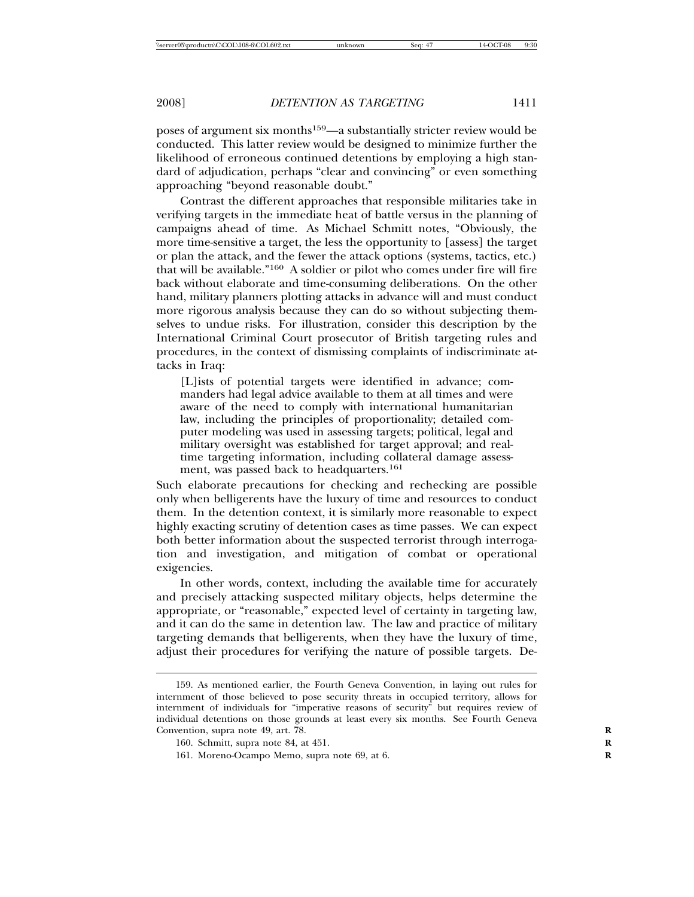poses of argument six months[159]—a substantially stricter review would be conducted. This latter review would be designed to minimize further the likelihood of erroneous continued detentions by employing a high standard of adjudication, perhaps "clear and convincing" or even something approaching "beyond reasonable doubt."

Contrast the different approaches that responsible militaries take in verifying targets in the immediate heat of battle versus in the planning of campaigns ahead of time. As Michael Schmitt notes, "Obviously, the more time-sensitive a target, the less the opportunity to [assess] the target or plan the attack, and the fewer the attack options (systems, tactics, etc.) that will be available."[160] A soldier or pilot who comes under fire will fire back without elaborate and time-consuming deliberations. On the other hand, military planners plotting attacks in advance will and must conduct more rigorous analysis because they can do so without subjecting themselves to undue risks. For illustration, consider this description by the International Criminal Court prosecutor of British targeting rules and procedures, in the context of dismissing complaints of indiscriminate attacks in Iraq:

> [L]ists of potential targets were identified in advance; commanders had legal advice available to them at all times and were aware of the need to comply with international humanitarian law, including the principles of proportionality; detailed computer modeling was used in assessing targets; political, legal and military oversight was established for target approval; and real-time targeting information, including collateral damage assessment, was passed back to headquarters.[161]

Such elaborate precautions for checking and rechecking are possible only when belligerents have the luxury of time and resources to conduct them. In the detention context, it is similarly more reasonable to expect highly exacting scrutiny of detention cases as time passes. We can expect both better information about the suspected terrorist through interrogation and investigation, and mitigation of combat or operational exigencies.

In other words, context, including the available time for accurately and precisely attacking suspected military objects, helps determine the appropriate, or "reasonable," expected level of certainty in targeting law, and it can do the same in detention law. The law and practice of military targeting demands that belligerents, when they have the luxury of time, adjust their procedures for verifying the nature of possible targets. De-

---

159. As mentioned earlier, the Fourth Geneva Convention, in laying out rules for internment of those believed to pose security threats in occupied territory, allows for internment of individuals for "imperative reasons of security" but requires review of individual detentions on those grounds at least every six months. See Fourth Geneva Convention, supra note 49, art. 78.

160. Schmitt, supra note 84, at 451.

161. Moreno-Ocampo Memo, supra note 69, at 6.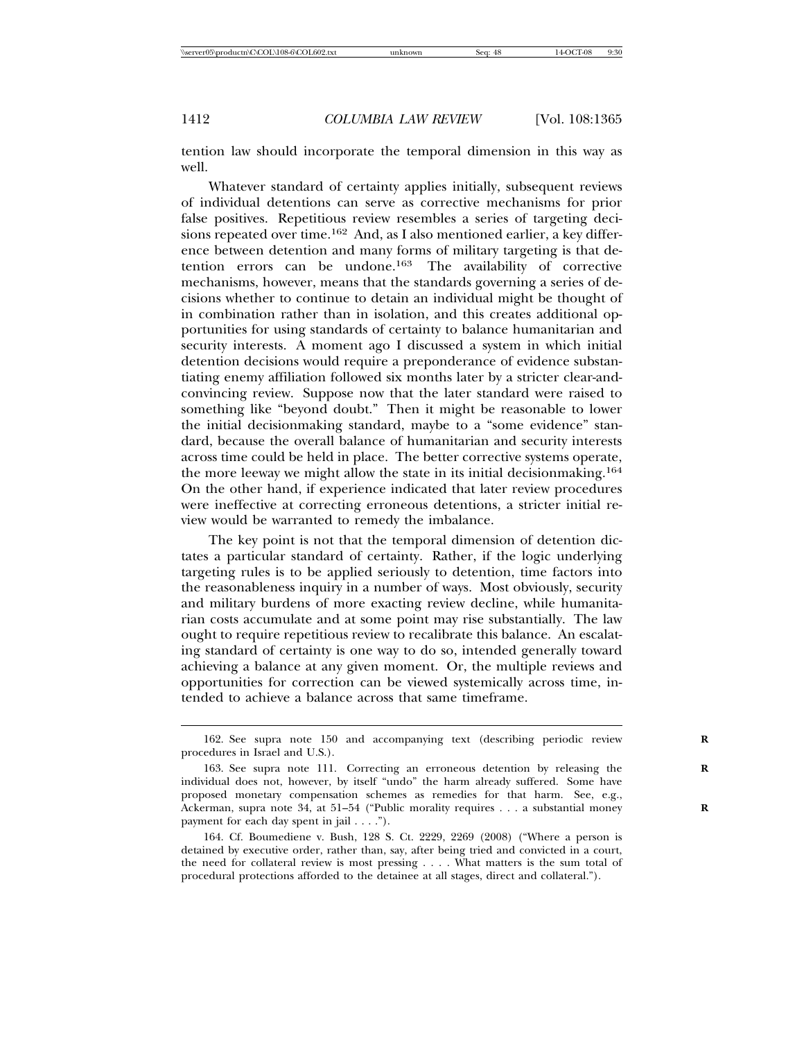tention law should incorporate the temporal dimension in this way as well.

Whatever standard of certainty applies initially, subsequent reviews of individual detentions can serve as corrective mechanisms for prior false positives. Repetitious review resembles a series of targeting decisions repeated over time.[162] And, as I also mentioned earlier, a key difference between detention and many forms of military targeting is that detention errors can be undone.[163] The availability of corrective mechanisms, however, means that the standards governing a series of decisions whether to continue to detain an individual might be thought of in combination rather than in isolation, and this creates additional opportunities for using standards of certainty to balance humanitarian and security interests. A moment ago I discussed a system in which initial detention decisions would require a preponderance of evidence substantiating enemy affiliation followed six months later by a stricter clear-and-convincing review. Suppose now that the later standard were raised to something like "beyond doubt." Then it might be reasonable to lower the initial decisionmaking standard, maybe to a "some evidence" standard, because the overall balance of humanitarian and security interests across time could be held in place. The better corrective systems operate, the more leeway we might allow the state in its initial decisionmaking.[164] On the other hand, if experience indicated that later review procedures were ineffective at correcting erroneous detentions, a stricter initial review would be warranted to remedy the imbalance.

The key point is not that the temporal dimension of detention dictates a particular standard of certainty. Rather, if the logic underlying targeting rules is to be applied seriously to detention, time factors into the reasonableness inquiry in a number of ways. Most obviously, security and military burdens of more exacting review decline, while humanitarian costs accumulate and at some point may rise substantially. The law ought to require repetitious review to recalibrate this balance. An escalating standard of certainty is one way to do so, intended generally toward achieving a balance at any given moment. Or, the multiple reviews and opportunities for correction can be viewed systemically across time, intended to achieve a balance across that same timeframe.

---

162. See supra note 150 and accompanying text (describing periodic review procedures in Israel and U.S.).

163. See supra note 111. Correcting an erroneous detention by releasing the individual does not, however, by itself "undo" the harm already suffered. Some have proposed monetary compensation schemes as remedies for that harm. See, e.g., Ackerman, supra note 34, at 51–54 ("Public morality requires . . . a substantial money payment for each day spent in jail . . . .").

164. Cf. Boumediene v. Bush, 128 S. Ct. 2229, 2269 (2008) ("Where a person is detained by executive order, rather than, say, after being tried and convicted in a court, the need for collateral review is most pressing . . . . What matters is the sum total of procedural protections afforded to the detainee at all stages, direct and collateral.").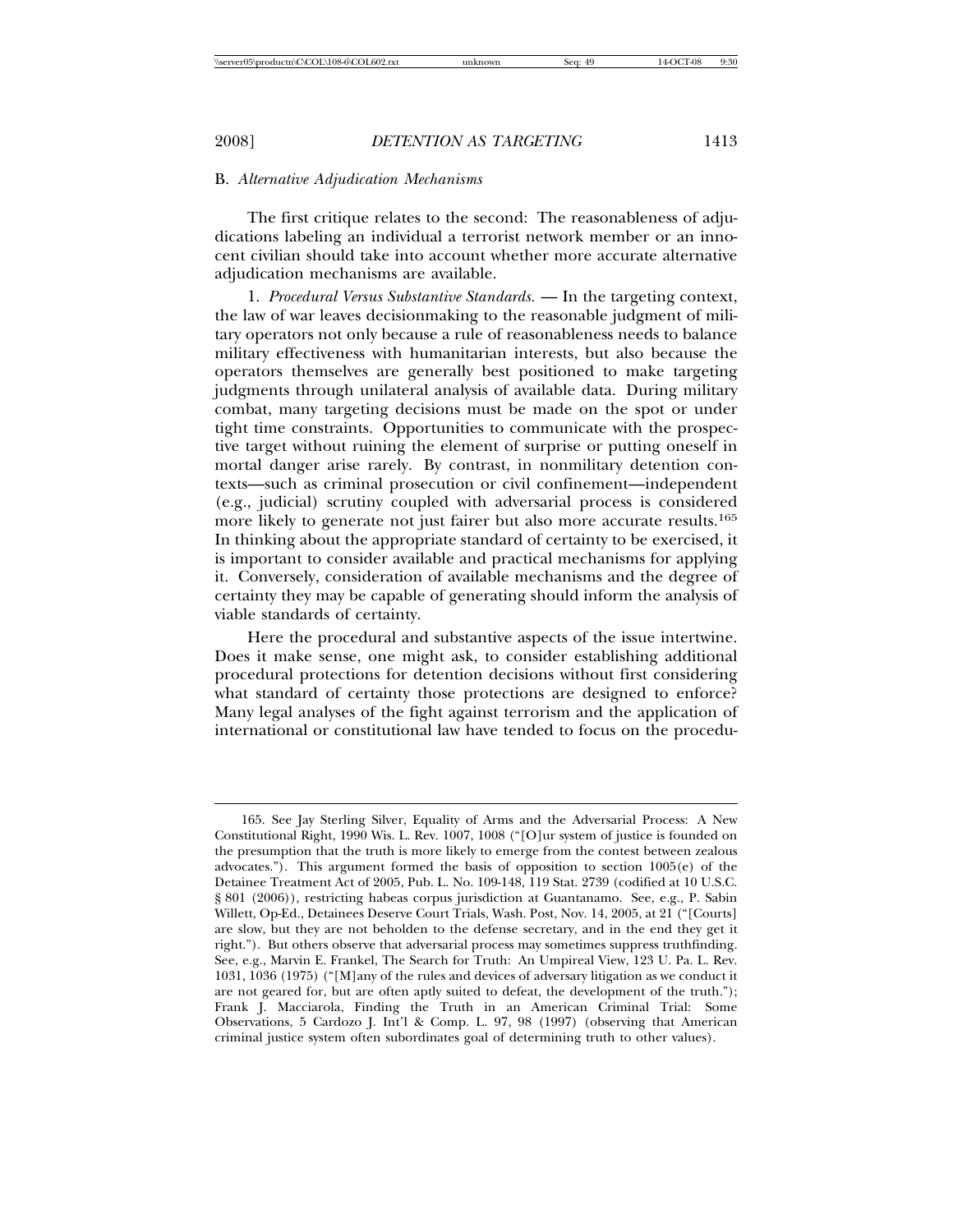### B. *Alternative Adjudication Mechanisms*

The first critique relates to the second: The reasonableness of adjudications labeling an individual a terrorist network member or an innocent civilian should take into account whether more accurate alternative adjudication mechanisms are available.

1. *Procedural Versus Substantive Standards.* — In the targeting context, the law of war leaves decisionmaking to the reasonable judgment of military operators not only because a rule of reasonableness needs to balance military effectiveness with humanitarian interests, but also because the operators themselves are generally best positioned to make targeting judgments through unilateral analysis of available data. During military combat, many targeting decisions must be made on the spot or under tight time constraints. Opportunities to communicate with the prospective target without ruining the element of surprise or putting oneself in mortal danger arise rarely. By contrast, in nonmilitary detention contexts—such as criminal prosecution or civil confinement—independent (e.g., judicial) scrutiny coupled with adversarial process is considered more likely to generate not just fairer but also more accurate results.[165] In thinking about the appropriate standard of certainty to be exercised, it is important to consider available and practical mechanisms for applying it. Conversely, consideration of available mechanisms and the degree of certainty they may be capable of generating should inform the analysis of viable standards of certainty.

Here the procedural and substantive aspects of the issue intertwine. Does it make sense, one might ask, to consider establishing additional procedural protections for detention decisions without first considering what standard of certainty those protections are designed to enforce? Many legal analyses of the fight against terrorism and the application of international or constitutional law have tended to focus on the procedu-

---

165. See Jay Sterling Silver, Equality of Arms and the Adversarial Process: A New Constitutional Right, 1990 Wis. L. Rev. 1007, 1008 ("[O]ur system of justice is founded on the presumption that the truth is more likely to emerge from the contest between zealous advocates."). This argument formed the basis of opposition to section 1005(e) of the Detainee Treatment Act of 2005, Pub. L. No. 109-148, 119 Stat. 2739 (codified at 10 U.S.C. § 801 (2006)), restricting habeas corpus jurisdiction at Guantanamo. See, e.g., P. Sabin Willett, Op-Ed., Detainees Deserve Court Trials, Wash. Post, Nov. 14, 2005, at 21 ("[Courts] are slow, but they are not beholden to the defense secretary, and in the end they get it right."). But others observe that adversarial process may sometimes suppress truthfinding. See, e.g., Marvin E. Frankel, The Search for Truth: An Umpireal View, 123 U. Pa. L. Rev. 1031, 1036 (1975) ("[M]any of the rules and devices of adversary litigation as we conduct it are not geared for, but are often aptly suited to defeat, the development of the truth."); Frank J. Macciarola, Finding the Truth in an American Criminal Trial: Some Observations, 5 Cardozo J. Int'l & Comp. L. 97, 98 (1997) (observing that American criminal justice system often subordinates goal of determining truth to other values).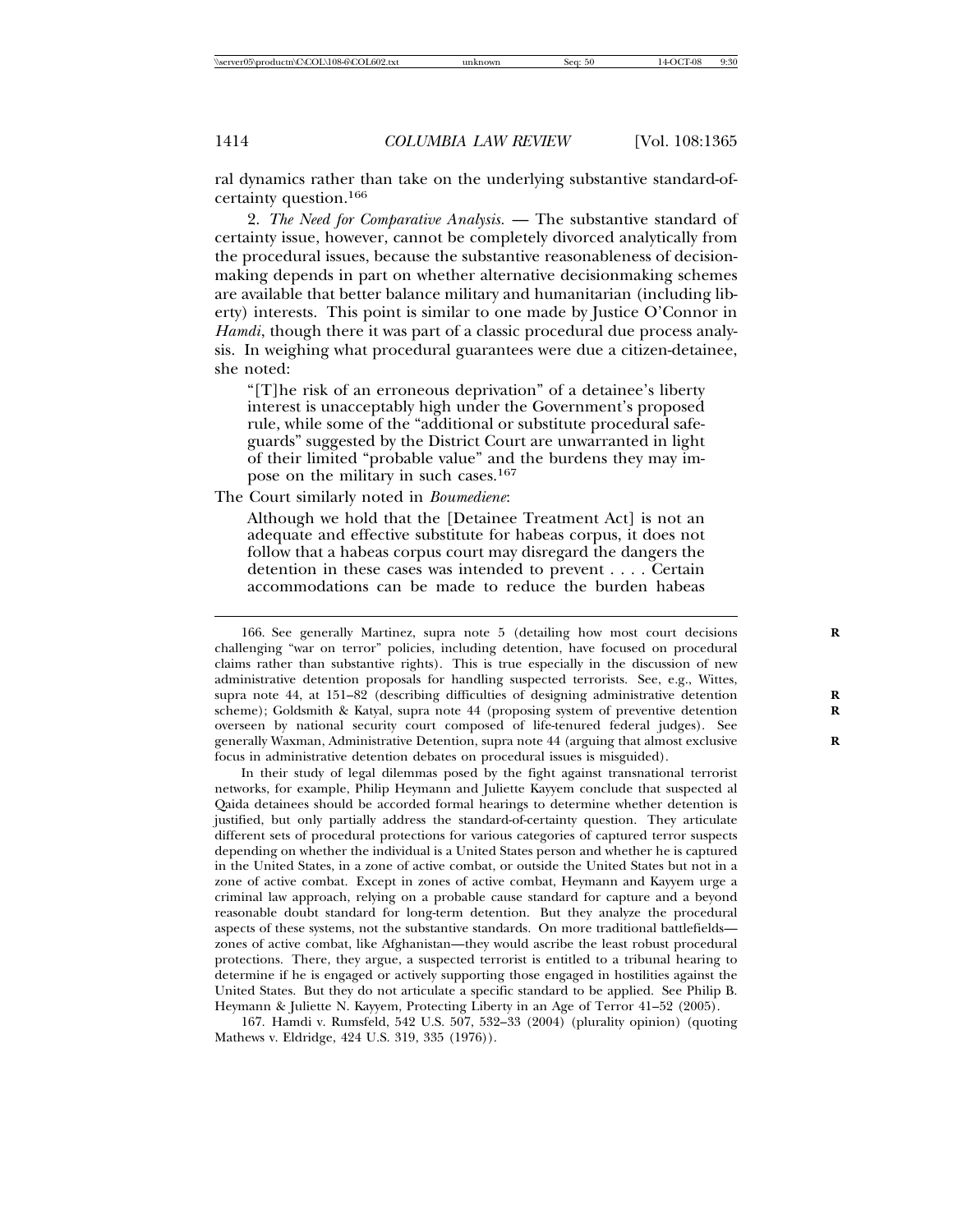ral dynamics rather than take on the underlying substantive standard-of-certainty question.[166]

2. *The Need for Comparative Analysis.* — The substantive standard of certainty issue, however, cannot be completely divorced analytically from the procedural issues, because the substantive reasonableness of decisionmaking depends in part on whether alternative decisionmaking schemes are available that better balance military and humanitarian (including liberty) interests. This point is similar to one made by Justice O'Connor in *Hamdi*, though there it was part of a classic procedural due process analysis. In weighing what procedural guarantees were due a citizen-detainee, she noted:

> "[T]he risk of an erroneous deprivation" of a detainee's liberty interest is unacceptably high under the Government's proposed rule, while some of the "additional or substitute procedural safeguards" suggested by the District Court are unwarranted in light of their limited "probable value" and the burdens they may impose on the military in such cases.[167]

The Court similarly noted in *Boumediene*:

> Although we hold that the [Detainee Treatment Act] is not an adequate and effective substitute for habeas corpus, it does not follow that a habeas corpus court may disregard the dangers the detention in these cases was intended to prevent . . . . Certain accommodations can be made to reduce the burden habeas

---

166. See generally Martinez, supra note 5 (detailing how most court decisions challenging "war on terror" policies, including detention, have focused on procedural claims rather than substantive rights). This is true especially in the discussion of new administrative detention proposals for handling suspected terrorists. See, e.g., Wittes, supra note 44, at 151–82 (describing difficulties of designing administrative detention scheme); Goldsmith & Katyal, supra note 44 (proposing system of preventive detention overseen by national security court composed of life-tenured federal judges). See generally Waxman, Administrative Detention, supra note 44 (arguing that almost exclusive focus in administrative detention debates on procedural issues is misguided).

In their study of legal dilemmas posed by the fight against transnational terrorist networks, for example, Philip Heymann and Juliette Kayyem conclude that suspected al Qaida detainees should be accorded formal hearings to determine whether detention is justified, but only partially address the standard-of-certainty question. They articulate different sets of procedural protections for various categories of captured terror suspects depending on whether the individual is a United States person and whether he is captured in the United States, in a zone of active combat, or outside the United States but not in a zone of active combat. Except in zones of active combat, Heymann and Kayyem urge a criminal law approach, relying on a probable cause standard for capture and a beyond reasonable doubt standard for long-term detention. But they analyze the procedural aspects of these systems, not the substantive standards. On more traditional battlefields—zones of active combat, like Afghanistan—they would ascribe the least robust procedural protections. There, they argue, a suspected terrorist is entitled to a tribunal hearing to determine if he is engaged or actively supporting those engaged in hostilities against the United States. But they do not articulate a specific standard to be applied. See Philip B. Heymann & Juliette N. Kayyem, Protecting Liberty in an Age of Terror 41–52 (2005).

167. Hamdi v. Rumsfeld, 542 U.S. 507, 532–33 (2004) (plurality opinion) (quoting Mathews v. Eldridge, 424 U.S. 319, 335 (1976)).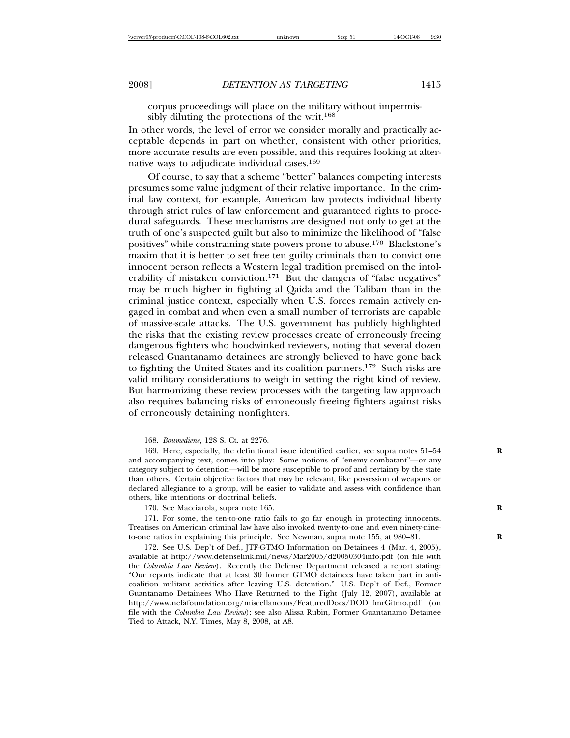corpus proceedings will place on the military without impermissibly diluting the protections of the writ.[168]

In other words, the level of error we consider morally and practically acceptable depends in part on whether, consistent with other priorities, more accurate results are even possible, and this requires looking at alternative ways to adjudicate individual cases.[169]

Of course, to say that a scheme "better" balances competing interests presumes some value judgment of their relative importance. In the criminal law context, for example, American law protects individual liberty through strict rules of law enforcement and guaranteed rights to procedural safeguards. These mechanisms are designed not only to get at the truth of one's suspected guilt but also to minimize the likelihood of "false positives" while constraining state powers prone to abuse.[170] Blackstone's maxim that it is better to set free ten guilty criminals than to convict one innocent person reflects a Western legal tradition premised on the intolerability of mistaken conviction.[171] But the dangers of "false negatives" may be much higher in fighting al Qaida and the Taliban than in the criminal justice context, especially when U.S. forces remain actively engaged in combat and when even a small number of terrorists are capable of massive-scale attacks. The U.S. government has publicly highlighted the risks that the existing review processes create of erroneously freeing dangerous fighters who hoodwinked reviewers, noting that several dozen released Guantanamo detainees are strongly believed to have gone back to fighting the United States and its coalition partners.[172] Such risks are valid military considerations to weigh in setting the right kind of review. But harmonizing these review processes with the targeting law approach also requires balancing risks of erroneously freeing fighters against risks of erroneously detaining nonfighters.

---

168. *Boumediene*, 128 S. Ct. at 2276.

169. Here, especially, the definitional issue identified earlier, see supra notes 51–54 and accompanying text, comes into play: Some notions of "enemy combatant"—or any category subject to detention—will be more susceptible to proof and certainty by the state than others. Certain objective factors that may be relevant, like possession of weapons or declared allegiance to a group, will be easier to validate and assess with confidence than others, like intentions or doctrinal beliefs.

170. See Macciarola, supra note 165.

171. For some, the ten-to-one ratio fails to go far enough in protecting innocents. Treatises on American criminal law have also invoked twenty-to-one and even ninety-nine-to-one ratios in explaining this principle. See Newman, supra note 155, at 980–81.

172. See U.S. Dep't of Def., JTF-GTMO Information on Detainees 4 (Mar. 4, 2005), available at http://www.defenselink.mil/news/Mar2005/d20050304info.pdf (on file with the *Columbia Law Review*). Recently the Defense Department released a report stating: "Our reports indicate that at least 30 former GTMO detainees have taken part in anti-coalition militant activities after leaving U.S. detention." U.S. Dep't of Def., Former Guantanamo Detainees Who Have Returned to the Fight (July 12, 2007), available at http://www.nefafoundation.org/miscellaneous/FeaturedDocs/DOD_fmrGitmo.pdf (on file with the *Columbia Law Review*); see also Alissa Rubin, Former Guantanamo Detainee Tied to Attack, N.Y. Times, May 8, 2008, at A8.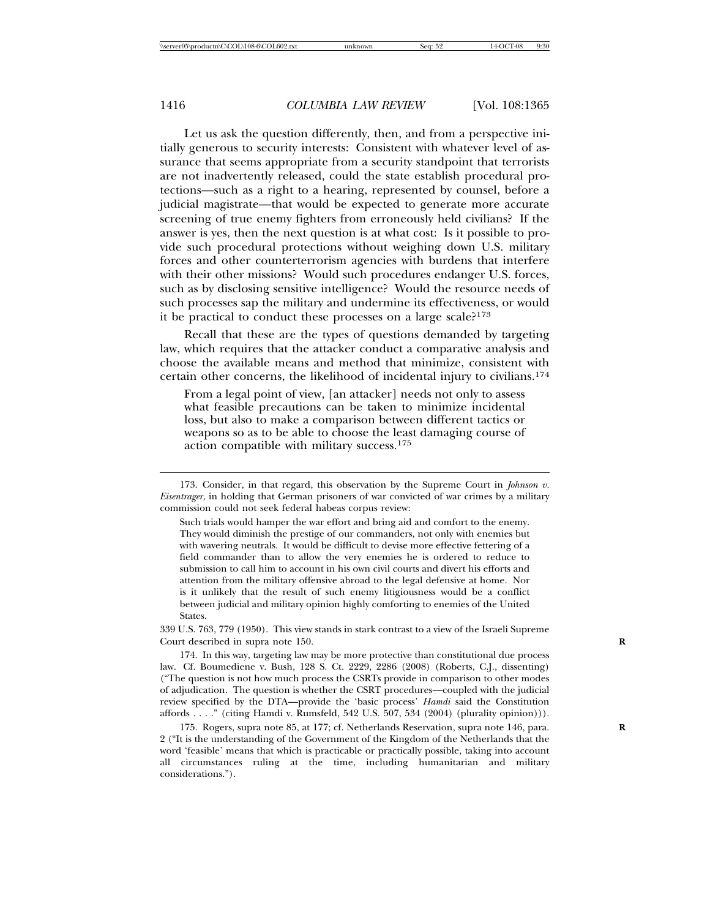Let us ask the question differently, then, and from a perspective initially generous to security interests: Consistent with whatever level of assurance that seems appropriate from a security standpoint that terrorists are not inadvertently released, could the state establish procedural protections—such as a right to a hearing, represented by counsel, before a judicial magistrate—that would be expected to generate more accurate screening of true enemy fighters from erroneously held civilians? If the answer is yes, then the next question is at what cost: Is it possible to provide such procedural protections without weighing down U.S. military forces and other counterterrorism agencies with burdens that interfere with their other missions? Would such procedures endanger U.S. forces, such as by disclosing sensitive intelligence? Would the resource needs of such processes sap the military and undermine its effectiveness, or would it be practical to conduct these processes on a large scale?[173]

Recall that these are the types of questions demanded by targeting law, which requires that the attacker conduct a comparative analysis and choose the available means and method that minimize, consistent with certain other concerns, the likelihood of incidental injury to civilians.[174]

> From a legal point of view, [an attacker] needs not only to assess what feasible precautions can be taken to minimize incidental loss, but also to make a comparison between different tactics or weapons so as to be able to choose the least damaging course of action compatible with military success.[175]

---

173. Consider, in that regard, this observation by the Supreme Court in *Johnson v. Eisentrager*, in holding that German prisoners of war convicted of war crimes by a military commission could not seek federal habeas corpus review:

> Such trials would hamper the war effort and bring aid and comfort to the enemy. They would diminish the prestige of our commanders, not only with enemies but with wavering neutrals. It would be difficult to devise more effective fettering of a field commander than to allow the very enemies he is ordered to reduce to submission to call him to account in his own civil courts and divert his efforts and attention from the military offensive abroad to the legal defensive at home. Nor is it unlikely that the result of such enemy litigiousness would be a conflict between judicial and military opinion highly comforting to enemies of the United States.

339 U.S. 763, 779 (1950). This view stands in stark contrast to a view of the Israeli Supreme Court described in supra note 150.

174. In this way, targeting law may be more protective than constitutional due process law. Cf. Boumediene v. Bush, 128 S. Ct. 2229, 2286 (2008) (Roberts, C.J., dissenting) ("The question is not how much process the CSRTs provide in comparison to other modes of adjudication. The question is whether the CSRT procedures—coupled with the judicial review specified by the DTA—provide the 'basic process' *Hamdi* said the Constitution affords . . . ." (citing Hamdi v. Rumsfeld, 542 U.S. 507, 534 (2004) (plurality opinion))).

175. Rogers, supra note 85, at 177; cf. Netherlands Reservation, supra note 146, para. 2 ("It is the understanding of the Government of the Kingdom of the Netherlands that the word 'feasible' means that which is practicable or practically possible, taking into account all circumstances ruling at the time, including humanitarian and military considerations.").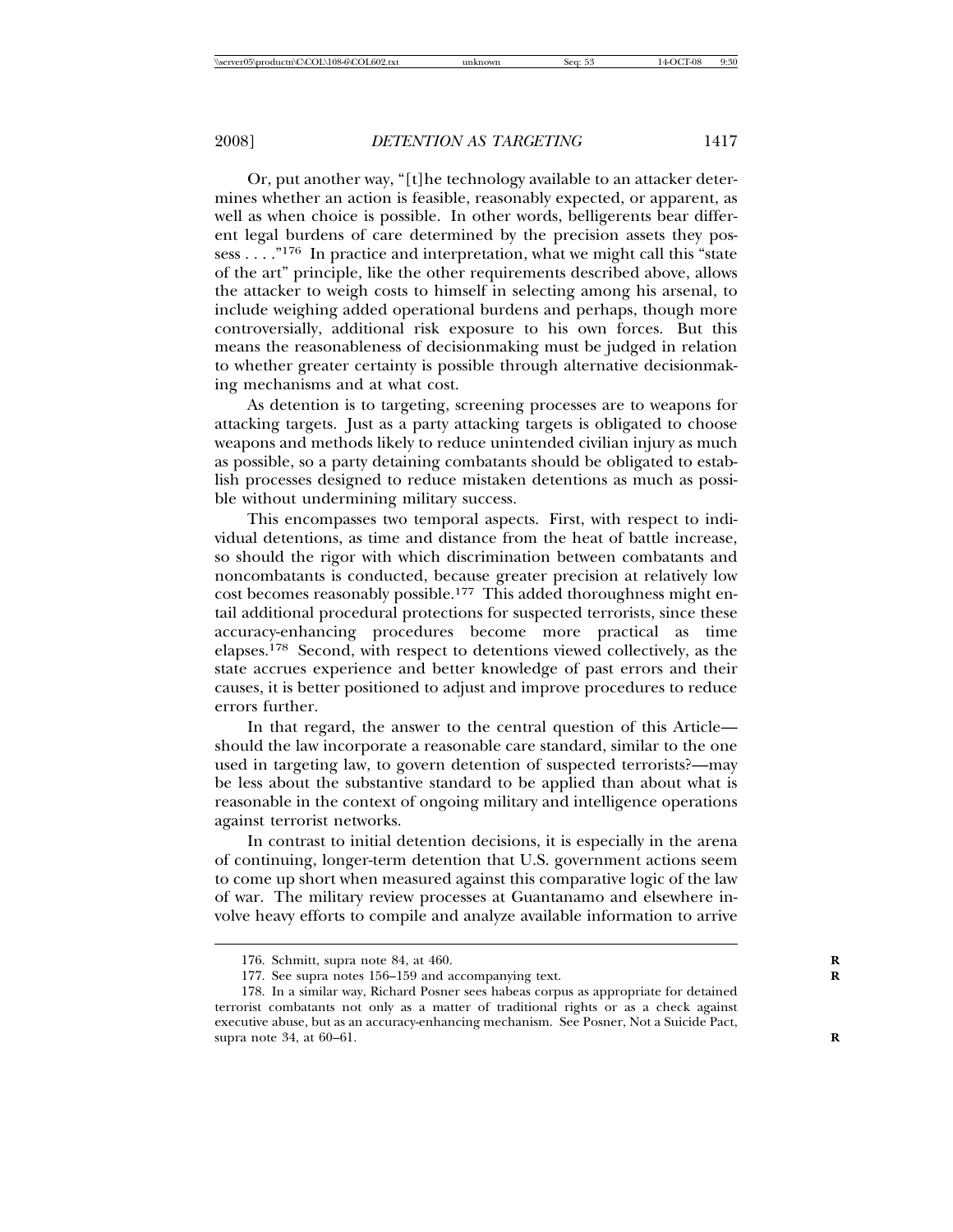Or, put another way, "[t]he technology available to an attacker determines whether an action is feasible, reasonably expected, or apparent, as well as when choice is possible. In other words, belligerents bear different legal burdens of care determined by the precision assets they possess . . . ."[176] In practice and interpretation, what we might call this "state of the art" principle, like the other requirements described above, allows the attacker to weigh costs to himself in selecting among his arsenal, to include weighing added operational burdens and perhaps, though more controversially, additional risk exposure to his own forces. But this means the reasonableness of decisionmaking must be judged in relation to whether greater certainty is possible through alternative decisionmaking mechanisms and at what cost.

As detention is to targeting, screening processes are to weapons for attacking targets. Just as a party attacking targets is obligated to choose weapons and methods likely to reduce unintended civilian injury as much as possible, so a party detaining combatants should be obligated to establish processes designed to reduce mistaken detentions as much as possible without undermining military success.

This encompasses two temporal aspects. First, with respect to individual detentions, as time and distance from the heat of battle increase, so should the rigor with which discrimination between combatants and noncombatants is conducted, because greater precision at relatively low cost becomes reasonably possible.[177] This added thoroughness might entail additional procedural protections for suspected terrorists, since these accuracy-enhancing procedures become more practical as time elapses.[178] Second, with respect to detentions viewed collectively, as the state accrues experience and better knowledge of past errors and their causes, it is better positioned to adjust and improve procedures to reduce errors further.

In that regard, the answer to the central question of this Article—should the law incorporate a reasonable care standard, similar to the one used in targeting law, to govern detention of suspected terrorists?—may be less about the substantive standard to be applied than about what is reasonable in the context of ongoing military and intelligence operations against terrorist networks.

In contrast to initial detention decisions, it is especially in the arena of continuing, longer-term detention that U.S. government actions seem to come up short when measured against this comparative logic of the law of war. The military review processes at Guantanamo and elsewhere involve heavy efforts to compile and analyze available information to arrive

---

176. Schmitt, supra note 84, at 460.

177. See supra notes 156–159 and accompanying text.

178. In a similar way, Richard Posner sees habeas corpus as appropriate for detained terrorist combatants not only as a matter of traditional rights or as a check against executive abuse, but as an accuracy-enhancing mechanism. See Posner, Not a Suicide Pact, supra note 34, at 60–61.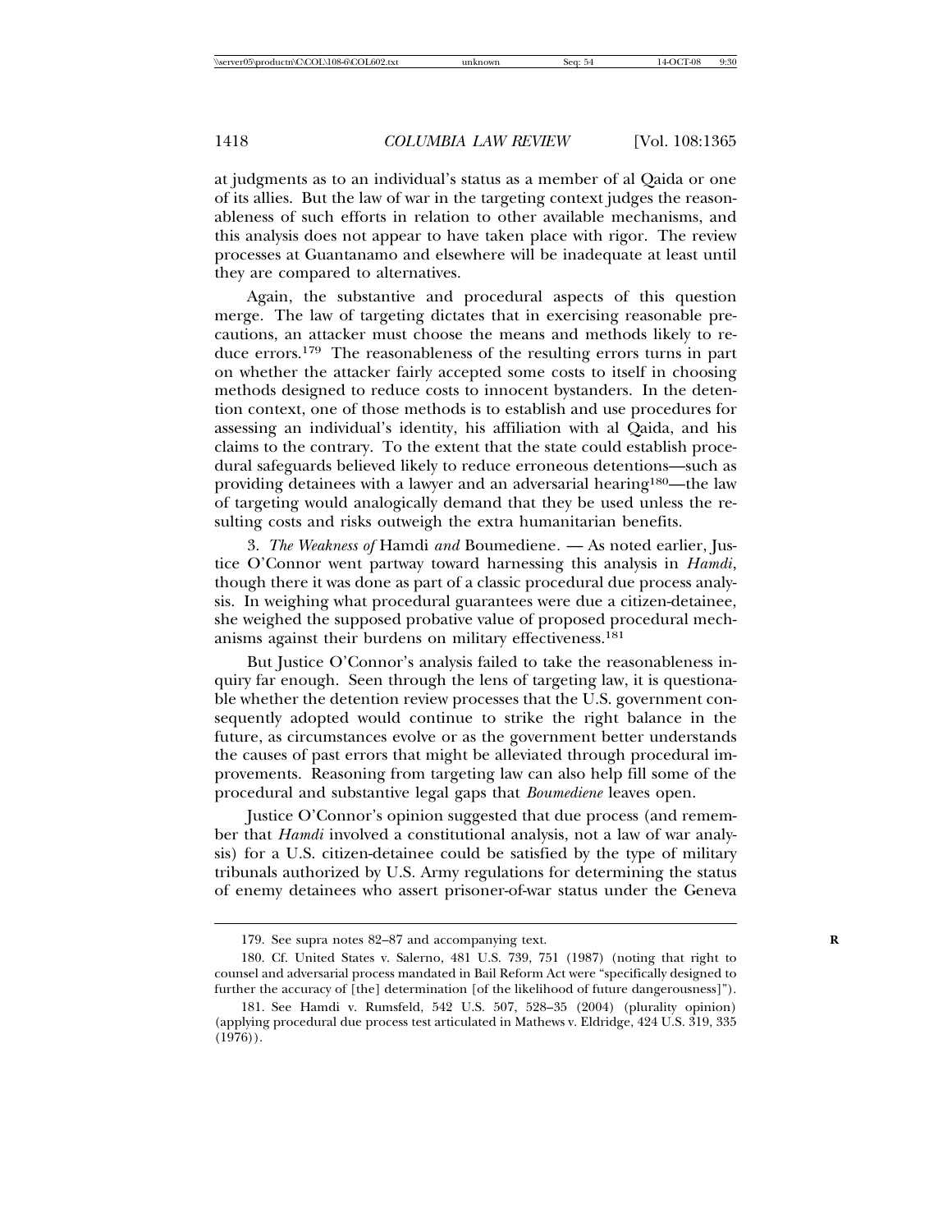at judgments as to an individual's status as a member of al Qaida or one of its allies. But the law of war in the targeting context judges the reasonableness of such efforts in relation to other available mechanisms, and this analysis does not appear to have taken place with rigor. The review processes at Guantanamo and elsewhere will be inadequate at least until they are compared to alternatives.

Again, the substantive and procedural aspects of this question merge. The law of targeting dictates that in exercising reasonable precautions, an attacker must choose the means and methods likely to reduce errors.[179] The reasonableness of the resulting errors turns in part on whether the attacker fairly accepted some costs to itself in choosing methods designed to reduce costs to innocent bystanders. In the detention context, one of those methods is to establish and use procedures for assessing an individual's identity, his affiliation with al Qaida, and his claims to the contrary. To the extent that the state could establish procedural safeguards believed likely to reduce erroneous detentions—such as providing detainees with a lawyer and an adversarial hearing[180]—the law of targeting would analogically demand that they be used unless the resulting costs and risks outweigh the extra humanitarian benefits.

3. *The Weakness of* Hamdi *and* Boumediene. — As noted earlier, Justice O'Connor went partway toward harnessing this analysis in *Hamdi*, though there it was done as part of a classic procedural due process analysis. In weighing what procedural guarantees were due a citizen-detainee, she weighed the supposed probative value of proposed procedural mechanisms against their burdens on military effectiveness.[181]

But Justice O'Connor's analysis failed to take the reasonableness inquiry far enough. Seen through the lens of targeting law, it is questionable whether the detention review processes that the U.S. government consequently adopted would continue to strike the right balance in the future, as circumstances evolve or as the government better understands the causes of past errors that might be alleviated through procedural improvements. Reasoning from targeting law can also help fill some of the procedural and substantive legal gaps that *Boumediene* leaves open.

Justice O'Connor's opinion suggested that due process (and remember that *Hamdi* involved a constitutional analysis, not a law of war analysis) for a U.S. citizen-detainee could be satisfied by the type of military tribunals authorized by U.S. Army regulations for determining the status of enemy detainees who assert prisoner-of-war status under the Geneva

---

179. See supra notes 82–87 and accompanying text.

180. Cf. United States v. Salerno, 481 U.S. 739, 751 (1987) (noting that right to counsel and adversarial process mandated in Bail Reform Act were "specifically designed to further the accuracy of [the] determination [of the likelihood of future dangerousness]").

181. See Hamdi v. Rumsfeld, 542 U.S. 507, 528–35 (2004) (plurality opinion) (applying procedural due process test articulated in Mathews v. Eldridge, 424 U.S. 319, 335 (1976)).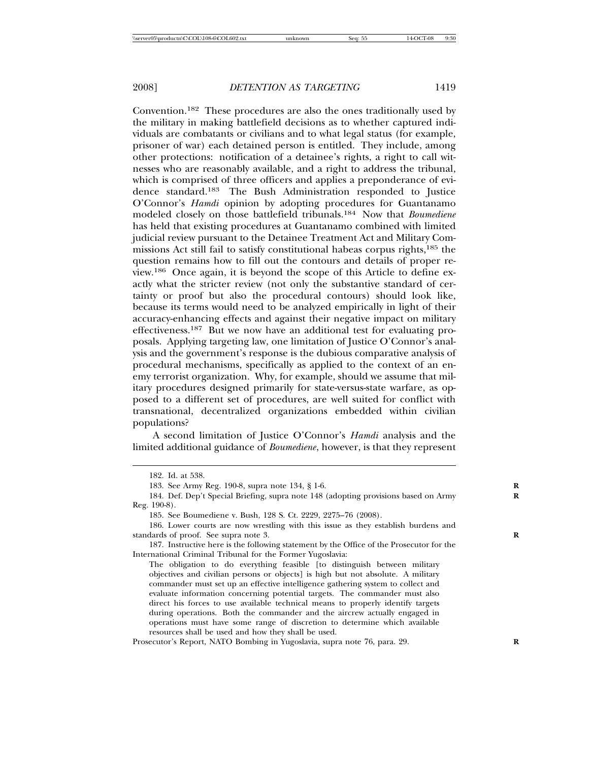Convention.[182] These procedures are also the ones traditionally used by the military in making battlefield decisions as to whether captured individuals are combatants or civilians and to what legal status (for example, prisoner of war) each detained person is entitled. They include, among other protections: notification of a detainee's rights, a right to call witnesses who are reasonably available, and a right to address the tribunal, which is comprised of three officers and applies a preponderance of evidence standard.[183] The Bush Administration responded to Justice O'Connor's *Hamdi* opinion by adopting procedures for Guantanamo modeled closely on those battlefield tribunals.[184] Now that *Boumediene* has held that existing procedures at Guantanamo combined with limited judicial review pursuant to the Detainee Treatment Act and Military Commissions Act still fail to satisfy constitutional habeas corpus rights,[185] the question remains how to fill out the contours and details of proper review.[186] Once again, it is beyond the scope of this Article to define exactly what the stricter review (not only the substantive standard of certainty or proof but also the procedural contours) should look like, because its terms would need to be analyzed empirically in light of their accuracy-enhancing effects and against their negative impact on military effectiveness.[187] But we now have an additional test for evaluating proposals. Applying targeting law, one limitation of Justice O'Connor's analysis and the government's response is the dubious comparative analysis of procedural mechanisms, specifically as applied to the context of an enemy terrorist organization. Why, for example, should we assume that military procedures designed primarily for state-versus-state warfare, as opposed to a different set of procedures, are well suited for conflict with transnational, decentralized organizations embedded within civilian populations?

A second limitation of Justice O'Connor's *Hamdi* analysis and the limited additional guidance of *Boumediene*, however, is that they represent

---

182. Id. at 538.

183. See Army Reg. 190-8, supra note 134, § 1-6.

184. Def. Dep't Special Briefing, supra note 148 (adopting provisions based on Army Reg. 190-8).

185. See Boumediene v. Bush, 128 S. Ct. 2229, 2275–76 (2008).

186. Lower courts are now wrestling with this issue as they establish burdens and standards of proof. See supra note 3.

187. Instructive here is the following statement by the Office of the Prosecutor for the International Criminal Tribunal for the Former Yugoslavia:

> The obligation to do everything feasible [to distinguish between military objectives and civilian persons or objects] is high but not absolute. A military commander must set up an effective intelligence gathering system to collect and evaluate information concerning potential targets. The commander must also direct his forces to use available technical means to properly identify targets during operations. Both the commander and the aircrew actually engaged in operations must have some range of discretion to determine which available resources shall be used and how they shall be used.

Prosecutor's Report, NATO Bombing in Yugoslavia, supra note 76, para. 29.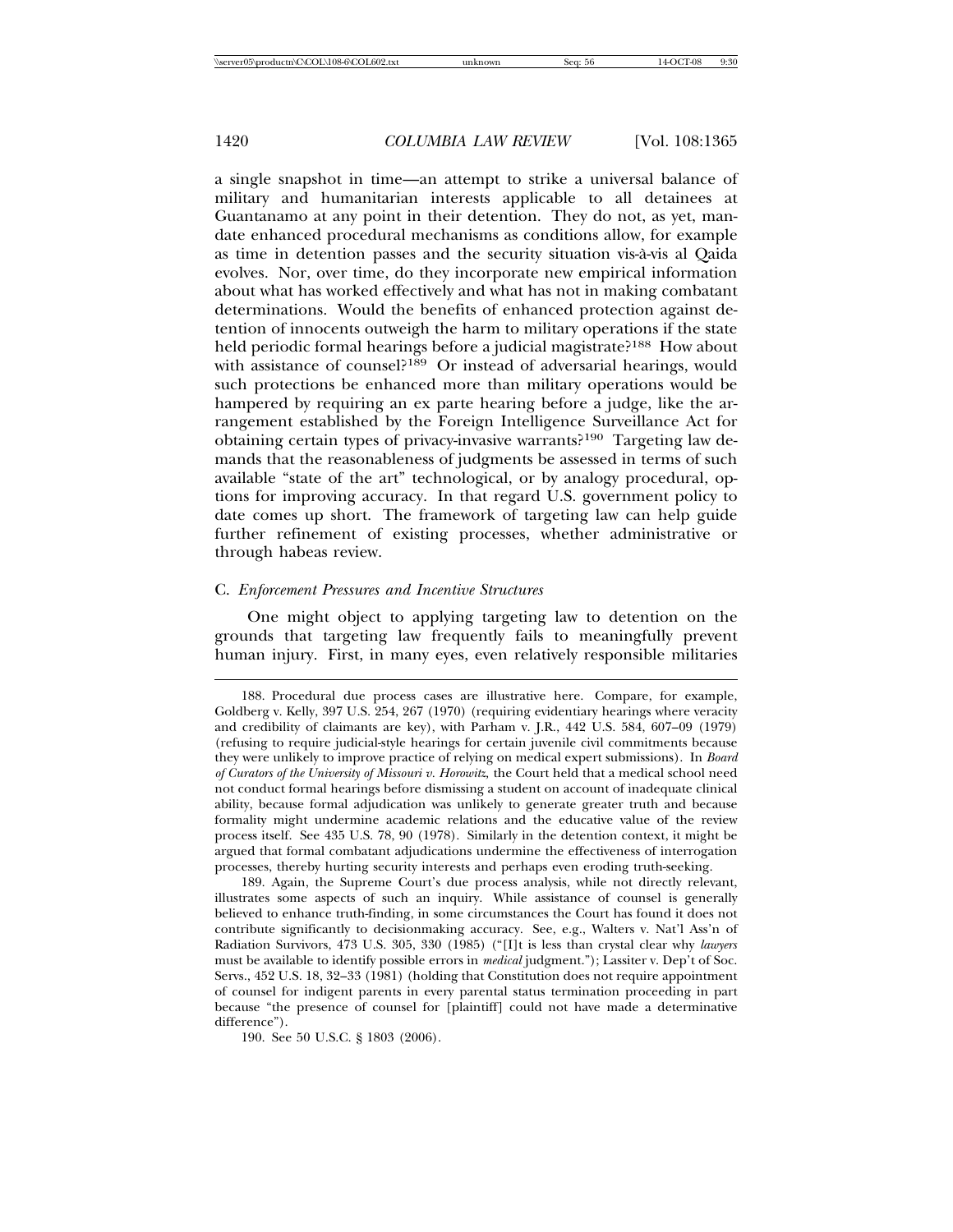a single snapshot in time—an attempt to strike a universal balance of military and humanitarian interests applicable to all detainees at Guantanamo at any point in their detention. They do not, as yet, mandate enhanced procedural mechanisms as conditions allow, for example as time in detention passes and the security situation vis-à-vis al Qaida evolves. Nor, over time, do they incorporate new empirical information about what has worked effectively and what has not in making combatant determinations. Would the benefits of enhanced protection against detention of innocents outweigh the harm to military operations if the state held periodic formal hearings before a judicial magistrate?[188] How about with assistance of counsel?[189] Or instead of adversarial hearings, would such protections be enhanced more than military operations would be hampered by requiring an ex parte hearing before a judge, like the arrangement established by the Foreign Intelligence Surveillance Act for obtaining certain types of privacy-invasive warrants?[190] Targeting law demands that the reasonableness of judgments be assessed in terms of such available "state of the art" technological, or by analogy procedural, options for improving accuracy. In that regard U.S. government policy to date comes up short. The framework of targeting law can help guide further refinement of existing processes, whether administrative or through habeas review.

### C. *Enforcement Pressures and Incentive Structures*

One might object to applying targeting law to detention on the grounds that targeting law frequently fails to meaningfully prevent human injury. First, in many eyes, even relatively responsible militaries

---

188. Procedural due process cases are illustrative here. Compare, for example, Goldberg v. Kelly, 397 U.S. 254, 267 (1970) (requiring evidentiary hearings where veracity and credibility of claimants are key), with Parham v. J.R., 442 U.S. 584, 607–09 (1979) (refusing to require judicial-style hearings for certain juvenile civil commitments because they were unlikely to improve practice of relying on medical expert submissions). In *Board of Curators of the University of Missouri v. Horowitz*, the Court held that a medical school need not conduct formal hearings before dismissing a student on account of inadequate clinical ability, because formal adjudication was unlikely to generate greater truth and because formality might undermine academic relations and the educative value of the review process itself. See 435 U.S. 78, 90 (1978). Similarly in the detention context, it might be argued that formal combatant adjudications undermine the effectiveness of interrogation processes, thereby hurting security interests and perhaps even eroding truth-seeking.

189. Again, the Supreme Court's due process analysis, while not directly relevant, illustrates some aspects of such an inquiry. While assistance of counsel is generally believed to enhance truth-finding, in some circumstances the Court has found it does not contribute significantly to decisionmaking accuracy. See, e.g., Walters v. Nat'l Ass'n of Radiation Survivors, 473 U.S. 305, 330 (1985) ("[I]t is less than crystal clear why *lawyers* must be available to identify possible errors in *medical* judgment."); Lassiter v. Dep't of Soc. Servs., 452 U.S. 18, 32–33 (1981) (holding that Constitution does not require appointment of counsel for indigent parents in every parental status termination proceeding in part because "the presence of counsel for [plaintiff] could not have made a determinative difference").

190. See 50 U.S.C. § 1803 (2006).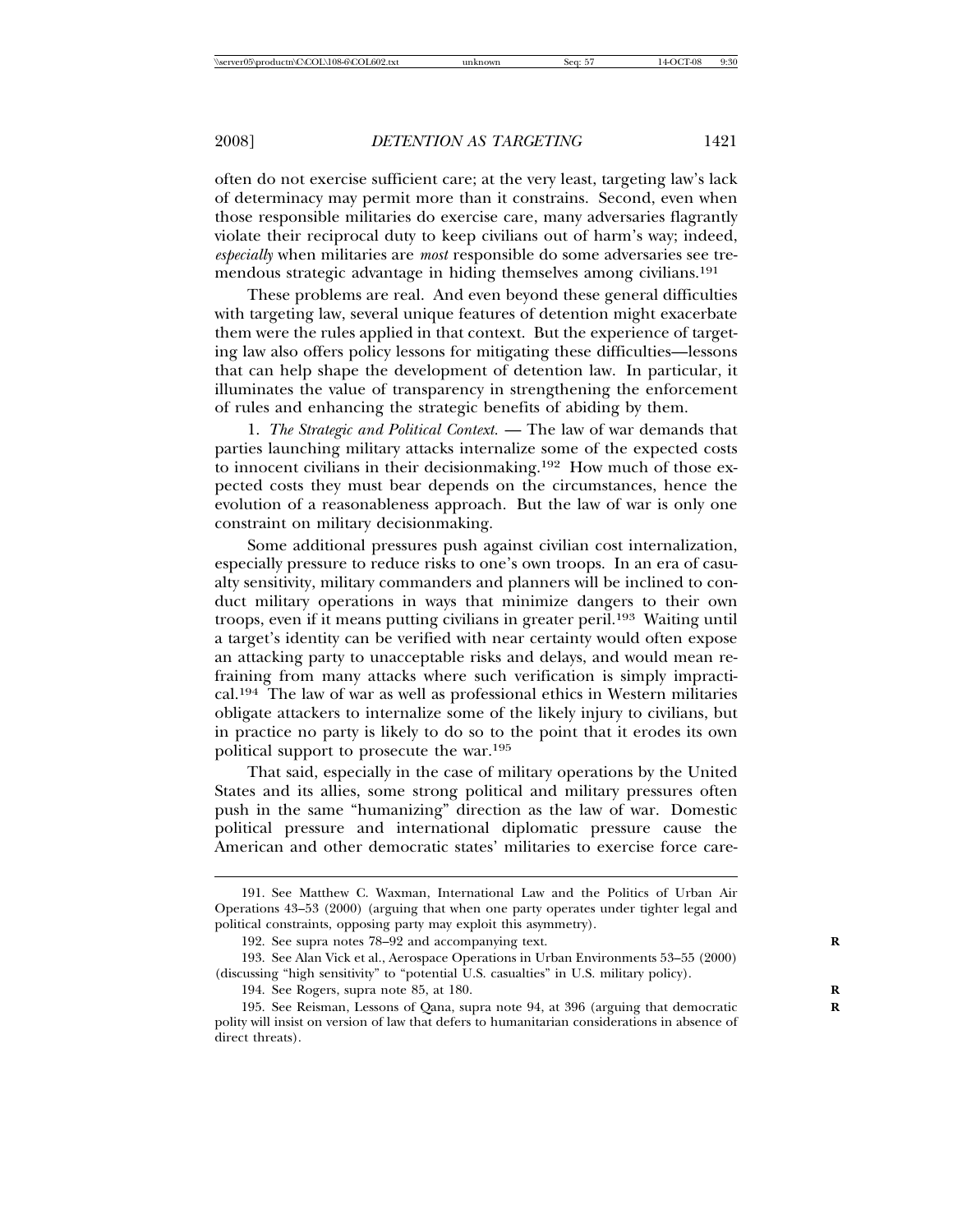often do not exercise sufficient care; at the very least, targeting law's lack of determinacy may permit more than it constrains. Second, even when those responsible militaries do exercise care, many adversaries flagrantly violate their reciprocal duty to keep civilians out of harm's way; indeed, *especially* when militaries are *most* responsible do some adversaries see tremendous strategic advantage in hiding themselves among civilians.[191]

These problems are real. And even beyond these general difficulties with targeting law, several unique features of detention might exacerbate them were the rules applied in that context. But the experience of targeting law also offers policy lessons for mitigating these difficulties—lessons that can help shape the development of detention law. In particular, it illuminates the value of transparency in strengthening the enforcement of rules and enhancing the strategic benefits of abiding by them.

1. *The Strategic and Political Context.* — The law of war demands that parties launching military attacks internalize some of the expected costs to innocent civilians in their decisionmaking.[192] How much of those expected costs they must bear depends on the circumstances, hence the evolution of a reasonableness approach. But the law of war is only one constraint on military decisionmaking.

Some additional pressures push against civilian cost internalization, especially pressure to reduce risks to one's own troops. In an era of casualty sensitivity, military commanders and planners will be inclined to conduct military operations in ways that minimize dangers to their own troops, even if it means putting civilians in greater peril.[193] Waiting until a target's identity can be verified with near certainty would often expose an attacking party to unacceptable risks and delays, and would mean refraining from many attacks where such verification is simply impractical.[194] The law of war as well as professional ethics in Western militaries obligate attackers to internalize some of the likely injury to civilians, but in practice no party is likely to do so to the point that it erodes its own political support to prosecute the war.[195]

That said, especially in the case of military operations by the United States and its allies, some strong political and military pressures often push in the same "humanizing" direction as the law of war. Domestic political pressure and international diplomatic pressure cause the American and other democratic states' militaries to exercise force care-

---

191. See Matthew C. Waxman, International Law and the Politics of Urban Air Operations 43–53 (2000) (arguing that when one party operates under tighter legal and political constraints, opposing party may exploit this asymmetry).

192. See supra notes 78–92 and accompanying text.

193. See Alan Vick et al., Aerospace Operations in Urban Environments 53–55 (2000) (discussing "high sensitivity" to "potential U.S. casualties" in U.S. military policy).

194. See Rogers, supra note 85, at 180.

195. See Reisman, Lessons of Qana, supra note 94, at 396 (arguing that democratic polity will insist on version of law that defers to humanitarian considerations in absence of direct threats).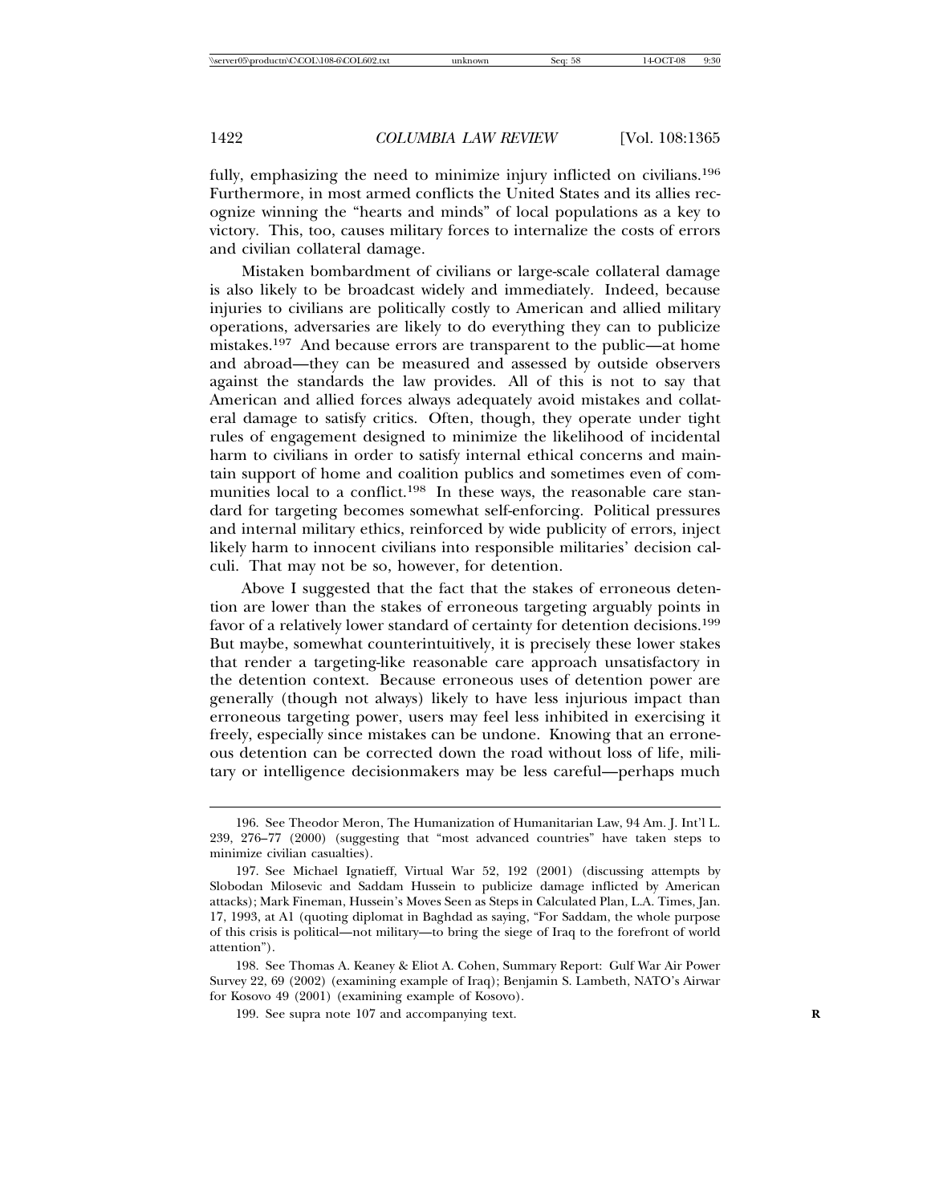fully, emphasizing the need to minimize injury inflicted on civilians.[196] Furthermore, in most armed conflicts the United States and its allies recognize winning the "hearts and minds" of local populations as a key to victory. This, too, causes military forces to internalize the costs of errors and civilian collateral damage.

Mistaken bombardment of civilians or large-scale collateral damage is also likely to be broadcast widely and immediately. Indeed, because injuries to civilians are politically costly to American and allied military operations, adversaries are likely to do everything they can to publicize mistakes.[197] And because errors are transparent to the public—at home and abroad—they can be measured and assessed by outside observers against the standards the law provides. All of this is not to say that American and allied forces always adequately avoid mistakes and collateral damage to satisfy critics. Often, though, they operate under tight rules of engagement designed to minimize the likelihood of incidental harm to civilians in order to satisfy internal ethical concerns and maintain support of home and coalition publics and sometimes even of communities local to a conflict.[198] In these ways, the reasonable care standard for targeting becomes somewhat self-enforcing. Political pressures and internal military ethics, reinforced by wide publicity of errors, inject likely harm to innocent civilians into responsible militaries' decision calculi. That may not be so, however, for detention.

Above I suggested that the fact that the stakes of erroneous detention are lower than the stakes of erroneous targeting arguably points in favor of a relatively lower standard of certainty for detention decisions.[199] But maybe, somewhat counterintuitively, it is precisely these lower stakes that render a targeting-like reasonable care approach unsatisfactory in the detention context. Because erroneous uses of detention power are generally (though not always) likely to have less injurious impact than erroneous targeting power, users may feel less inhibited in exercising it freely, especially since mistakes can be undone. Knowing that an erroneous detention can be corrected down the road without loss of life, military or intelligence decisionmakers may be less careful—perhaps much

---

196. See Theodor Meron, The Humanization of Humanitarian Law, 94 Am. J. Int'l L. 239, 276–77 (2000) (suggesting that "most advanced countries" have taken steps to minimize civilian casualties).

197. See Michael Ignatieff, Virtual War 52, 192 (2001) (discussing attempts by Slobodan Milosevic and Saddam Hussein to publicize damage inflicted by American attacks); Mark Fineman, Hussein's Moves Seen as Steps in Calculated Plan, L.A. Times, Jan. 17, 1993, at A1 (quoting diplomat in Baghdad as saying, "For Saddam, the whole purpose of this crisis is political—not military—to bring the siege of Iraq to the forefront of world attention").

198. See Thomas A. Keaney & Eliot A. Cohen, Summary Report: Gulf War Air Power Survey 22, 69 (2002) (examining example of Iraq); Benjamin S. Lambeth, NATO's Airwar for Kosovo 49 (2001) (examining example of Kosovo).

199. See supra note 107 and accompanying text.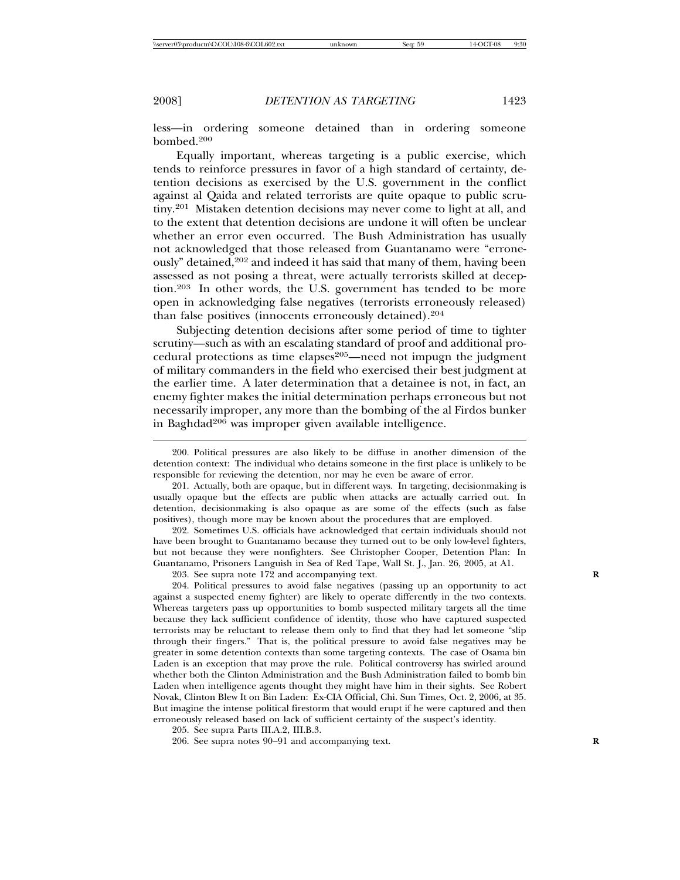less—in ordering someone detained than in ordering someone bombed.[200]

Equally important, whereas targeting is a public exercise, which tends to reinforce pressures in favor of a high standard of certainty, detention decisions as exercised by the U.S. government in the conflict against al Qaida and related terrorists are quite opaque to public scrutiny.[201] Mistaken detention decisions may never come to light at all, and to the extent that detention decisions are undone it will often be unclear whether an error even occurred. The Bush Administration has usually not acknowledged that those released from Guantanamo were "erroneously" detained,[202] and indeed it has said that many of them, having been assessed as not posing a threat, were actually terrorists skilled at deception.[203] In other words, the U.S. government has tended to be more open in acknowledging false negatives (terrorists erroneously released) than false positives (innocents erroneously detained).[204]

Subjecting detention decisions after some period of time to tighter scrutiny—such as with an escalating standard of proof and additional procedural protections as time elapses[205]—need not impugn the judgment of military commanders in the field who exercised their best judgment at the earlier time. A later determination that a detainee is not, in fact, an enemy fighter makes the initial determination perhaps erroneous but not necessarily improper, any more than the bombing of the al Firdos bunker in Baghdad[206] was improper given available intelligence.

---

200. Political pressures are also likely to be diffuse in another dimension of the detention context: The individual who detains someone in the first place is unlikely to be responsible for reviewing the detention, nor may he even be aware of error.

201. Actually, both are opaque, but in different ways. In targeting, decisionmaking is usually opaque but the effects are public when attacks are actually carried out. In detention, decisionmaking is also opaque as are some of the effects (such as false positives), though more may be known about the procedures that are employed.

202. Sometimes U.S. officials have acknowledged that certain individuals should not have been brought to Guantanamo because they turned out to be only low-level fighters, but not because they were nonfighters. See Christopher Cooper, Detention Plan: In Guantanamo, Prisoners Languish in Sea of Red Tape, Wall St. J., Jan. 26, 2005, at A1.

203. See supra note 172 and accompanying text.

204. Political pressures to avoid false negatives (passing up an opportunity to act against a suspected enemy fighter) are likely to operate differently in the two contexts. Whereas targeters pass up opportunities to bomb suspected military targets all the time because they lack sufficient confidence of identity, those who have captured suspected terrorists may be reluctant to release them only to find that they had let someone "slip through their fingers." That is, the political pressure to avoid false negatives may be greater in some detention contexts than some targeting contexts. The case of Osama bin Laden is an exception that may prove the rule. Political controversy has swirled around whether both the Clinton Administration and the Bush Administration failed to bomb bin Laden when intelligence agents thought they might have him in their sights. See Robert Novak, Clinton Blew It on Bin Laden: Ex-CIA Official, Chi. Sun Times, Oct. 2, 2006, at 35. But imagine the intense political firestorm that would erupt if he were captured and then erroneously released based on lack of sufficient certainty of the suspect's identity.

205. See supra Parts III.A.2, III.B.3.

206. See supra notes 90–91 and accompanying text.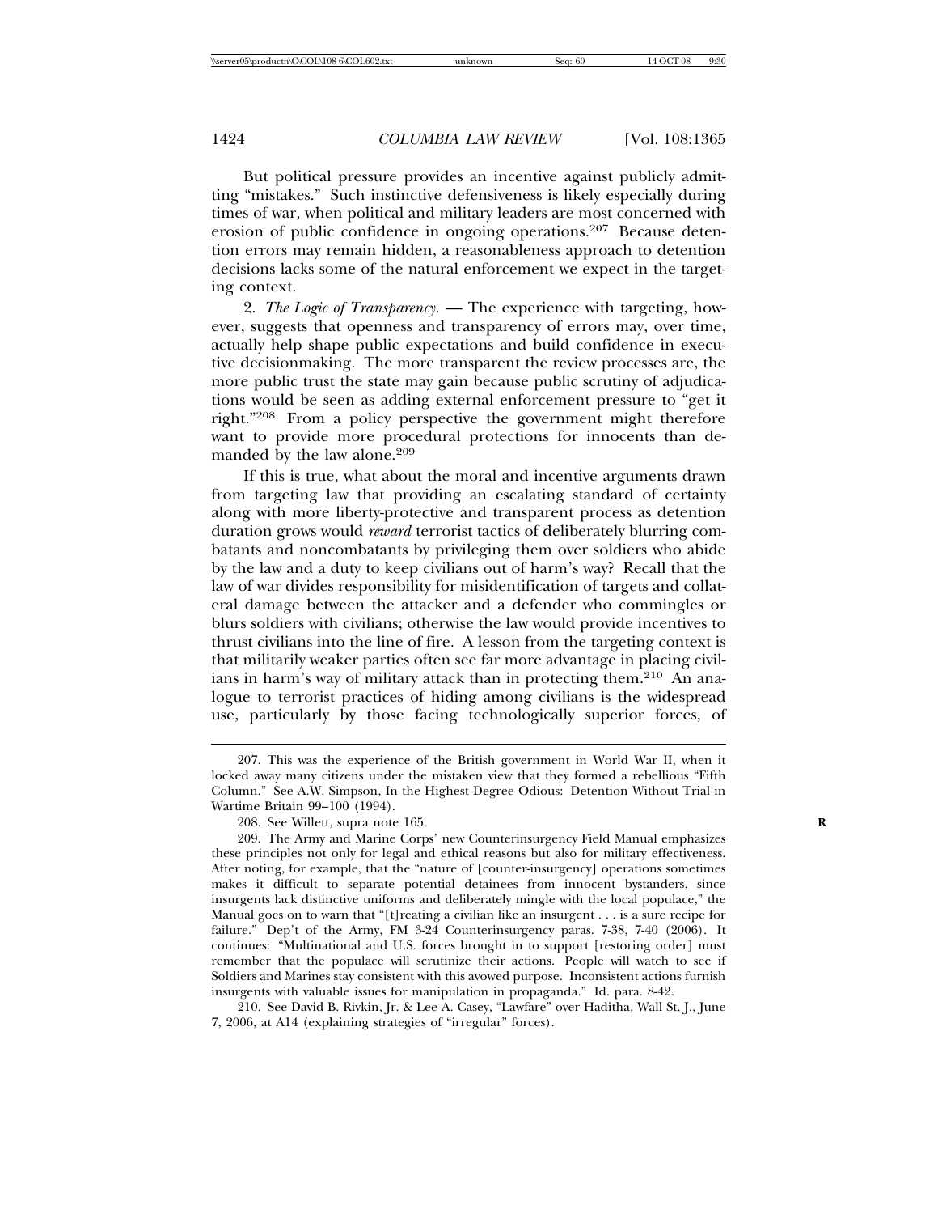But political pressure provides an incentive against publicly admitting "mistakes." Such instinctive defensiveness is likely especially during times of war, when political and military leaders are most concerned with erosion of public confidence in ongoing operations.[207] Because detention errors may remain hidden, a reasonableness approach to detention decisions lacks some of the natural enforcement we expect in the targeting context.

2. *The Logic of Transparency.* — The experience with targeting, however, suggests that openness and transparency of errors may, over time, actually help shape public expectations and build confidence in executive decisionmaking. The more transparent the review processes are, the more public trust the state may gain because public scrutiny of adjudications would be seen as adding external enforcement pressure to "get it right."[208] From a policy perspective the government might therefore want to provide more procedural protections for innocents than demanded by the law alone.[209]

If this is true, what about the moral and incentive arguments drawn from targeting law that providing an escalating standard of certainty along with more liberty-protective and transparent process as detention duration grows would *reward* terrorist tactics of deliberately blurring combatants and noncombatants by privileging them over soldiers who abide by the law and a duty to keep civilians out of harm's way? Recall that the law of war divides responsibility for misidentification of targets and collateral damage between the attacker and a defender who commingles or blurs soldiers with civilians; otherwise the law would provide incentives to thrust civilians into the line of fire. A lesson from the targeting context is that militarily weaker parties often see far more advantage in placing civilians in harm's way of military attack than in protecting them.[210] An analogue to terrorist practices of hiding among civilians is the widespread use, particularly by those facing technologically superior forces, of

207. This was the experience of the British government in World War II, when it locked away many citizens under the mistaken view that they formed a rebellious "Fifth Column." See A.W. Simpson, In the Highest Degree Odious: Detention Without Trial in Wartime Britain 99–100 (1994).

208. See Willett, supra note 165.

209. The Army and Marine Corps' new Counterinsurgency Field Manual emphasizes these principles not only for legal and ethical reasons but also for military effectiveness. After noting, for example, that the "nature of [counter-insurgency] operations sometimes makes it difficult to separate potential detainees from innocent bystanders, since insurgents lack distinctive uniforms and deliberately mingle with the local populace," the Manual goes on to warn that "[t]reating a civilian like an insurgent . . . is a sure recipe for failure." Dep't of the Army, FM 3-24 Counterinsurgency paras. 7-38, 7-40 (2006). It continues: "Multinational and U.S. forces brought in to support [restoring order] must remember that the populace will scrutinize their actions. People will watch to see if Soldiers and Marines stay consistent with this avowed purpose. Inconsistent actions furnish insurgents with valuable issues for manipulation in propaganda." Id. para. 8-42.

210. See David B. Rivkin, Jr. & Lee A. Casey, "Lawfare" over Haditha, Wall St. J., June 7, 2006, at A14 (explaining strategies of "irregular" forces).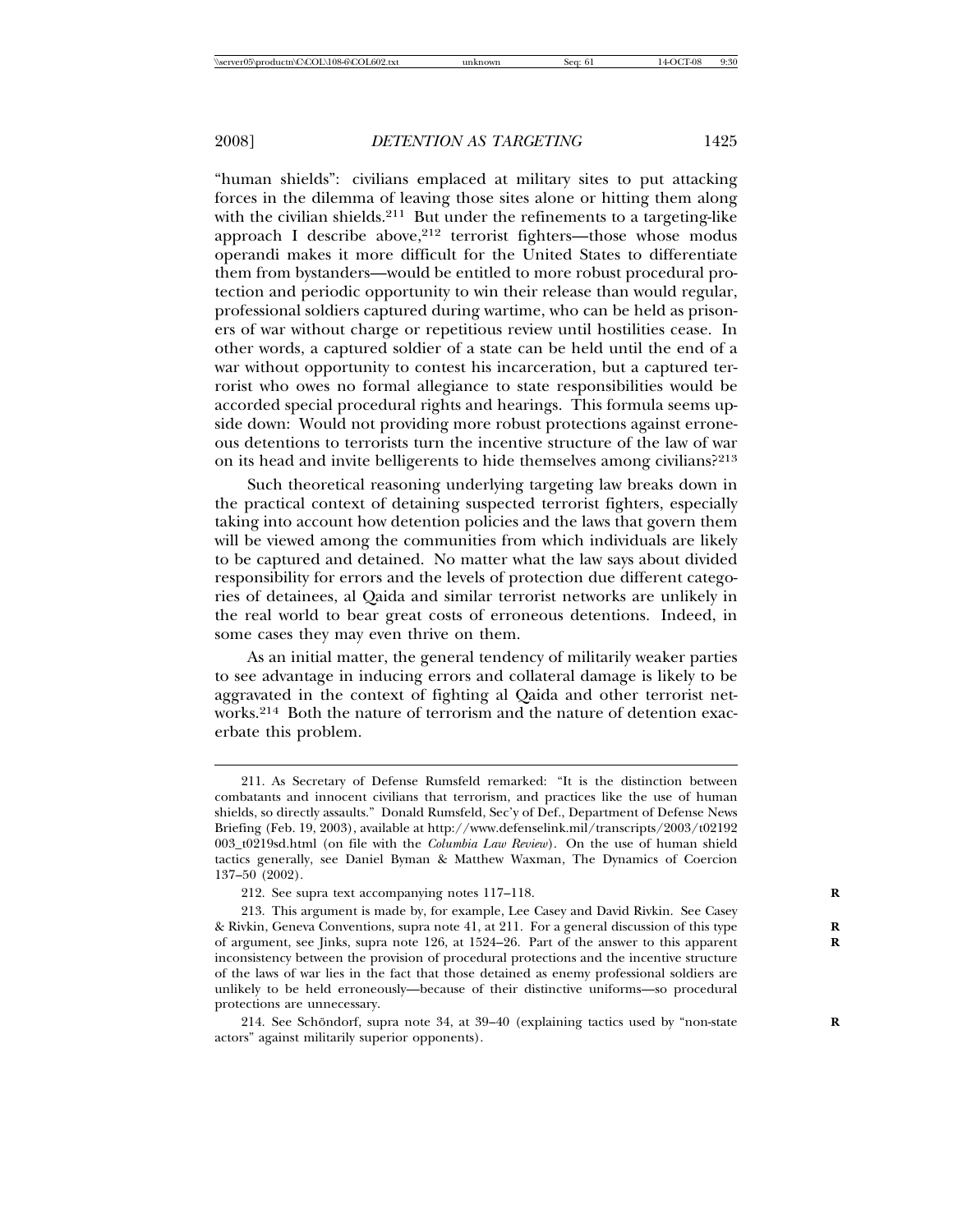"human shields": civilians emplaced at military sites to put attacking forces in the dilemma of leaving those sites alone or hitting them along with the civilian shields.[211] But under the refinements to a targeting-like approach I describe above,[212] terrorist fighters—those whose modus operandi makes it more difficult for the United States to differentiate them from bystanders—would be entitled to more robust procedural protection and periodic opportunity to win their release than would regular, professional soldiers captured during wartime, who can be held as prisoners of war without charge or repetitious review until hostilities cease. In other words, a captured soldier of a state can be held until the end of a war without opportunity to contest his incarceration, but a captured terrorist who owes no formal allegiance to state responsibilities would be accorded special procedural rights and hearings. This formula seems upside down: Would not providing more robust protections against erroneous detentions to terrorists turn the incentive structure of the law of war on its head and invite belligerents to hide themselves among civilians?[213]

Such theoretical reasoning underlying targeting law breaks down in the practical context of detaining suspected terrorist fighters, especially taking into account how detention policies and the laws that govern them will be viewed among the communities from which individuals are likely to be captured and detained. No matter what the law says about divided responsibility for errors and the levels of protection due different categories of detainees, al Qaida and similar terrorist networks are unlikely in the real world to bear great costs of erroneous detentions. Indeed, in some cases they may even thrive on them.

As an initial matter, the general tendency of militarily weaker parties to see advantage in inducing errors and collateral damage is likely to be aggravated in the context of fighting al Qaida and other terrorist networks.[214] Both the nature of terrorism and the nature of detention exacerbate this problem.

---

211. As Secretary of Defense Rumsfeld remarked: "It is the distinction between combatants and innocent civilians that terrorism, and practices like the use of human shields, so directly assaults." Donald Rumsfeld, Sec'y of Def., Department of Defense News Briefing (Feb. 19, 2003), available at http://www.defenselink.mil/transcripts/2003/t02192003_t0219sd.html (on file with the *Columbia Law Review*). On the use of human shield tactics generally, see Daniel Byman & Matthew Waxman, The Dynamics of Coercion 137–50 (2002).

212. See supra text accompanying notes 117–118.

213. This argument is made by, for example, Lee Casey and David Rivkin. See Casey & Rivkin, Geneva Conventions, supra note 41, at 211. For a general discussion of this type of argument, see Jinks, supra note 126, at 1524–26. Part of the answer to this apparent inconsistency between the provision of procedural protections and the incentive structure of the laws of war lies in the fact that those detained as enemy professional soldiers are unlikely to be held erroneously—because of their distinctive uniforms—so procedural protections are unnecessary.

214. See Schöndorf, supra note 34, at 39–40 (explaining tactics used by "non-state actors" against militarily superior opponents).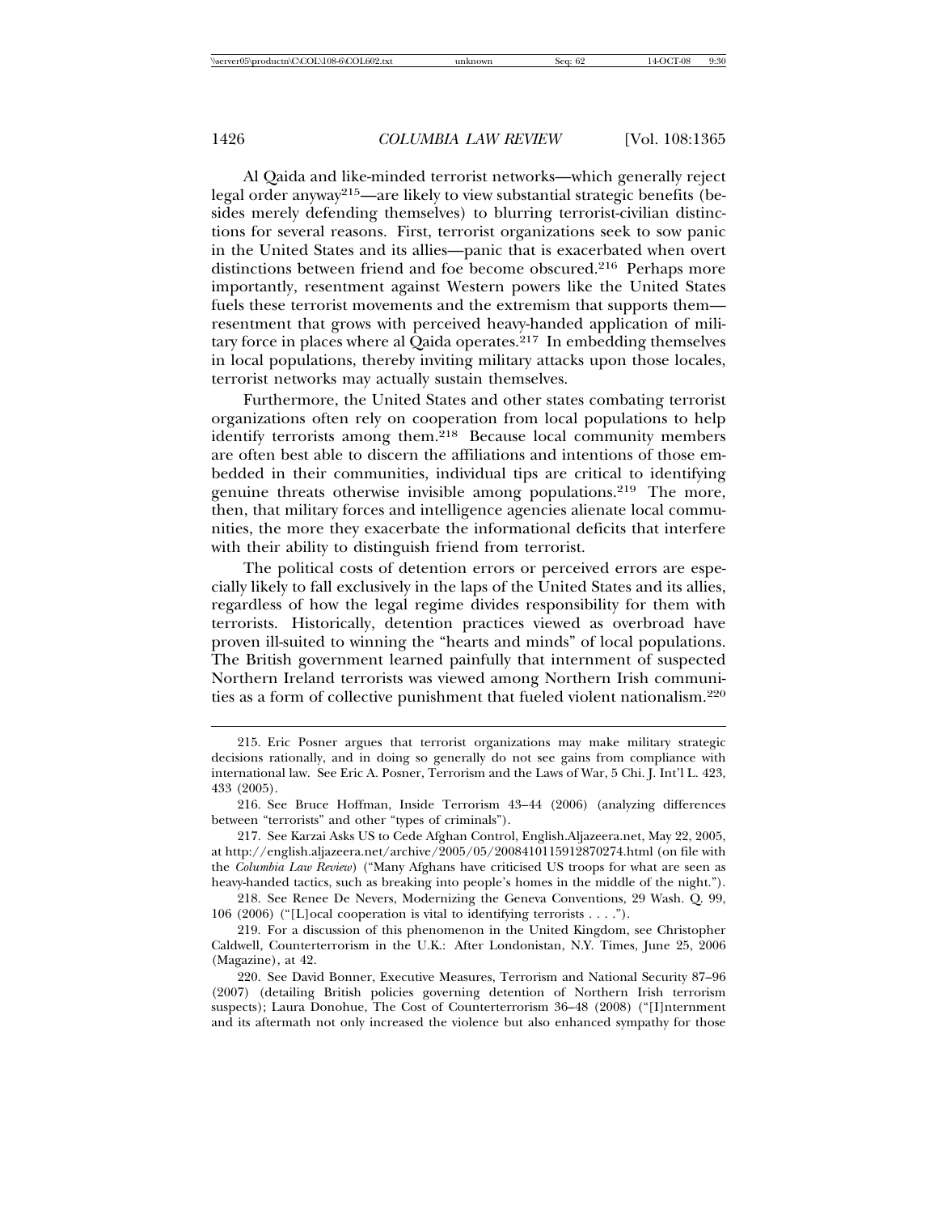Al Qaida and like-minded terrorist networks—which generally reject legal order anyway[215]—are likely to view substantial strategic benefits (besides merely defending themselves) to blurring terrorist-civilian distinctions for several reasons. First, terrorist organizations seek to sow panic in the United States and its allies—panic that is exacerbated when overt distinctions between friend and foe become obscured.[216] Perhaps more importantly, resentment against Western powers like the United States fuels these terrorist movements and the extremism that supports them—resentment that grows with perceived heavy-handed application of military force in places where al Qaida operates.[217] In embedding themselves in local populations, thereby inviting military attacks upon those locales, terrorist networks may actually sustain themselves.

Furthermore, the United States and other states combating terrorist organizations often rely on cooperation from local populations to help identify terrorists among them.[218] Because local community members are often best able to discern the affiliations and intentions of those embedded in their communities, individual tips are critical to identifying genuine threats otherwise invisible among populations.[219] The more, then, that military forces and intelligence agencies alienate local communities, the more they exacerbate the informational deficits that interfere with their ability to distinguish friend from terrorist.

The political costs of detention errors or perceived errors are especially likely to fall exclusively in the laps of the United States and its allies, regardless of how the legal regime divides responsibility for them with terrorists. Historically, detention practices viewed as overbroad have proven ill-suited to winning the "hearts and minds" of local populations. The British government learned painfully that internment of suspected Northern Ireland terrorists was viewed among Northern Irish communities as a form of collective punishment that fueled violent nationalism.[220]

---

215. Eric Posner argues that terrorist organizations may make military strategic decisions rationally, and in doing so generally do not see gains from compliance with international law. See Eric A. Posner, Terrorism and the Laws of War, 5 Chi. J. Int'l L. 423, 433 (2005).

216. See Bruce Hoffman, Inside Terrorism 43–44 (2006) (analyzing differences between "terrorists" and other "types of criminals").

217. See Karzai Asks US to Cede Afghan Control, English.Aljazeera.net, May 22, 2005, at http://english.aljazeera.net/archive/2005/05/200841011591287027​4.html (on file with the *Columbia Law Review*) ("Many Afghans have criticised US troops for what are seen as heavy-handed tactics, such as breaking into people's homes in the middle of the night.").

218. See Renee De Nevers, Modernizing the Geneva Conventions, 29 Wash. Q. 99, 106 (2006) ("[L]ocal cooperation is vital to identifying terrorists . . . .").

219. For a discussion of this phenomenon in the United Kingdom, see Christopher Caldwell, Counterterrorism in the U.K.: After Londonistan, N.Y. Times, June 25, 2006 (Magazine), at 42.

220. See David Bonner, Executive Measures, Terrorism and National Security 87–96 (2007) (detailing British policies governing detention of Northern Irish terrorism suspects); Laura Donohue, The Cost of Counterterrorism 36–48 (2008) ("[I]nternment and its aftermath not only increased the violence but also enhanced sympathy for those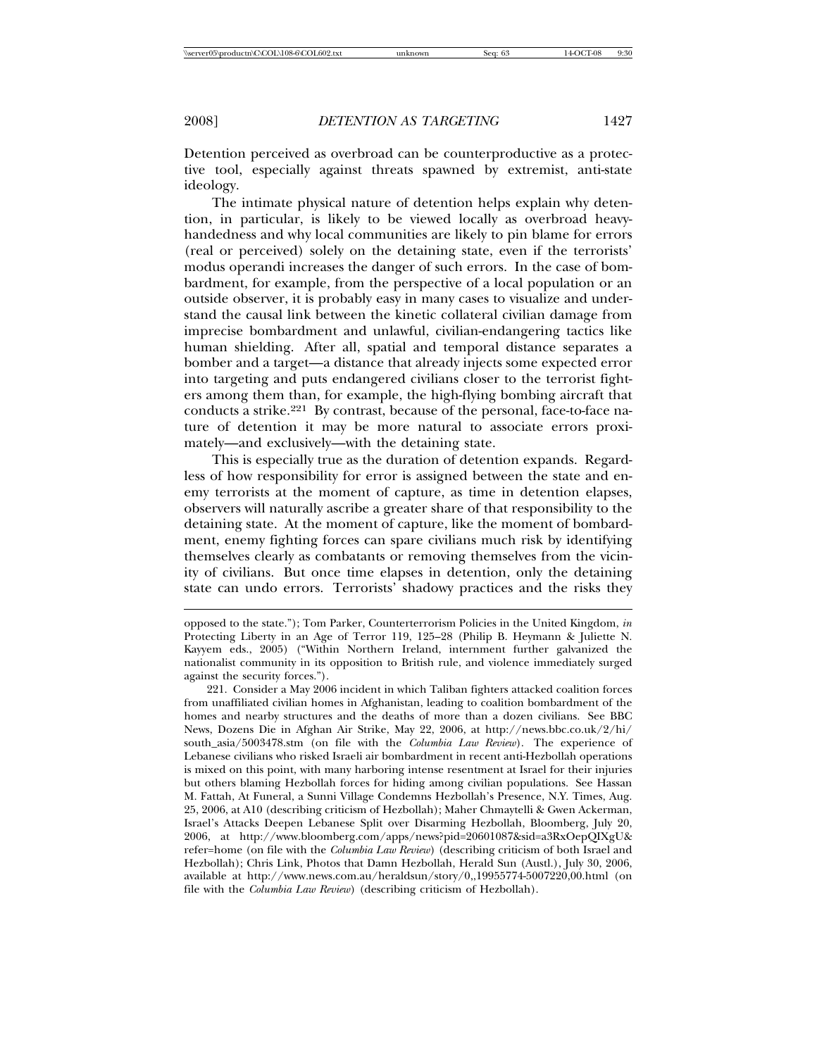Detention perceived as overbroad can be counterproductive as a protective tool, especially against threats spawned by extremist, anti-state ideology.

The intimate physical nature of detention helps explain why detention, in particular, is likely to be viewed locally as overbroad heavy-handedness and why local communities are likely to pin blame for errors (real or perceived) solely on the detaining state, even if the terrorists' modus operandi increases the danger of such errors. In the case of bombardment, for example, from the perspective of a local population or an outside observer, it is probably easy in many cases to visualize and understand the causal link between the kinetic collateral civilian damage from imprecise bombardment and unlawful, civilian-endangering tactics like human shielding. After all, spatial and temporal distance separates a bomber and a target—a distance that already injects some expected error into targeting and puts endangered civilians closer to the terrorist fighters among them than, for example, the high-flying bombing aircraft that conducts a strike.[221] By contrast, because of the personal, face-to-face nature of detention it may be more natural to associate errors proximately—and exclusively—with the detaining state.

This is especially true as the duration of detention expands. Regardless of how responsibility for error is assigned between the state and enemy terrorists at the moment of capture, as time in detention elapses, observers will naturally ascribe a greater share of that responsibility to the detaining state. At the moment of capture, like the moment of bombardment, enemy fighting forces can spare civilians much risk by identifying themselves clearly as combatants or removing themselves from the vicinity of civilians. But once time elapses in detention, only the detaining state can undo errors. Terrorists' shadowy practices and the risks they

---

opposed to the state."); Tom Parker, Counterterrorism Policies in the United Kingdom, *in* Protecting Liberty in an Age of Terror 119, 125–28 (Philip B. Heymann & Juliette N. Kayyem eds., 2005) ("Within Northern Ireland, internment further galvanized the nationalist community in its opposition to British rule, and violence immediately surged against the security forces.").

221. Consider a May 2006 incident in which Taliban fighters attacked coalition forces from unaffiliated civilian homes in Afghanistan, leading to coalition bombardment of the homes and nearby structures and the deaths of more than a dozen civilians. See BBC News, Dozens Die in Afghan Air Strike, May 22, 2006, at http://news.bbc.co.uk/2/hi/south_asia/5003478.stm (on file with the *Columbia Law Review*). The experience of Lebanese civilians who risked Israeli air bombardment in recent anti-Hezbollah operations is mixed on this point, with many harboring intense resentment at Israel for their injuries but others blaming Hezbollah forces for hiding among civilian populations. See Hassan M. Fattah, At Funeral, a Sunni Village Condemns Hezbollah's Presence, N.Y. Times, Aug. 25, 2006, at A10 (describing criticism of Hezbollah); Maher Chmaytelli & Gwen Ackerman, Israel's Attacks Deepen Lebanese Split over Disarming Hezbollah, Bloomberg, July 20, 2006, at http://www.bloomberg.com/apps/news?pid=20601087&sid=a3RxOepQIXgU&refer=home (on file with the *Columbia Law Review*) (describing criticism of both Israel and Hezbollah); Chris Link, Photos that Damn Hezbollah, Herald Sun (Austl.), July 30, 2006, available at http://www.news.com.au/heraldsun/story/0,,19955774-5007220,00.html (on file with the *Columbia Law Review*) (describing criticism of Hezbollah).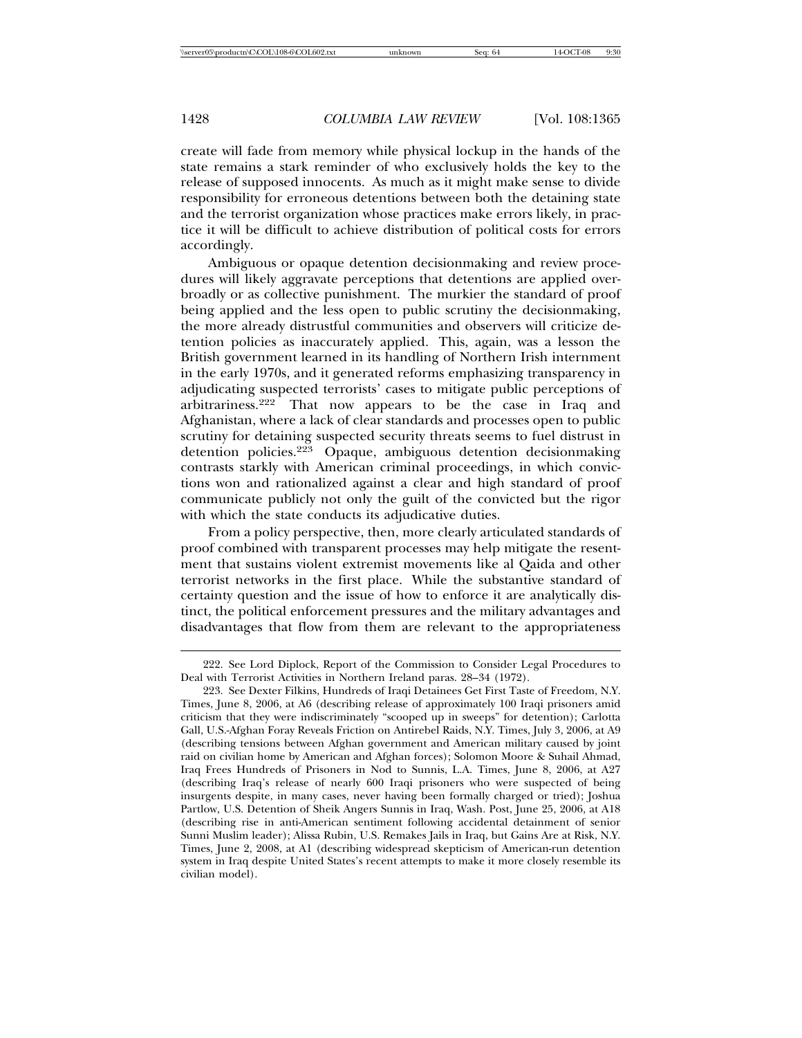create will fade from memory while physical lockup in the hands of the state remains a stark reminder of who exclusively holds the key to the release of supposed innocents. As much as it might make sense to divide responsibility for erroneous detentions between both the detaining state and the terrorist organization whose practices make errors likely, in practice it will be difficult to achieve distribution of political costs for errors accordingly.

Ambiguous or opaque detention decisionmaking and review procedures will likely aggravate perceptions that detentions are applied overbroadly or as collective punishment. The murkier the standard of proof being applied and the less open to public scrutiny the decisionmaking, the more already distrustful communities and observers will criticize detention policies as inaccurately applied. This, again, was a lesson the British government learned in its handling of Northern Irish internment in the early 1970s, and it generated reforms emphasizing transparency in adjudicating suspected terrorists' cases to mitigate public perceptions of arbitrariness.[222] That now appears to be the case in Iraq and Afghanistan, where a lack of clear standards and processes open to public scrutiny for detaining suspected security threats seems to fuel distrust in detention policies.[223] Opaque, ambiguous detention decisionmaking contrasts starkly with American criminal proceedings, in which convictions won and rationalized against a clear and high standard of proof communicate publicly not only the guilt of the convicted but the rigor with which the state conducts its adjudicative duties.

From a policy perspective, then, more clearly articulated standards of proof combined with transparent processes may help mitigate the resentment that sustains violent extremist movements like al Qaida and other terrorist networks in the first place. While the substantive standard of certainty question and the issue of how to enforce it are analytically distinct, the political enforcement pressures and the military advantages and disadvantages that flow from them are relevant to the appropriateness

---

222. See Lord Diplock, Report of the Commission to Consider Legal Procedures to Deal with Terrorist Activities in Northern Ireland paras. 28–34 (1972).

223. See Dexter Filkins, Hundreds of Iraqi Detainees Get First Taste of Freedom, N.Y. Times, June 8, 2006, at A6 (describing release of approximately 100 Iraqi prisoners amid criticism that they were indiscriminately "scooped up in sweeps" for detention); Carlotta Gall, U.S.-Afghan Foray Reveals Friction on Antirebel Raids, N.Y. Times, July 3, 2006, at A9 (describing tensions between Afghan government and American military caused by joint raid on civilian home by American and Afghan forces); Solomon Moore & Suhail Ahmad, Iraq Frees Hundreds of Prisoners in Nod to Sunnis, L.A. Times, June 8, 2006, at A27 (describing Iraq's release of nearly 600 Iraqi prisoners who were suspected of being insurgents despite, in many cases, never having been formally charged or tried); Joshua Partlow, U.S. Detention of Sheik Angers Sunnis in Iraq, Wash. Post, June 25, 2006, at A18 (describing rise in anti-American sentiment following accidental detainment of senior Sunni Muslim leader); Alissa Rubin, U.S. Remakes Jails in Iraq, but Gains Are at Risk, N.Y. Times, June 2, 2008, at A1 (describing widespread skepticism of American-run detention system in Iraq despite United States's recent attempts to make it more closely resemble its civilian model).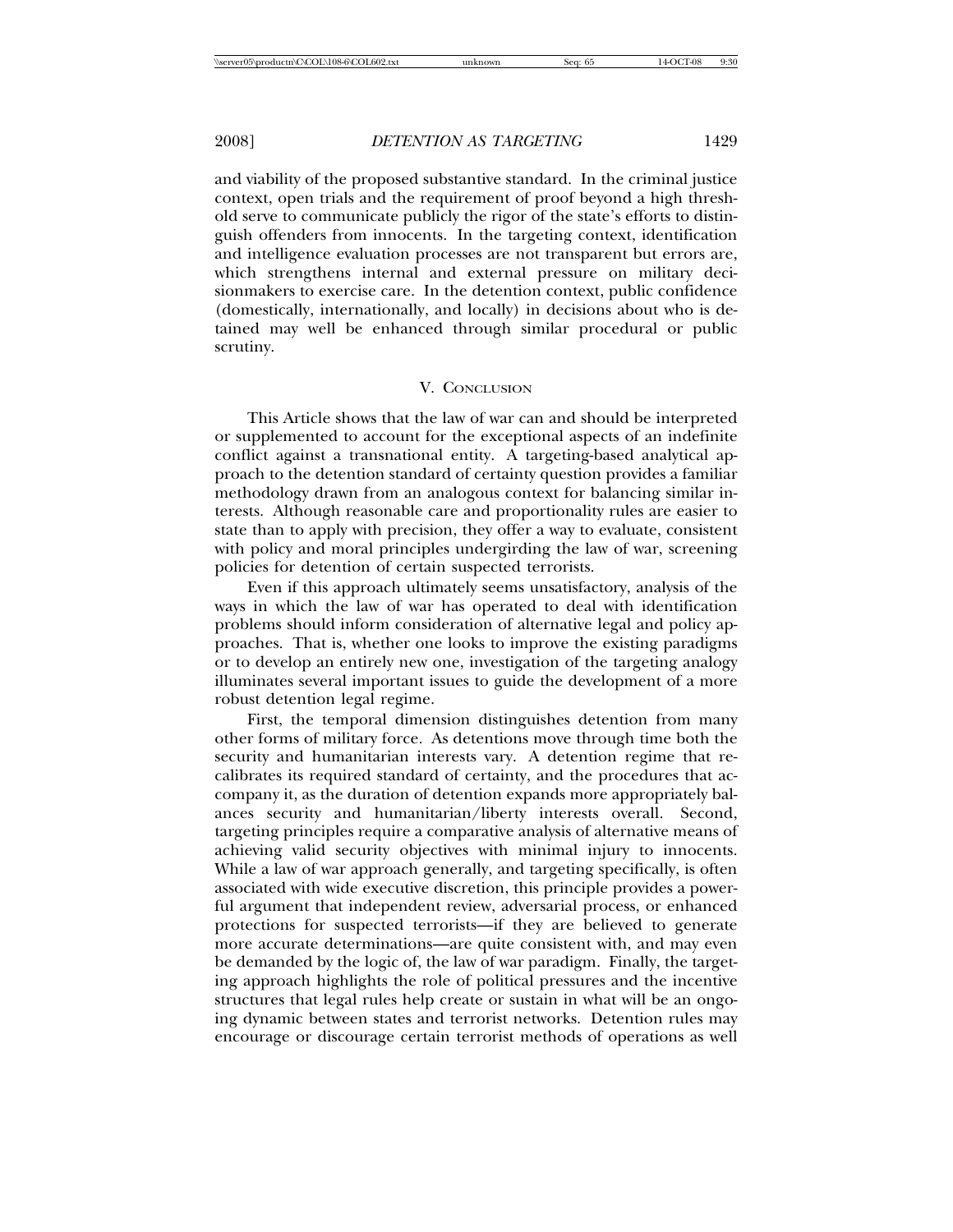and viability of the proposed substantive standard. In the criminal justice context, open trials and the requirement of proof beyond a high threshold serve to communicate publicly the rigor of the state's efforts to distinguish offenders from innocents. In the targeting context, identification and intelligence evaluation processes are not transparent but errors are, which strengthens internal and external pressure on military decisionmakers to exercise care. In the detention context, public confidence (domestically, internationally, and locally) in decisions about who is detained may well be enhanced through similar procedural or public scrutiny.

## V. Conclusion

This Article shows that the law of war can and should be interpreted or supplemented to account for the exceptional aspects of an indefinite conflict against a transnational entity. A targeting-based analytical approach to the detention standard of certainty question provides a familiar methodology drawn from an analogous context for balancing similar interests. Although reasonable care and proportionality rules are easier to state than to apply with precision, they offer a way to evaluate, consistent with policy and moral principles undergirding the law of war, screening policies for detention of certain suspected terrorists.

Even if this approach ultimately seems unsatisfactory, analysis of the ways in which the law of war has operated to deal with identification problems should inform consideration of alternative legal and policy approaches. That is, whether one looks to improve the existing paradigms or to develop an entirely new one, investigation of the targeting analogy illuminates several important issues to guide the development of a more robust detention legal regime.

First, the temporal dimension distinguishes detention from many other forms of military force. As detentions move through time both the security and humanitarian interests vary. A detention regime that recalibrates its required standard of certainty, and the procedures that accompany it, as the duration of detention expands more appropriately balances security and humanitarian/liberty interests overall. Second, targeting principles require a comparative analysis of alternative means of achieving valid security objectives with minimal injury to innocents. While a law of war approach generally, and targeting specifically, is often associated with wide executive discretion, this principle provides a powerful argument that independent review, adversarial process, or enhanced protections for suspected terrorists—if they are believed to generate more accurate determinations—are quite consistent with, and may even be demanded by the logic of, the law of war paradigm. Finally, the targeting approach highlights the role of political pressures and the incentive structures that legal rules help create or sustain in what will be an ongoing dynamic between states and terrorist networks. Detention rules may encourage or discourage certain terrorist methods of operations as well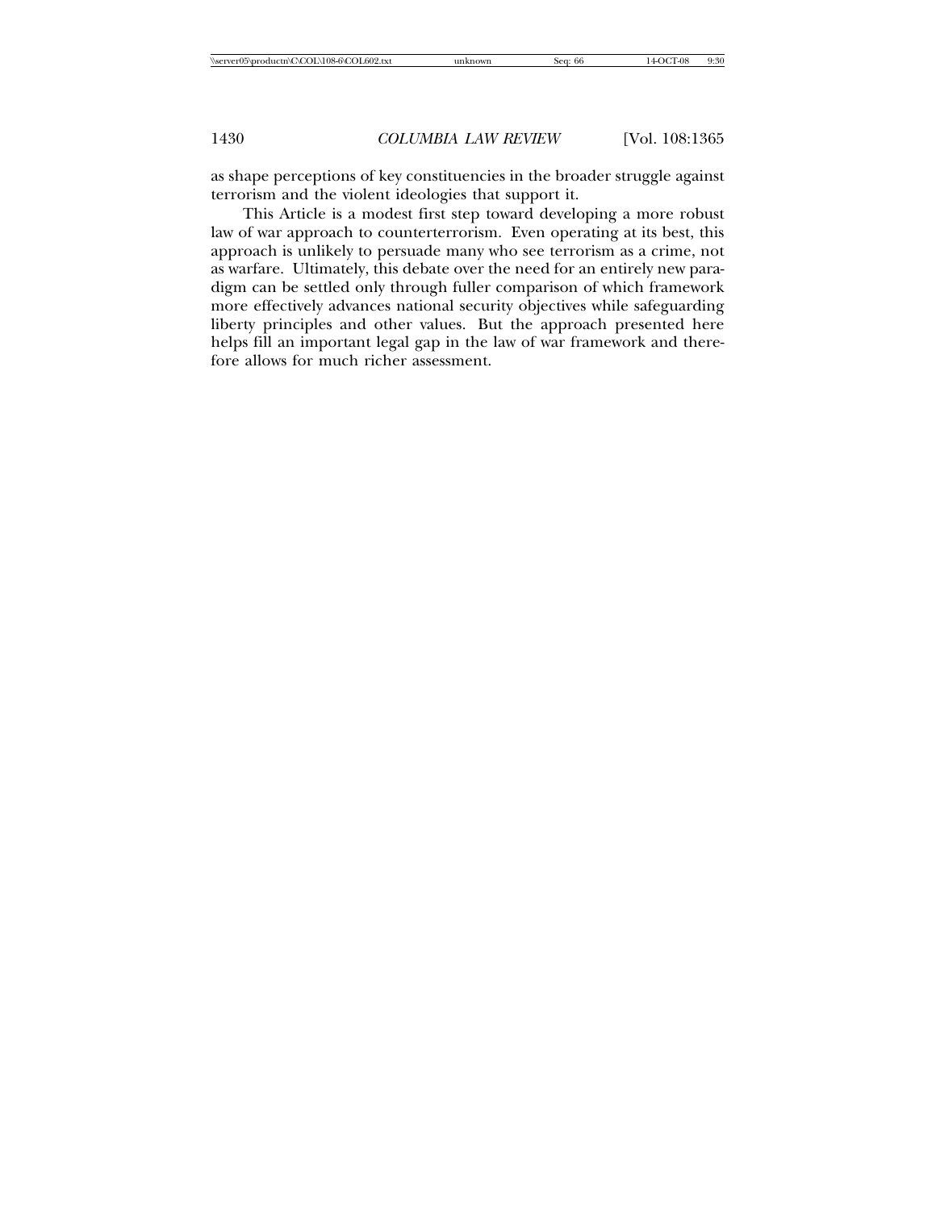as shape perceptions of key constituencies in the broader struggle against terrorism and the violent ideologies that support it.

This Article is a modest first step toward developing a more robust law of war approach to counterterrorism. Even operating at its best, this approach is unlikely to persuade many who see terrorism as a crime, not as warfare. Ultimately, this debate over the need for an entirely new paradigm can be settled only through fuller comparison of which framework more effectively advances national security objectives while safeguarding liberty principles and other values. But the approach presented here helps fill an important legal gap in the law of war framework and therefore allows for much richer assessment.